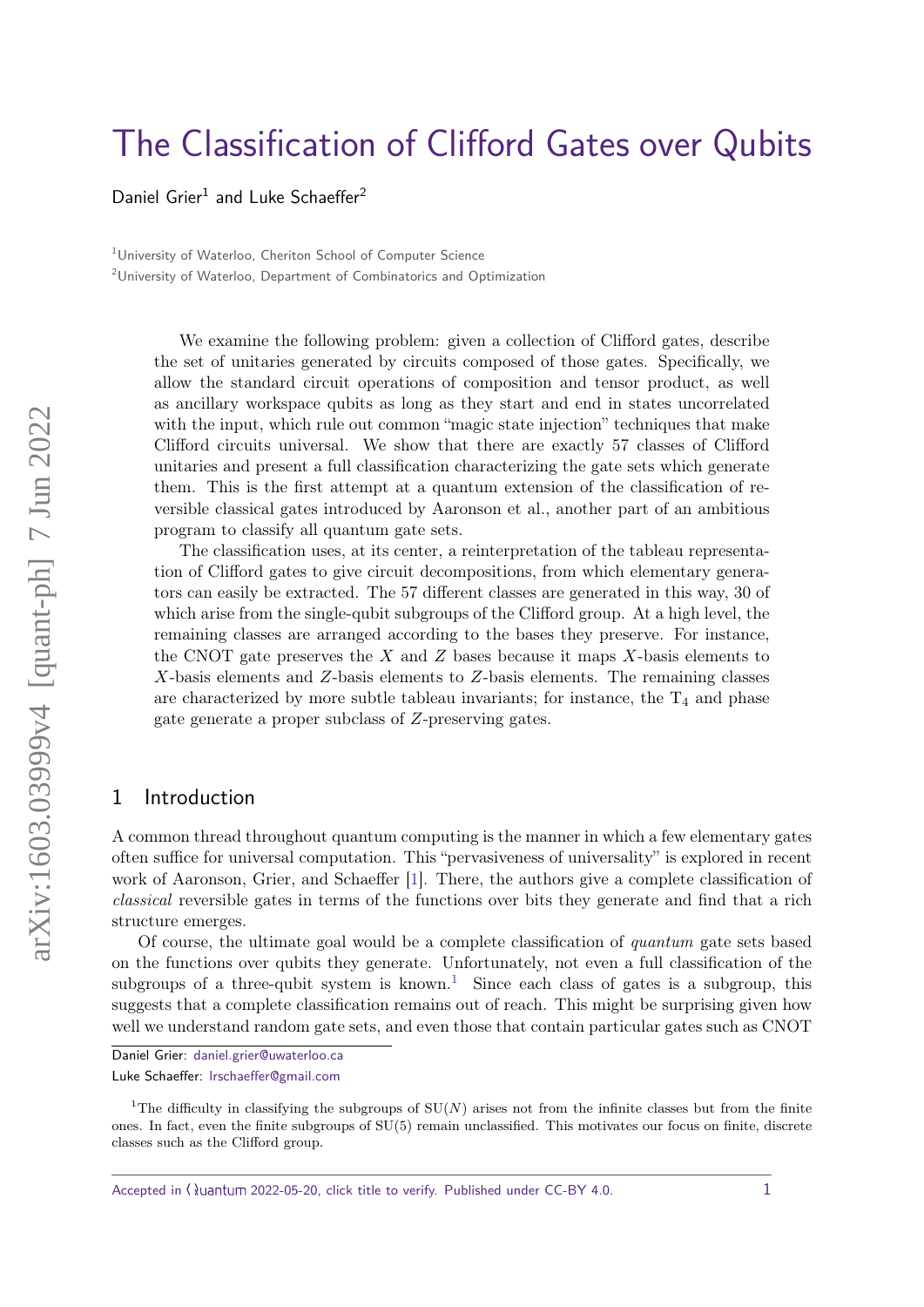# The Classification of Clifford Gates over Qubits

Daniel Grier[1] and Luke Schaeffer[2]

[1]University of Waterloo, Cheriton School of Computer Science

[2]University of Waterloo, Department of Combinatorics and Optimization

We examine the following problem: given a collection of Clifford gates, describe the set of unitaries generated by circuits composed of those gates. Specifically, we allow the standard circuit operations of composition and tensor product, as well as ancillary workspace qubits as long as they start and end in states uncorrelated with the input, which rule out common "magic state injection" techniques that make Clifford circuits universal. We show that there are exactly 57 classes of Clifford unitaries and present a full classification characterizing the gate sets which generate them. This is the first attempt at a quantum extension of the classification of reversible classical gates introduced by Aaronson et al., another part of an ambitious program to classify all quantum gate sets.

The classification uses, at its center, a reinterpretation of the tableau representation of Clifford gates to give circuit decompositions, from which elementary generators can easily be extracted. The 57 different classes are generated in this way, 30 of which arise from the single-qubit subgroups of the Clifford group. At a high level, the remaining classes are arranged according to the bases they preserve. For instance, the CNOT gate preserves the $X$ and $Z$ bases because it maps $X$-basis elements to $X$-basis elements and $Z$-basis elements to $Z$-basis elements. The remaining classes are characterized by more subtle tableau invariants; for instance, the $\mathrm{T}_4$ and phase gate generate a proper subclass of $Z$-preserving gates.

## 1 Introduction

A common thread throughout quantum computing is the manner in which a few elementary gates often suffice for universal computation. This "pervasiveness of universality" is explored in recent work of Aaronson, Grier, and Schaeffer [1]. There, the authors give a complete classification of *classical* reversible gates in terms of the functions over bits they generate and find that a rich structure emerges.

Of course, the ultimate goal would be a complete classification of *quantum* gate sets based on the functions over qubits they generate. Unfortunately, not even a full classification of the subgroups of a three-qubit system is known.[1] Since each class of gates is a subgroup, this suggests that a complete classification remains out of reach. This might be surprising given how well we understand random gate sets, and even those that contain particular gates such as CNOT

Daniel Grier: daniel.grier@uwaterloo.ca

Luke Schaeffer: lrschaeffer@gmail.com

[1]The difficulty in classifying the subgroups of $\mathrm{SU}(N)$ arises not from the infinite classes but from the finite ones. In fact, even the finite subgroups of $\mathrm{SU}(5)$ remain unclassified. This motivates our focus on finite, discrete classes such as the Clifford group.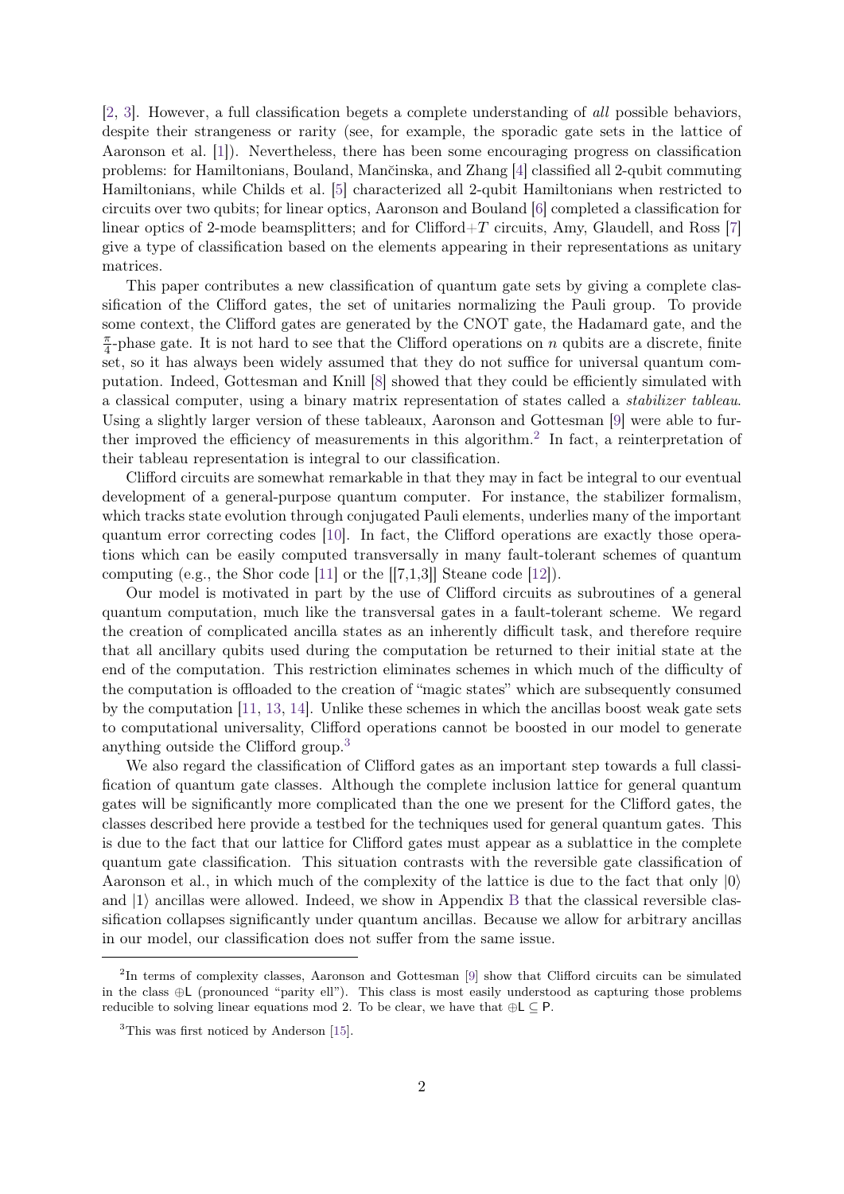[2, 3]. However, a full classification begets a complete understanding of *all* possible behaviors, despite their strangeness or rarity (see, for example, the sporadic gate sets in the lattice of Aaronson et al. [1]). Nevertheless, there has been some encouraging progress on classification problems: for Hamiltonians, Bouland, Mančinska, and Zhang [4] classified all 2-qubit commuting Hamiltonians, while Childs et al. [5] characterized all 2-qubit Hamiltonians when restricted to circuits over two qubits; for linear optics, Aaronson and Bouland [6] completed a classification for linear optics of 2-mode beamsplitters; and for Clifford+$T$ circuits, Amy, Glaudell, and Ross [7] give a type of classification based on the elements appearing in their representations as unitary matrices.

This paper contributes a new classification of quantum gate sets by giving a complete classification of the Clifford gates, the set of unitaries normalizing the Pauli group. To provide some context, the Clifford gates are generated by the CNOT gate, the Hadamard gate, and the $\frac{\pi}{4}$-phase gate. It is not hard to see that the Clifford operations on $n$ qubits are a discrete, finite set, so it has always been widely assumed that they do not suffice for universal quantum computation. Indeed, Gottesman and Knill [8] showed that they could be efficiently simulated with a classical computer, using a binary matrix representation of states called a *stabilizer tableau*. Using a slightly larger version of these tableaux, Aaronson and Gottesman [9] were able to further improved the efficiency of measurements in this algorithm.[2] In fact, a reinterpretation of their tableau representation is integral to our classification.

Clifford circuits are somewhat remarkable in that they may in fact be integral to our eventual development of a general-purpose quantum computer. For instance, the stabilizer formalism, which tracks state evolution through conjugated Pauli elements, underlies many of the important quantum error correcting codes [10]. In fact, the Clifford operations are exactly those operations which can be easily computed transversally in many fault-tolerant schemes of quantum computing (e.g., the Shor code [11] or the [[7,1,3]] Steane code [12]).

Our model is motivated in part by the use of Clifford circuits as subroutines of a general quantum computation, much like the transversal gates in a fault-tolerant scheme. We regard the creation of complicated ancilla states as an inherently difficult task, and therefore require that all ancillary qubits used during the computation be returned to their initial state at the end of the computation. This restriction eliminates schemes in which much of the difficulty of the computation is offloaded to the creation of "magic states" which are subsequently consumed by the computation [11, 13, 14]. Unlike these schemes in which the ancillas boost weak gate sets to computational universality, Clifford operations cannot be boosted in our model to generate anything outside the Clifford group.[3]

We also regard the classification of Clifford gates as an important step towards a full classification of quantum gate classes. Although the complete inclusion lattice for general quantum gates will be significantly more complicated than the one we present for the Clifford gates, the classes described here provide a testbed for the techniques used for general quantum gates. This is due to the fact that our lattice for Clifford gates must appear as a sublattice in the complete quantum gate classification. This situation contrasts with the reversible gate classification of Aaronson et al., in which much of the complexity of the lattice is due to the fact that only $|0\rangle$ and $|1\rangle$ ancillas were allowed. Indeed, we show in Appendix B that the classical reversible classification collapses significantly under quantum ancillas. Because we allow for arbitrary ancillas in our model, our classification does not suffer from the same issue.

---

[2] In terms of complexity classes, Aaronson and Gottesman [9] show that Clifford circuits can be simulated in the class $\oplus\mathsf{L}$ (pronounced "parity ell"). This class is most easily understood as capturing those problems reducible to solving linear equations mod 2. To be clear, we have that $\oplus\mathsf{L} \subseteq \mathsf{P}$.

[3] This was first noticed by Anderson [15].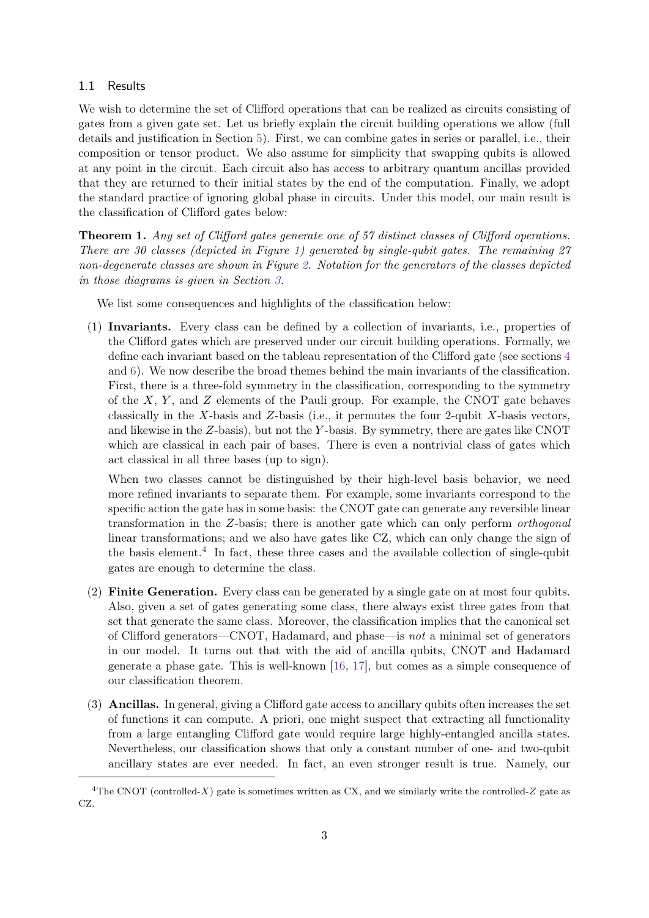### 1.1 Results

We wish to determine the set of Clifford operations that can be realized as circuits consisting of gates from a given gate set. Let us briefly explain the circuit building operations we allow (full details and justification in Section 5). First, we can combine gates in series or parallel, i.e., their composition or tensor product. We also assume for simplicity that swapping qubits is allowed at any point in the circuit. Each circuit also has access to arbitrary quantum ancillas provided that they are returned to their initial states by the end of the computation. Finally, we adopt the standard practice of ignoring global phase in circuits. Under this model, our main result is the classification of Clifford gates below:

**Theorem 1.** *Any set of Clifford gates generate one of 57 distinct classes of Clifford operations. There are 30 classes (depicted in Figure 1) generated by single-qubit gates. The remaining 27 non-degenerate classes are shown in Figure 2. Notation for the generators of the classes depicted in those diagrams is given in Section 3.*

We list some consequences and highlights of the classification below:

(1) **Invariants.** Every class can be defined by a collection of invariants, i.e., properties of the Clifford gates which are preserved under our circuit building operations. Formally, we define each invariant based on the tableau representation of the Clifford gate (see sections 4 and 6). We now describe the broad themes behind the main invariants of the classification. First, there is a three-fold symmetry in the classification, corresponding to the symmetry of the $X$, $Y$, and $Z$ elements of the Pauli group. For example, the CNOT gate behaves classically in the $X$-basis and $Z$-basis (i.e., it permutes the four 2-qubit $X$-basis vectors, and likewise in the $Z$-basis), but not the $Y$-basis. By symmetry, there are gates like CNOT which are classical in each pair of bases. There is even a nontrivial class of gates which act classical in all three bases (up to sign).

When two classes cannot be distinguished by their high-level basis behavior, we need more refined invariants to separate them. For example, some invariants correspond to the specific action the gate has in some basis: the CNOT gate can generate any reversible linear transformation in the $Z$-basis; there is another gate which can only perform *orthogonal* linear transformations; and we also have gates like CZ, which can only change the sign of the basis element.[4] In fact, these three cases and the available collection of single-qubit gates are enough to determine the class.

(2) **Finite Generation.** Every class can be generated by a single gate on at most four qubits. Also, given a set of gates generating some class, there always exist three gates from that set that generate the same class. Moreover, the classification implies that the canonical set of Clifford generators—CNOT, Hadamard, and phase—is *not* a minimal set of generators in our model. It turns out that with the aid of ancilla qubits, CNOT and Hadamard generate a phase gate. This is well-known [16, 17], but comes as a simple consequence of our classification theorem.

(3) **Ancillas.** In general, giving a Clifford gate access to ancillary qubits often increases the set of functions it can compute. A priori, one might suspect that extracting all functionality from a large entangling Clifford gate would require large highly-entangled ancilla states. Nevertheless, our classification shows that only a constant number of one- and two-qubit ancillary states are ever needed. In fact, an even stronger result is true. Namely, our

---

[4] The CNOT (controlled-$X$) gate is sometimes written as CX, and we similarly write the controlled-$Z$ gate as CZ.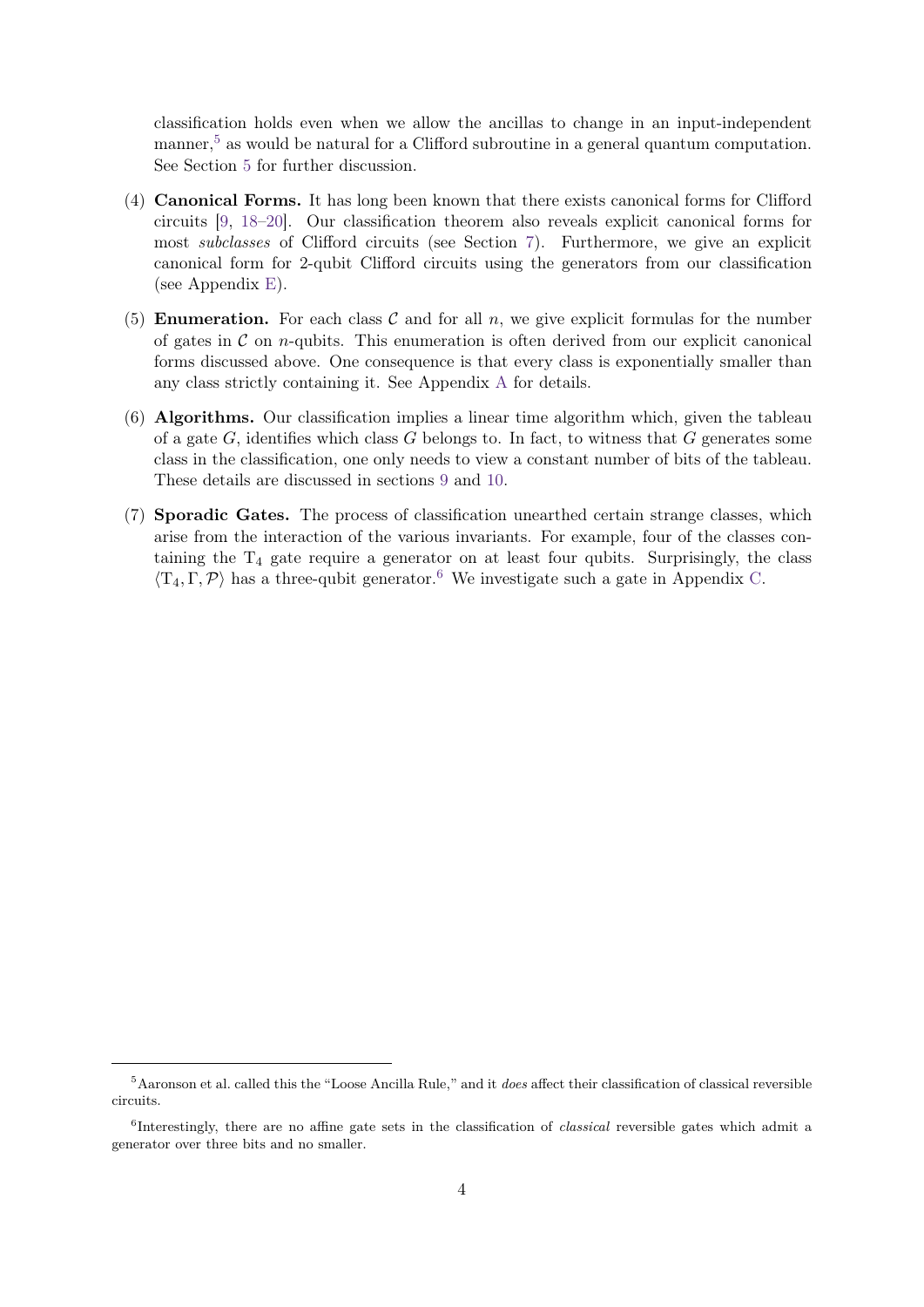classification holds even when we allow the ancillas to change in an input-independent manner,[5] as would be natural for a Clifford subroutine in a general quantum computation. See Section 5 for further discussion.

(4) **Canonical Forms.** It has long been known that there exists canonical forms for Clifford circuits [9, 18–20]. Our classification theorem also reveals explicit canonical forms for most *subclasses* of Clifford circuits (see Section 7). Furthermore, we give an explicit canonical form for 2-qubit Clifford circuits using the generators from our classification (see Appendix E).

(5) **Enumeration.** For each class $\mathcal{C}$ and for all $n$, we give explicit formulas for the number of gates in $\mathcal{C}$ on $n$-qubits. This enumeration is often derived from our explicit canonical forms discussed above. One consequence is that every class is exponentially smaller than any class strictly containing it. See Appendix A for details.

(6) **Algorithms.** Our classification implies a linear time algorithm which, given the tableau of a gate $G$, identifies which class $G$ belongs to. In fact, to witness that $G$ generates some class in the classification, one only needs to view a constant number of bits of the tableau. These details are discussed in sections 9 and 10.

(7) **Sporadic Gates.** The process of classification unearthed certain strange classes, which arise from the interaction of the various invariants. For example, four of the classes containing the $\mathrm{T}_4$ gate require a generator on at least four qubits. Surprisingly, the class $\langle \mathrm{T}_4, \Gamma, \mathcal{P} \rangle$ has a three-qubit generator.[6] We investigate such a gate in Appendix C.

---

[5] Aaronson et al. called this the "Loose Ancilla Rule," and it *does* affect their classification of classical reversible circuits.

[6] Interestingly, there are no affine gate sets in the classification of *classical* reversible gates which admit a generator over three bits and no smaller.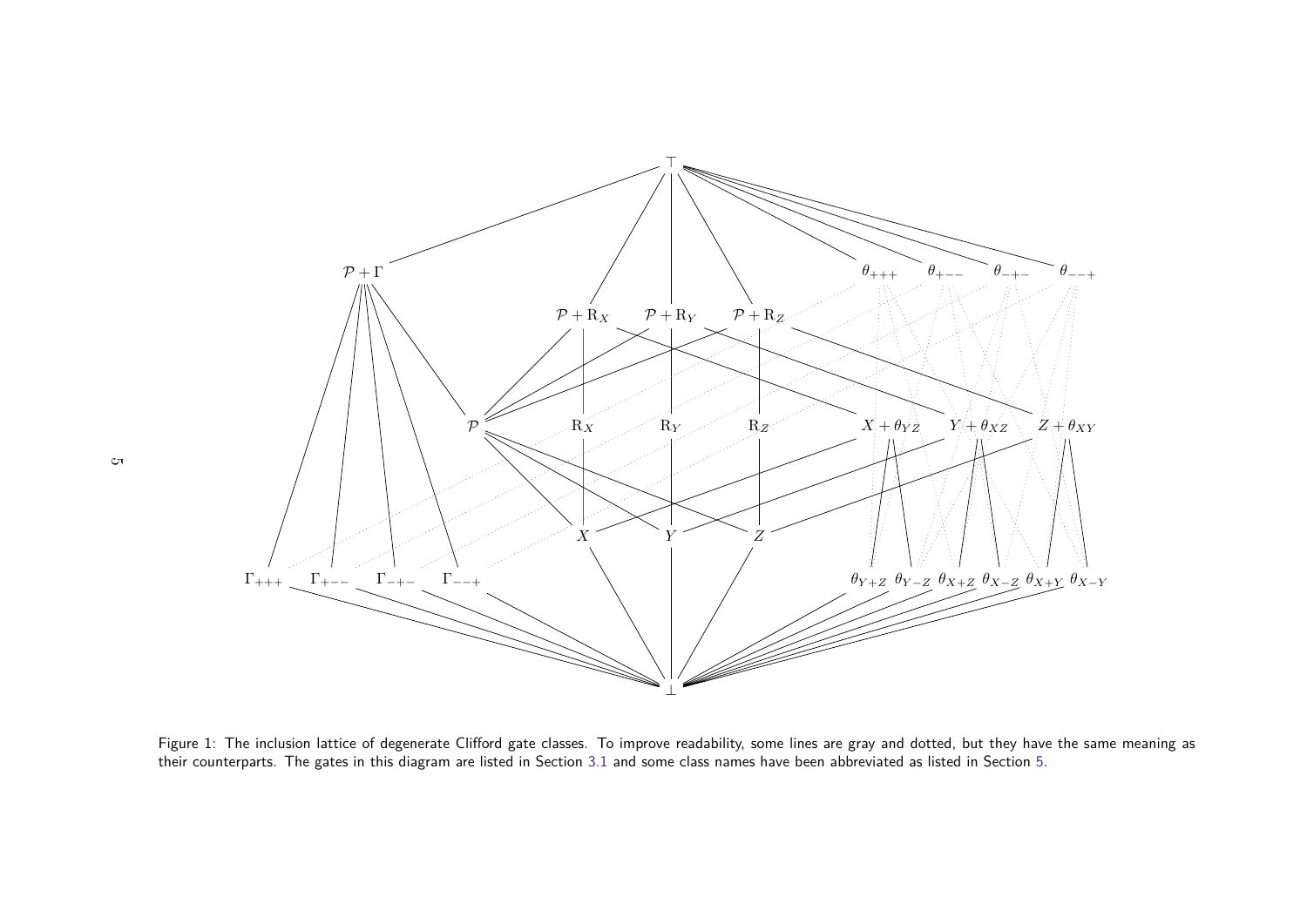Figure 1: The inclusion lattice of degenerate Clifford gate classes. To improve readability, some lines are gray and dotted, but they have the same meaning as their counterparts. The gates in this diagram are listed in Section 3.1 and some class names have been abbreviated as listed in Section 5.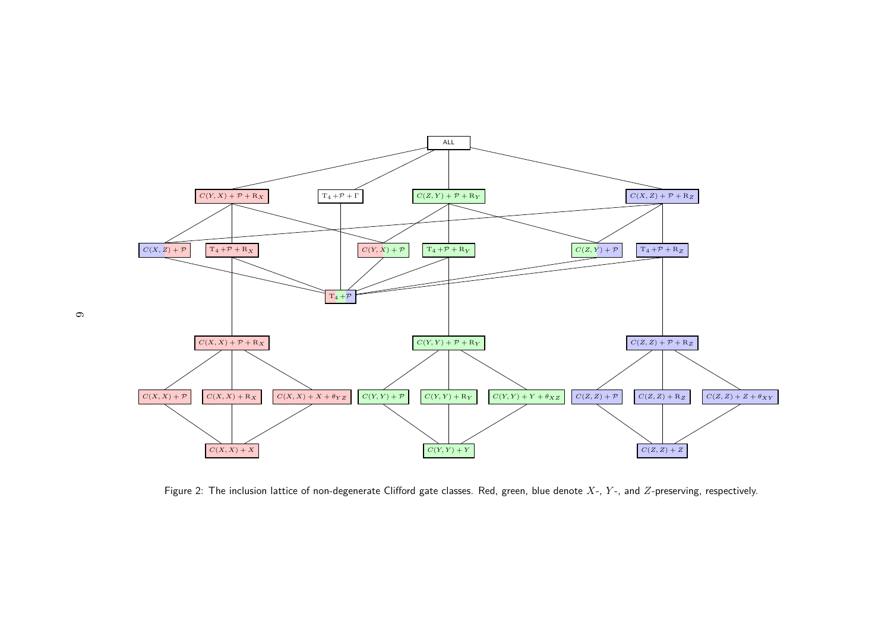Figure 2: The inclusion lattice of non-degenerate Clifford gate classes. Red, green, blue denote $X$-, $Y$-, and $Z$-preserving, respectively.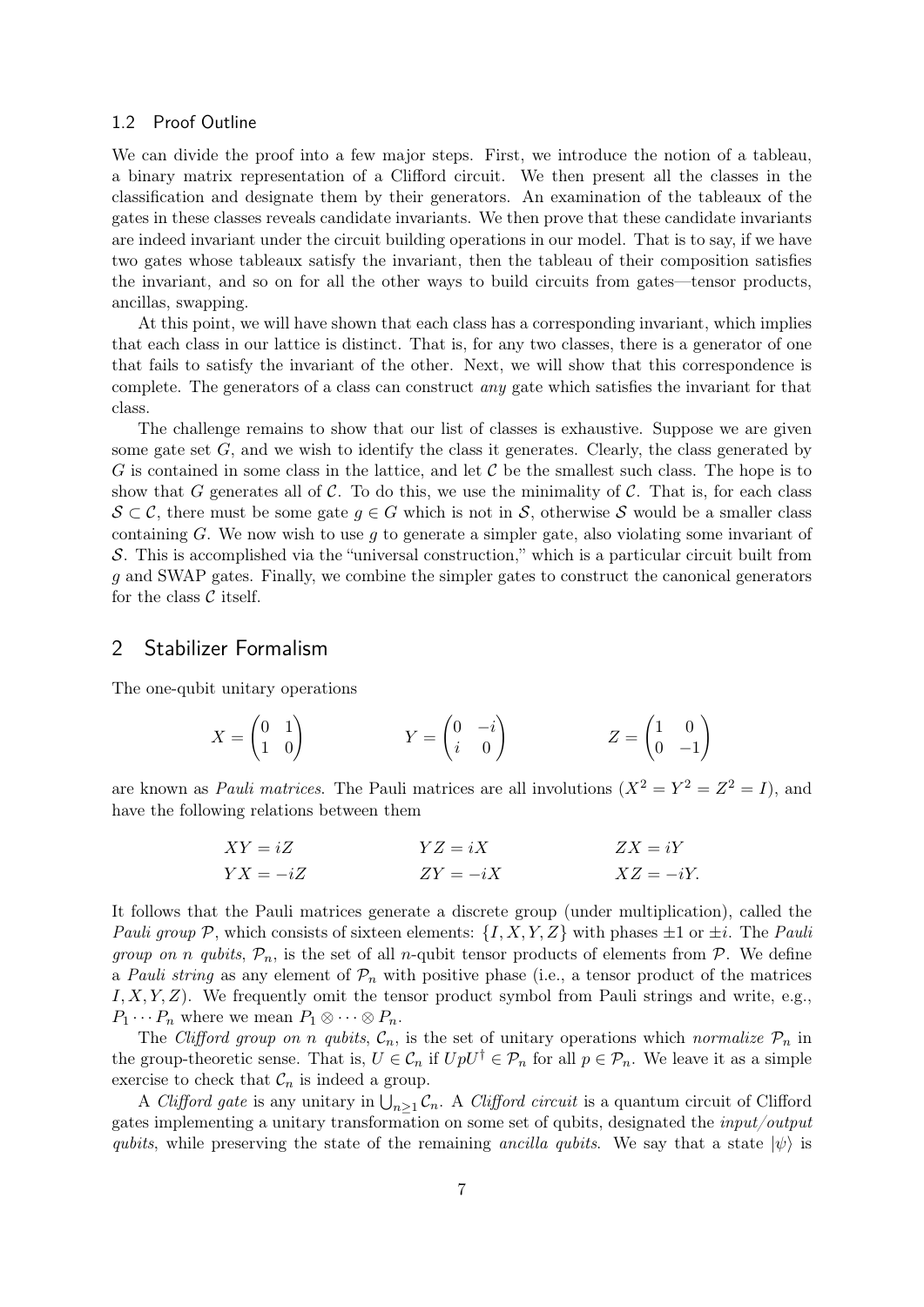### 1.2 Proof Outline

We can divide the proof into a few major steps. First, we introduce the notion of a tableau, a binary matrix representation of a Clifford circuit. We then present all the classes in the classification and designate them by their generators. An examination of the tableaux of the gates in these classes reveals candidate invariants. We then prove that these candidate invariants are indeed invariant under the circuit building operations in our model. That is to say, if we have two gates whose tableaux satisfy the invariant, then the tableau of their composition satisfies the invariant, and so on for all the other ways to build circuits from gates—tensor products, ancillas, swapping.

At this point, we will have shown that each class has a corresponding invariant, which implies that each class in our lattice is distinct. That is, for any two classes, there is a generator of one that fails to satisfy the invariant of the other. Next, we will show that this correspondence is complete. The generators of a class can construct *any* gate which satisfies the invariant for that class.

The challenge remains to show that our list of classes is exhaustive. Suppose we are given some gate set $G$, and we wish to identify the class it generates. Clearly, the class generated by $G$ is contained in some class in the lattice, and let $\mathcal{C}$ be the smallest such class. The hope is to show that $G$ generates all of $\mathcal{C}$. To do this, we use the minimality of $\mathcal{C}$. That is, for each class $\mathcal{S} \subset \mathcal{C}$, there must be some gate $g \in G$ which is not in $\mathcal{S}$, otherwise $\mathcal{S}$ would be a smaller class containing $G$. We now wish to use $g$ to generate a simpler gate, also violating some invariant of $\mathcal{S}$. This is accomplished via the "universal construction," which is a particular circuit built from $g$ and SWAP gates. Finally, we combine the simpler gates to construct the canonical generators for the class $\mathcal{C}$ itself.

## 2 Stabilizer Formalism

The one-qubit unitary operations

$$X = \begin{pmatrix} 0 & 1 \\ 1 & 0 \end{pmatrix} \qquad\qquad Y = \begin{pmatrix} 0 & -i \\ i & 0 \end{pmatrix} \qquad\qquad Z = \begin{pmatrix} 1 & 0 \\ 0 & -1 \end{pmatrix}$$

are known as *Pauli matrices*. The Pauli matrices are all involutions ($X^2 = Y^2 = Z^2 = I$), and have the following relations between them

$$\begin{aligned} XY &= iZ & \qquad YZ &= iX & \qquad ZX &= iY \\ YX &= -iZ & \qquad ZY &= -iX & \qquad XZ &= -iY. \end{aligned}$$

It follows that the Pauli matrices generate a discrete group (under multiplication), called the *Pauli group* $\mathcal{P}$, which consists of sixteen elements: $\{I, X, Y, Z\}$ with phases $\pm 1$ or $\pm i$. The *Pauli group on $n$ qubits*, $\mathcal{P}_n$, is the set of all $n$-qubit tensor products of elements from $\mathcal{P}$. We define a *Pauli string* as any element of $\mathcal{P}_n$ with positive phase (i.e., a tensor product of the matrices $I, X, Y, Z$). We frequently omit the tensor product symbol from Pauli strings and write, e.g., $P_1 \cdots P_n$ where we mean $P_1 \otimes \cdots \otimes P_n$.

The *Clifford group on $n$ qubits*, $\mathcal{C}_n$, is the set of unitary operations which *normalize* $\mathcal{P}_n$ in the group-theoretic sense. That is, $U \in \mathcal{C}_n$ if $UpU^\dagger \in \mathcal{P}_n$ for all $p \in \mathcal{P}_n$. We leave it as a simple exercise to check that $\mathcal{C}_n$ is indeed a group.

A *Clifford gate* is any unitary in $\bigcup_{n \geq 1} \mathcal{C}_n$. A *Clifford circuit* is a quantum circuit of Clifford gates implementing a unitary transformation on some set of qubits, designated the *input/output qubits*, while preserving the state of the remaining *ancilla qubits*. We say that a state $|\psi\rangle$ is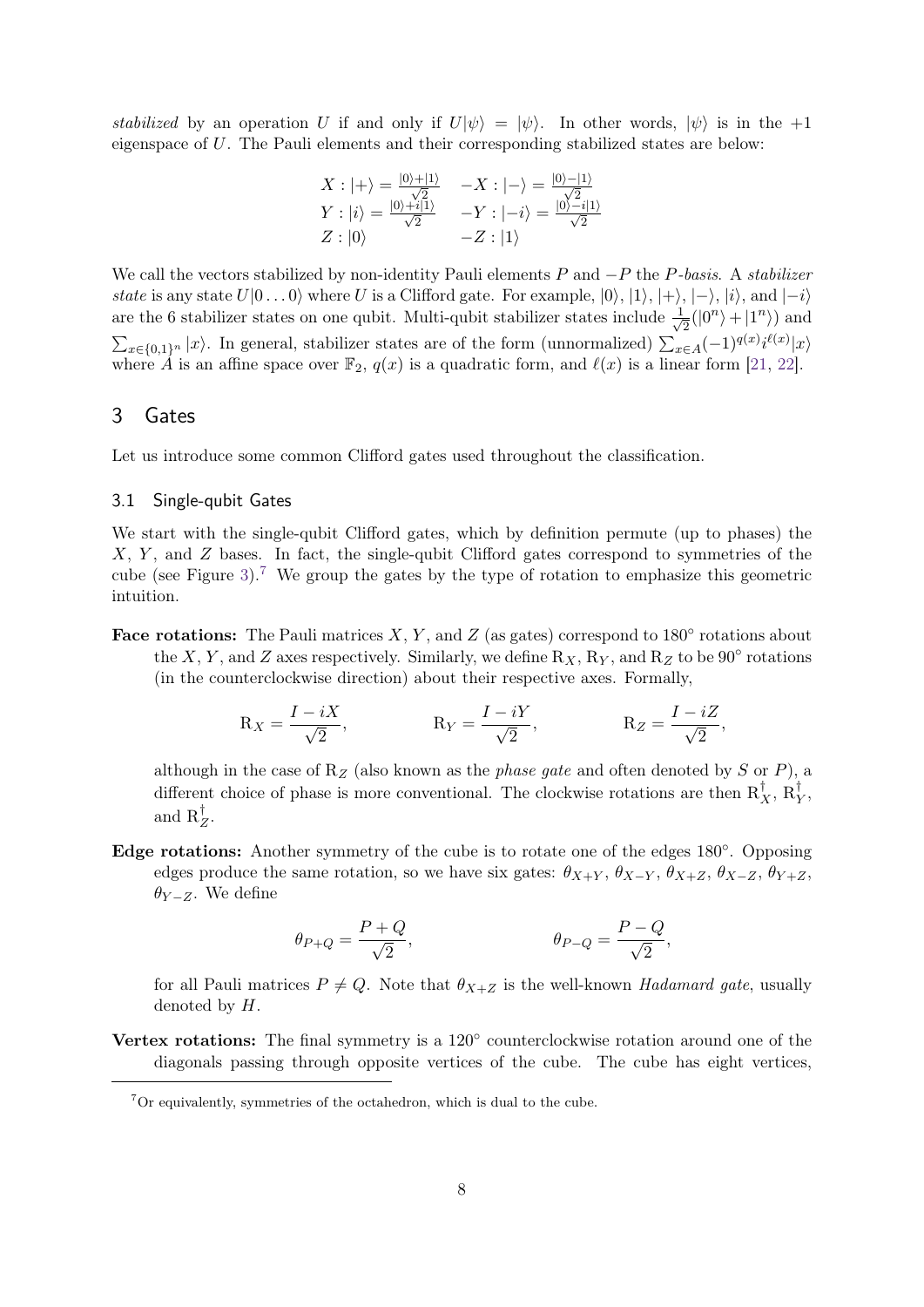*stabilized* by an operation $U$ if and only if $U|\psi\rangle = |\psi\rangle$. In other words, $|\psi\rangle$ is in the $+1$ eigenspace of $U$. The Pauli elements and their corresponding stabilized states are below:

$$
\begin{array}{ll}
X : |+\rangle = \frac{|0\rangle+|1\rangle}{\sqrt{2}} & -X : |-\rangle = \frac{|0\rangle-|1\rangle}{\sqrt{2}} \\
Y : |i\rangle = \frac{|0\rangle+i|1\rangle}{\sqrt{2}} & -Y : |-i\rangle = \frac{|0\rangle-i|1\rangle}{\sqrt{2}} \\
Z : |0\rangle & -Z : |1\rangle
\end{array}
$$

We call the vectors stabilized by non-identity Pauli elements $P$ and $-P$ the *$P$-basis*. A *stabilizer state* is any state $U|0\dots0\rangle$ where $U$ is a Clifford gate. For example, $|0\rangle$, $|1\rangle$, $|+\rangle$, $|-\rangle$, $|i\rangle$, and $|-i\rangle$ are the 6 stabilizer states on one qubit. Multi-qubit stabilizer states include $\frac{1}{\sqrt{2}}(|0^n\rangle + |1^n\rangle)$ and $\sum_{x\in\{0,1\}^n}|x\rangle$. In general, stabilizer states are of the form (unnormalized) $\sum_{x\in A}(-1)^{q(x)}i^{\ell(x)}|x\rangle$ where $A$ is an affine space over $\mathbb{F}_2$, $q(x)$ is a quadratic form, and $\ell(x)$ is a linear form [21, 22].

# 3 Gates

Let us introduce some common Clifford gates used throughout the classification.

## 3.1 Single-qubit Gates

We start with the single-qubit Clifford gates, which by definition permute (up to phases) the $X$, $Y$, and $Z$ bases. In fact, the single-qubit Clifford gates correspond to symmetries of the cube (see Figure 3).[7] We group the gates by the type of rotation to emphasize this geometric intuition.

**Face rotations:** The Pauli matrices $X$, $Y$, and $Z$ (as gates) correspond to 180° rotations about the $X$, $Y$, and $Z$ axes respectively. Similarly, we define $\mathrm{R}_X$, $\mathrm{R}_Y$, and $\mathrm{R}_Z$ to be 90° rotations (in the counterclockwise direction) about their respective axes. Formally,

$$
\mathrm{R}_X = \frac{I - iX}{\sqrt{2}}, \qquad \mathrm{R}_Y = \frac{I - iY}{\sqrt{2}}, \qquad \mathrm{R}_Z = \frac{I - iZ}{\sqrt{2}},
$$

although in the case of $\mathrm{R}_Z$ (also known as the *phase gate* and often denoted by $S$ or $P$), a different choice of phase is more conventional. The clockwise rotations are then $\mathrm{R}_X^\dagger$, $\mathrm{R}_Y^\dagger$, and $\mathrm{R}_Z^\dagger$.

**Edge rotations:** Another symmetry of the cube is to rotate one of the edges 180°. Opposing edges produce the same rotation, so we have six gates: $\theta_{X+Y}$, $\theta_{X-Y}$, $\theta_{X+Z}$, $\theta_{X-Z}$, $\theta_{Y+Z}$, $\theta_{Y-Z}$. We define

$$
\theta_{P+Q} = \frac{P + Q}{\sqrt{2}}, \qquad \theta_{P-Q} = \frac{P - Q}{\sqrt{2}},
$$

for all Pauli matrices $P \neq Q$. Note that $\theta_{X+Z}$ is the well-known *Hadamard gate*, usually denoted by $H$.

**Vertex rotations:** The final symmetry is a 120° counterclockwise rotation around one of the diagonals passing through opposite vertices of the cube. The cube has eight vertices,

[7] Or equivalently, symmetries of the octahedron, which is dual to the cube.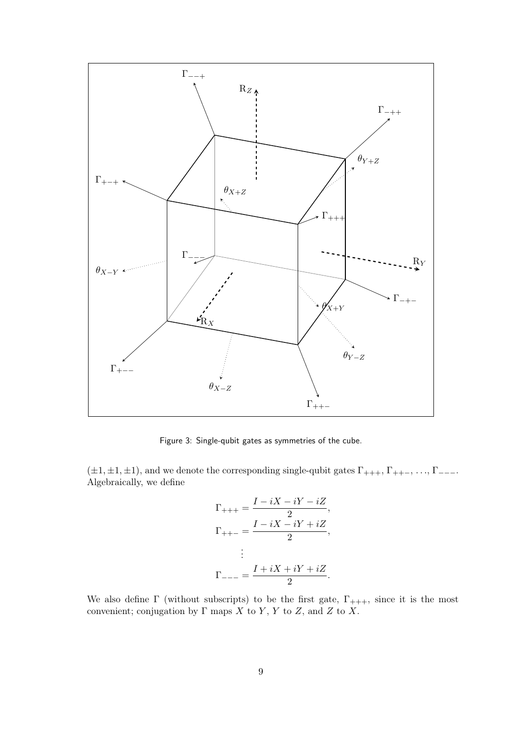Figure 3: Single-qubit gates as symmetries of the cube.

$(\pm 1, \pm 1, \pm 1)$, and we denote the corresponding single-qubit gates $\Gamma_{+++}$, $\Gamma_{++-}$, ..., $\Gamma_{---}$. Algebraically, we define

$$\Gamma_{+++} = \frac{I - iX - iY - iZ}{2},$$
$$\Gamma_{++-} = \frac{I - iX - iY + iZ}{2},$$
$$\vdots$$
$$\Gamma_{---} = \frac{I + iX + iY + iZ}{2}.$$

We also define $\Gamma$ (without subscripts) to be the first gate, $\Gamma_{+++}$, since it is the most convenient; conjugation by $\Gamma$ maps $X$ to $Y$, $Y$ to $Z$, and $Z$ to $X$.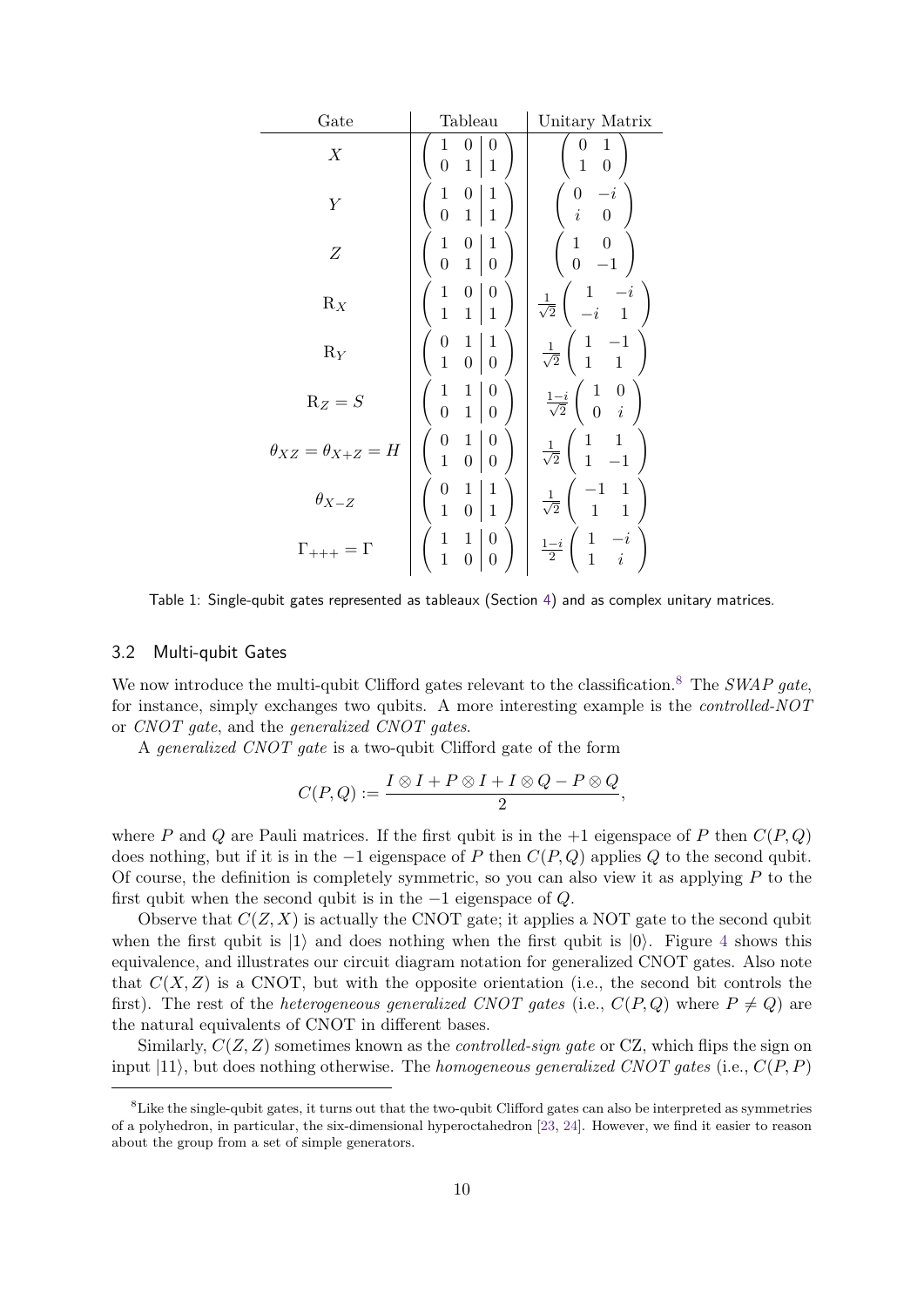| Gate | Tableau | Unitary Matrix |
|---|---|---|
| $X$ | $\left(\begin{array}{cc\|c} 1 & 0 & 0 \\ 0 & 1 & 1 \end{array}\right)$ | $\begin{pmatrix} 0 & 1 \\ 1 & 0 \end{pmatrix}$ |
| $Y$ | $\left(\begin{array}{cc\|c} 1 & 0 & 1 \\ 0 & 1 & 1 \end{array}\right)$ | $\begin{pmatrix} 0 & -i \\ i & 0 \end{pmatrix}$ |
| $Z$ | $\left(\begin{array}{cc\|c} 1 & 0 & 1 \\ 0 & 1 & 0 \end{array}\right)$ | $\begin{pmatrix} 1 & 0 \\ 0 & -1 \end{pmatrix}$ |
| $\mathrm{R}_X$ | $\left(\begin{array}{cc\|c} 1 & 0 & 0 \\ 1 & 1 & 1 \end{array}\right)$ | $\frac{1}{\sqrt{2}}\begin{pmatrix} 1 & -i \\ -i & 1 \end{pmatrix}$ |
| $\mathrm{R}_Y$ | $\left(\begin{array}{cc\|c} 0 & 1 & 1 \\ 1 & 0 & 0 \end{array}\right)$ | $\frac{1}{\sqrt{2}}\begin{pmatrix} 1 & -1 \\ 1 & 1 \end{pmatrix}$ |
| $\mathrm{R}_Z = S$ | $\left(\begin{array}{cc\|c} 1 & 1 & 0 \\ 0 & 1 & 0 \end{array}\right)$ | $\frac{1-i}{\sqrt{2}}\begin{pmatrix} 1 & 0 \\ 0 & i \end{pmatrix}$ |
| $\theta_{XZ} = \theta_{X+Z} = H$ | $\left(\begin{array}{cc\|c} 0 & 1 & 0 \\ 1 & 0 & 0 \end{array}\right)$ | $\frac{1}{\sqrt{2}}\begin{pmatrix} 1 & 1 \\ 1 & -1 \end{pmatrix}$ |
| $\theta_{X-Z}$ | $\left(\begin{array}{cc\|c} 0 & 1 & 1 \\ 1 & 0 & 1 \end{array}\right)$ | $\frac{1}{\sqrt{2}}\begin{pmatrix} -1 & 1 \\ 1 & 1 \end{pmatrix}$ |
| $\Gamma_{+++} = \Gamma$ | $\left(\begin{array}{cc\|c} 1 & 1 & 0 \\ 1 & 0 & 0 \end{array}\right)$ | $\frac{1-i}{2}\begin{pmatrix} 1 & -i \\ 1 & i \end{pmatrix}$ |

Table 1: Single-qubit gates represented as tableaux (Section 4) and as complex unitary matrices.

### 3.2 Multi-qubit Gates

We now introduce the multi-qubit Clifford gates relevant to the classification.[8] The *SWAP gate*, for instance, simply exchanges two qubits. A more interesting example is the *controlled-NOT* or *CNOT gate*, and the *generalized CNOT gates*.

A *generalized CNOT gate* is a two-qubit Clifford gate of the form

$$C(P, Q) := \frac{I \otimes I + P \otimes I + I \otimes Q - P \otimes Q}{2},$$

where $P$ and $Q$ are Pauli matrices. If the first qubit is in the $+1$ eigenspace of $P$ then $C(P, Q)$ does nothing, but if it is in the $-1$ eigenspace of $P$ then $C(P, Q)$ applies $Q$ to the second qubit. Of course, the definition is completely symmetric, so you can also view it as applying $P$ to the first qubit when the second qubit is in the $-1$ eigenspace of $Q$.

Observe that $C(Z, X)$ is actually the CNOT gate; it applies a NOT gate to the second qubit when the first qubit is $|1\rangle$ and does nothing when the first qubit is $|0\rangle$. Figure 4 shows this equivalence, and illustrates our circuit diagram notation for generalized CNOT gates. Also note that $C(X, Z)$ is a CNOT, but with the opposite orientation (i.e., the second bit controls the first). The rest of the *heterogeneous generalized CNOT gates* (i.e., $C(P, Q)$ where $P \neq Q$) are the natural equivalents of CNOT in different bases.

Similarly, $C(Z, Z)$ sometimes known as the *controlled-sign gate* or CZ, which flips the sign on input $|11\rangle$, but does nothing otherwise. The *homogeneous generalized CNOT gates* (i.e., $C(P, P)$

---

[8] Like the single-qubit gates, it turns out that the two-qubit Clifford gates can also be interpreted as symmetries of a polyhedron, in particular, the six-dimensional hyperoctahedron [23, 24]. However, we find it easier to reason about the group from a set of simple generators.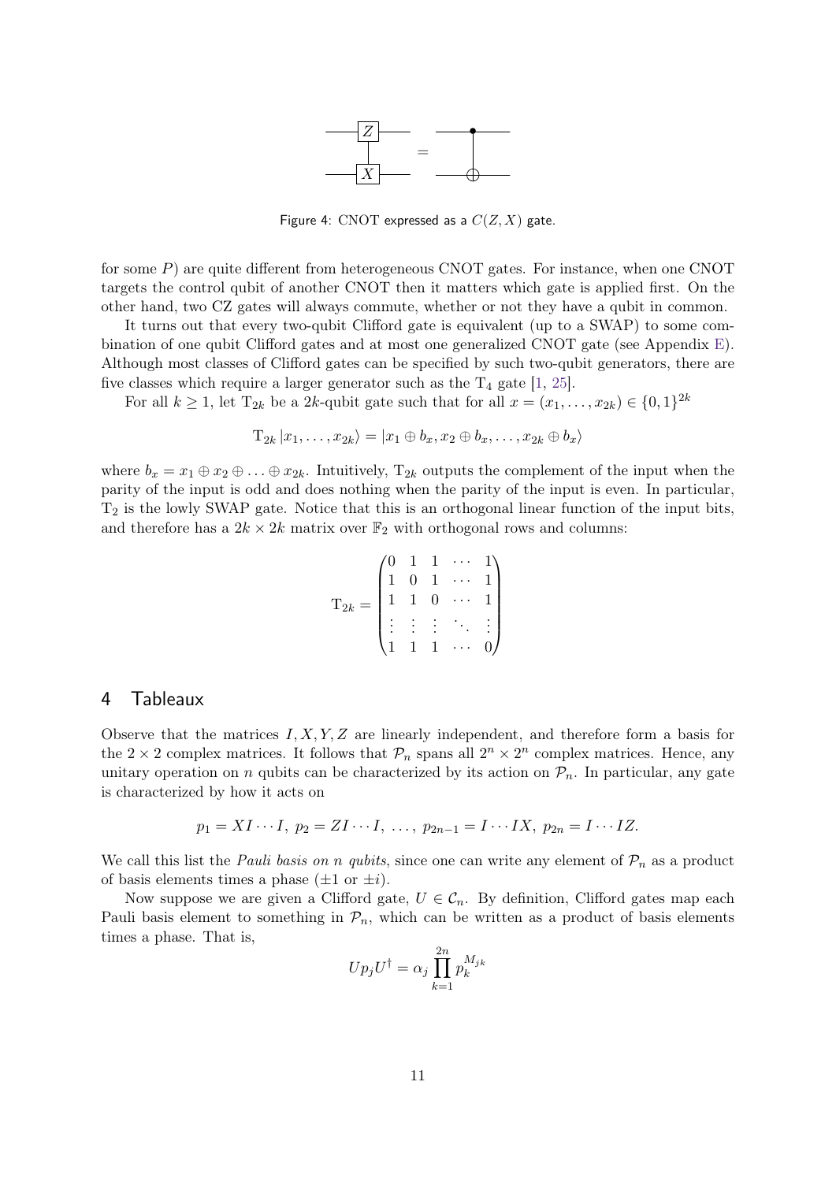Figure 4: CNOT expressed as a $C(Z, X)$ gate.

for some $P$) are quite different from heterogeneous CNOT gates. For instance, when one CNOT targets the control qubit of another CNOT then it matters which gate is applied first. On the other hand, two CZ gates will always commute, whether or not they have a qubit in common.

It turns out that every two-qubit Clifford gate is equivalent (up to a SWAP) to some combination of one qubit Clifford gates and at most one generalized CNOT gate (see Appendix E). Although most classes of Clifford gates can be specified by such two-qubit generators, there are five classes which require a larger generator such as the $\mathrm{T}_4$ gate [1, 25].

For all $k \geq 1$, let $\mathrm{T}_{2k}$ be a $2k$-qubit gate such that for all $x = (x_1, \ldots, x_{2k}) \in \{0,1\}^{2k}$

$$\mathrm{T}_{2k} |x_1, \ldots, x_{2k}\rangle = |x_1 \oplus b_x, x_2 \oplus b_x, \ldots, x_{2k} \oplus b_x\rangle$$

where $b_x = x_1 \oplus x_2 \oplus \ldots \oplus x_{2k}$. Intuitively, $\mathrm{T}_{2k}$ outputs the complement of the input when the parity of the input is odd and does nothing when the parity of the input is even. In particular, $\mathrm{T}_2$ is the lowly SWAP gate. Notice that this is an orthogonal linear function of the input bits, and therefore has a $2k \times 2k$ matrix over $\mathbb{F}_2$ with orthogonal rows and columns:

$$\mathrm{T}_{2k} = \begin{pmatrix} 0 & 1 & 1 & \cdots & 1 \\ 1 & 0 & 1 & \cdots & 1 \\ 1 & 1 & 0 & \cdots & 1 \\ \vdots & \vdots & \vdots & \ddots & \vdots \\ 1 & 1 & 1 & \cdots & 0 \end{pmatrix}$$

## 4 Tableaux

Observe that the matrices $I, X, Y, Z$ are linearly independent, and therefore form a basis for the $2 \times 2$ complex matrices. It follows that $\mathcal{P}_n$ spans all $2^n \times 2^n$ complex matrices. Hence, any unitary operation on $n$ qubits can be characterized by its action on $\mathcal{P}_n$. In particular, any gate is characterized by how it acts on

$$p_1 = XI \cdots I,\ p_2 = ZI \cdots I,\ \ldots,\ p_{2n-1} = I \cdots IX,\ p_{2n} = I \cdots IZ.$$

We call this list the *Pauli basis on n qubits*, since one can write any element of $\mathcal{P}_n$ as a product of basis elements times a phase ($\pm 1$ or $\pm i$).

Now suppose we are given a Clifford gate, $U \in \mathcal{C}_n$. By definition, Clifford gates map each Pauli basis element to something in $\mathcal{P}_n$, which can be written as a product of basis elements times a phase. That is,

$$U p_j U^\dagger = \alpha_j \prod_{k=1}^{2n} p_k^{M_{jk}}$$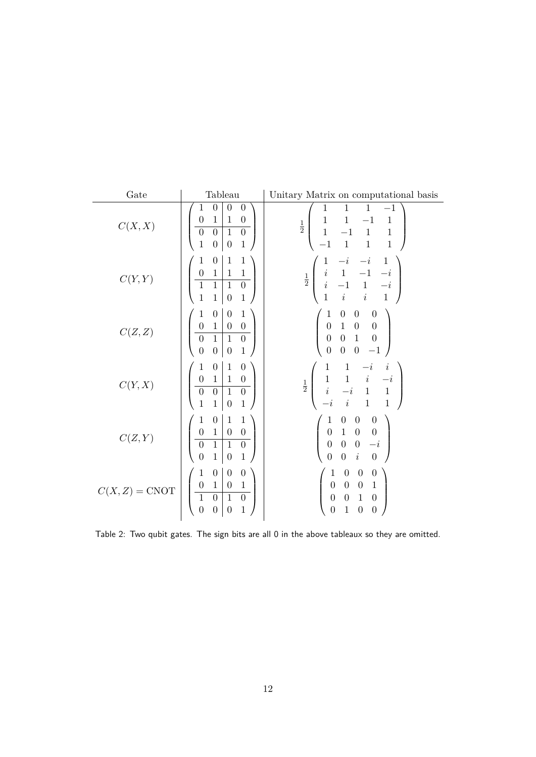| Gate | Tableau | Unitary Matrix on computational basis |
|---|---|---|
| $C(X,X)$ | $\left(\begin{array}{cc\|cc} 1 & 0 & 0 & 0 \\ 0 & 1 & 1 & 0 \\ \hline 0 & 0 & 1 & 0 \\ 1 & 0 & 0 & 1 \end{array}\right)$ | $\frac{1}{2}\begin{pmatrix} 1 & 1 & 1 & -1 \\ 1 & 1 & -1 & 1 \\ 1 & -1 & 1 & 1 \\ -1 & 1 & 1 & 1 \end{pmatrix}$ |
| $C(Y,Y)$ | $\left(\begin{array}{cc\|cc} 1 & 0 & 1 & 1 \\ 0 & 1 & 1 & 1 \\ \hline 1 & 1 & 1 & 0 \\ 1 & 1 & 0 & 1 \end{array}\right)$ | $\frac{1}{2}\begin{pmatrix} 1 & -i & -i & 1 \\ i & 1 & -1 & -i \\ i & -1 & 1 & -i \\ 1 & i & i & 1 \end{pmatrix}$ |
| $C(Z,Z)$ | $\left(\begin{array}{cc\|cc} 1 & 0 & 0 & 1 \\ 0 & 1 & 0 & 0 \\ \hline 0 & 1 & 1 & 0 \\ 0 & 0 & 0 & 1 \end{array}\right)$ | $\begin{pmatrix} 1 & 0 & 0 & 0 \\ 0 & 1 & 0 & 0 \\ 0 & 0 & 1 & 0 \\ 0 & 0 & 0 & -1 \end{pmatrix}$ |
| $C(Y,X)$ | $\left(\begin{array}{cc\|cc} 1 & 0 & 1 & 0 \\ 0 & 1 & 1 & 0 \\ \hline 0 & 0 & 1 & 0 \\ 1 & 1 & 0 & 1 \end{array}\right)$ | $\frac{1}{2}\begin{pmatrix} 1 & 1 & -i & i \\ 1 & 1 & i & -i \\ i & -i & 1 & 1 \\ -i & i & 1 & 1 \end{pmatrix}$ |
| $C(Z,Y)$ | $\left(\begin{array}{cc\|cc} 1 & 0 & 1 & 1 \\ 0 & 1 & 0 & 0 \\ \hline 0 & 1 & 1 & 0 \\ 0 & 1 & 0 & 1 \end{array}\right)$ | $\begin{pmatrix} 1 & 0 & 0 & 0 \\ 0 & 1 & 0 & 0 \\ 0 & 0 & 0 & -i \\ 0 & 0 & i & 0 \end{pmatrix}$ |
| $C(X,Z) = \text{CNOT}$ | $\left(\begin{array}{cc\|cc} 1 & 0 & 0 & 0 \\ 0 & 1 & 0 & 1 \\ \hline 1 & 0 & 1 & 0 \\ 0 & 0 & 0 & 1 \end{array}\right)$ | $\begin{pmatrix} 1 & 0 & 0 & 0 \\ 0 & 0 & 0 & 1 \\ 0 & 0 & 1 & 0 \\ 0 & 1 & 0 & 0 \end{pmatrix}$ |

Table 2: Two qubit gates. The sign bits are all 0 in the above tableaux so they are omitted.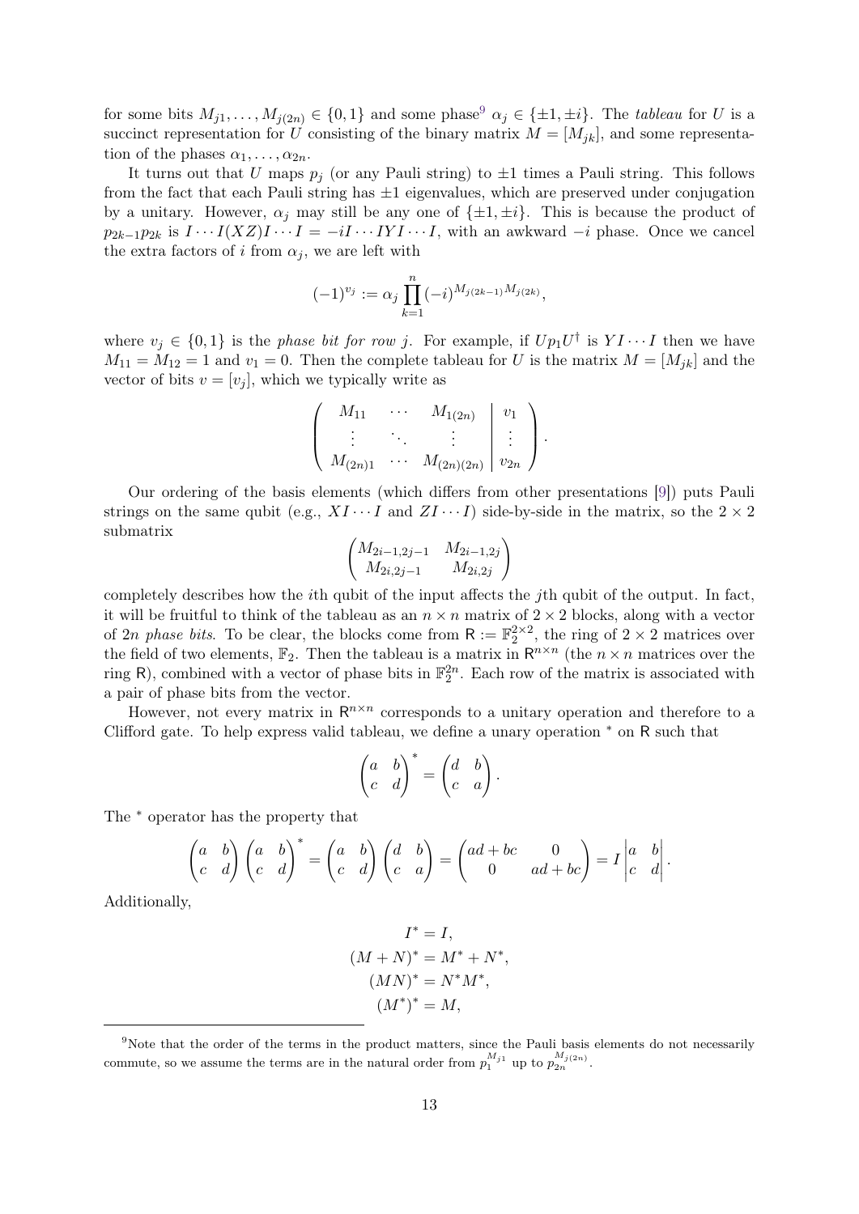for some bits $M_{j1}, \ldots, M_{j(2n)} \in \{0, 1\}$ and some phase[9] $\alpha_j \in \{\pm 1, \pm i\}$. The *tableau* for $U$ is a succinct representation for $U$ consisting of the binary matrix $M = [M_{jk}]$, and some representation of the phases $\alpha_1, \ldots, \alpha_{2n}$.

It turns out that $U$ maps $p_j$ (or any Pauli string) to $\pm 1$ times a Pauli string. This follows from the fact that each Pauli string has $\pm 1$ eigenvalues, which are preserved under conjugation by a unitary. However, $\alpha_j$ may still be any one of $\{\pm 1, \pm i\}$. This is because the product of $p_{2k-1}p_{2k}$ is $I \cdots I(XZ)I \cdots I = -iI \cdots IYI \cdots I$, with an awkward $-i$ phase. Once we cancel the extra factors of $i$ from $\alpha_j$, we are left with

$$(-1)^{v_j} := \alpha_j \prod_{k=1}^{n} (-i)^{M_{j(2k-1)} M_{j(2k)}},$$

where $v_j \in \{0, 1\}$ is the *phase bit for row* $j$. For example, if $Up_1U^\dagger$ is $YI \cdots I$ then we have $M_{11} = M_{12} = 1$ and $v_1 = 0$. Then the complete tableau for $U$ is the matrix $M = [M_{jk}]$ and the vector of bits $v = [v_j]$, which we typically write as

$$\left( \begin{array}{ccc|c} M_{11} & \cdots & M_{1(2n)} & v_1 \\ \vdots & \ddots & \vdots & \vdots \\ M_{(2n)1} & \cdots & M_{(2n)(2n)} & v_{2n} \end{array} \right).$$

Our ordering of the basis elements (which differs from other presentations [9]) puts Pauli strings on the same qubit (e.g., $XI \cdots I$ and $ZI \cdots I$) side-by-side in the matrix, so the $2 \times 2$ submatrix

$$\begin{pmatrix} M_{2i-1,2j-1} & M_{2i-1,2j} \\ M_{2i,2j-1} & M_{2i,2j} \end{pmatrix}$$

completely describes how the $i$th qubit of the input affects the $j$th qubit of the output. In fact, it will be fruitful to think of the tableau as an $n \times n$ matrix of $2 \times 2$ blocks, along with a vector of $2n$ *phase bits*. To be clear, the blocks come from $\mathsf{R} := \mathbb{F}_2^{2\times 2}$, the ring of $2 \times 2$ matrices over the field of two elements, $\mathbb{F}_2$. Then the tableau is a matrix in $\mathsf{R}^{n\times n}$ (the $n \times n$ matrices over the ring $\mathsf{R}$), combined with a vector of phase bits in $\mathbb{F}_2^{2n}$. Each row of the matrix is associated with a pair of phase bits from the vector.

However, not every matrix in $\mathsf{R}^{n\times n}$ corresponds to a unitary operation and therefore to a Clifford gate. To help express valid tableau, we define a unary operation $^*$ on $\mathsf{R}$ such that

$$\begin{pmatrix} a & b \\ c & d \end{pmatrix}^* = \begin{pmatrix} d & b \\ c & a \end{pmatrix}.$$

The $^*$ operator has the property that

$$\begin{pmatrix} a & b \\ c & d \end{pmatrix} \begin{pmatrix} a & b \\ c & d \end{pmatrix}^* = \begin{pmatrix} a & b \\ c & d \end{pmatrix} \begin{pmatrix} d & b \\ c & a \end{pmatrix} = \begin{pmatrix} ad + bc & 0 \\ 0 & ad + bc \end{pmatrix} = I \begin{vmatrix} a & b \\ c & d \end{vmatrix}.$$

Additionally,

$$\begin{aligned} I^* &= I, \\ (M + N)^* &= M^* + N^*, \\ (MN)^* &= N^* M^*, \\ (M^*)^* &= M, \end{aligned}$$

[9] Note that the order of the terms in the product matters, since the Pauli basis elements do not necessarily commute, so we assume the terms are in the natural order from $p_1^{M_{j1}}$ up to $p_{2n}^{M_{j(2n)}}$.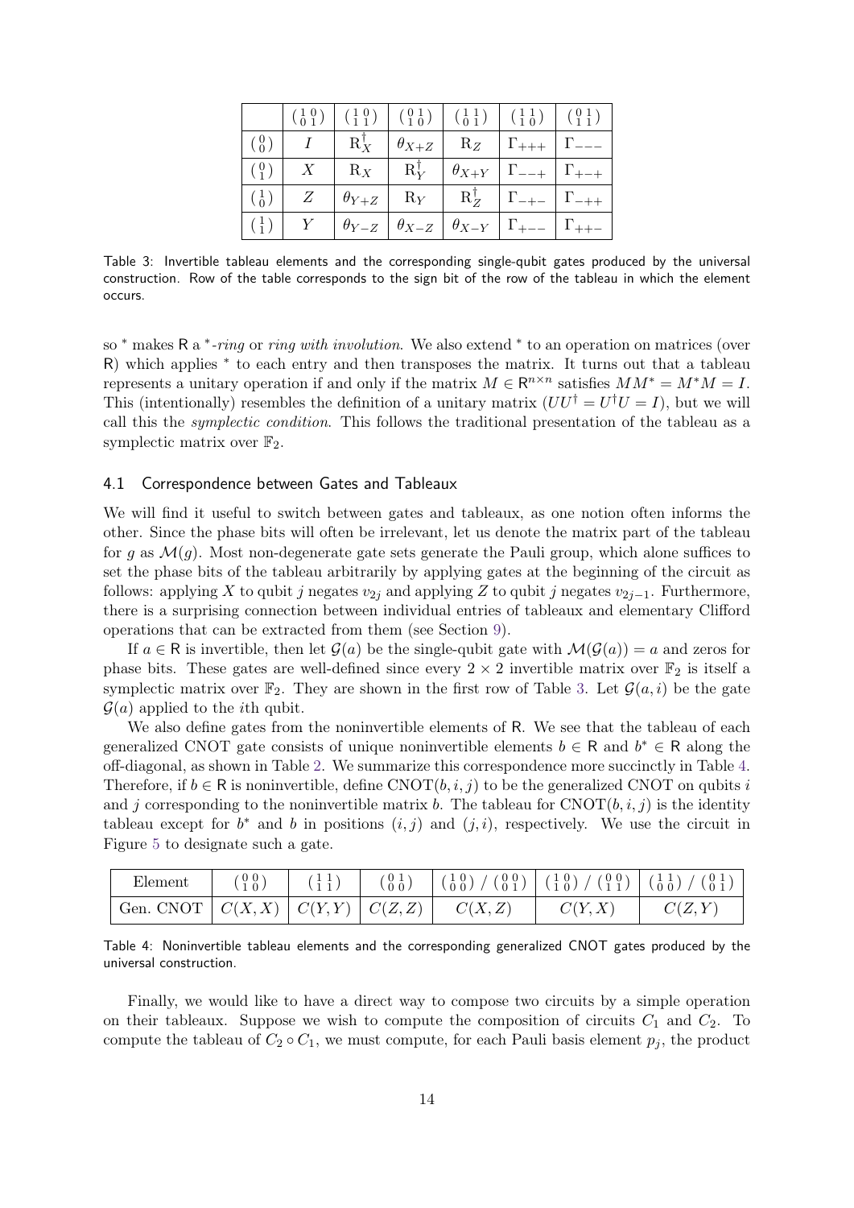|  | $\left(\begin{smallmatrix}1&0\\0&1\end{smallmatrix}\right)$ | $\left(\begin{smallmatrix}1&0\\1&1\end{smallmatrix}\right)$ | $\left(\begin{smallmatrix}0&1\\1&0\end{smallmatrix}\right)$ | $\left(\begin{smallmatrix}1&1\\0&1\end{smallmatrix}\right)$ | $\left(\begin{smallmatrix}1&1\\1&0\end{smallmatrix}\right)$ | $\left(\begin{smallmatrix}0&1\\1&1\end{smallmatrix}\right)$ |
|---|---|---|---|---|---|---|
| $\left(\begin{smallmatrix}0\\0\end{smallmatrix}\right)$ | $I$ | $\mathrm{R}_X^\dagger$ | $\theta_{X+Z}$ | $\mathrm{R}_Z$ | $\Gamma_{+++}$ | $\Gamma_{---}$ |
| $\left(\begin{smallmatrix}0\\1\end{smallmatrix}\right)$ | $X$ | $\mathrm{R}_X$ | $\mathrm{R}_Y^\dagger$ | $\theta_{X+Y}$ | $\Gamma_{--+}$ | $\Gamma_{+-+}$ |
| $\left(\begin{smallmatrix}1\\0\end{smallmatrix}\right)$ | $Z$ | $\theta_{Y+Z}$ | $\mathrm{R}_Y$ | $\mathrm{R}_Z^\dagger$ | $\Gamma_{-+-}$ | $\Gamma_{-++}$ |
| $\left(\begin{smallmatrix}1\\1\end{smallmatrix}\right)$ | $Y$ | $\theta_{Y-Z}$ | $\theta_{X-Z}$ | $\theta_{X-Y}$ | $\Gamma_{+--}$ | $\Gamma_{++-}$ |

Table 3: Invertible tableau elements and the corresponding single-qubit gates produced by the universal construction. Row of the table corresponds to the sign bit of the row of the tableau in which the element occurs.

so $^*$ makes R a $^*$-*ring* or *ring with involution*. We also extend $^*$ to an operation on matrices (over R) which applies $^*$ to each entry and then transposes the matrix. It turns out that a tableau represents a unitary operation if and only if the matrix $M \in \mathsf{R}^{n\times n}$ satisfies $MM^* = M^*M = I$. This (intentionally) resembles the definition of a unitary matrix ($UU^\dagger = U^\dagger U = I$), but we will call this the *symplectic condition*. This follows the traditional presentation of the tableau as a symplectic matrix over $\mathbb{F}_2$.

### 4.1 Correspondence between Gates and Tableaux

We will find it useful to switch between gates and tableaux, as one notion often informs the other. Since the phase bits will often be irrelevant, let us denote the matrix part of the tableau for $g$ as $\mathcal{M}(g)$. Most non-degenerate gate sets generate the Pauli group, which alone suffices to set the phase bits of the tableau arbitrarily by applying gates at the beginning of the circuit as follows: applying $X$ to qubit $j$ negates $v_{2j}$ and applying $Z$ to qubit $j$ negates $v_{2j-1}$. Furthermore, there is a surprising connection between individual entries of tableaux and elementary Clifford operations that can be extracted from them (see Section 9).

If $a \in \mathsf{R}$ is invertible, then let $\mathcal{G}(a)$ be the single-qubit gate with $\mathcal{M}(\mathcal{G}(a)) = a$ and zeros for phase bits. These gates are well-defined since every $2\times 2$ invertible matrix over $\mathbb{F}_2$ is itself a symplectic matrix over $\mathbb{F}_2$. They are shown in the first row of Table 3. Let $\mathcal{G}(a, i)$ be the gate $\mathcal{G}(a)$ applied to the $i$th qubit.

We also define gates from the noninvertible elements of R. We see that the tableau of each generalized CNOT gate consists of unique noninvertible elements $b \in \mathsf{R}$ and $b^* \in \mathsf{R}$ along the off-diagonal, as shown in Table 2. We summarize this correspondence more succinctly in Table 4. Therefore, if $b \in \mathsf{R}$ is noninvertible, define $\mathrm{CNOT}(b, i, j)$ to be the generalized CNOT on qubits $i$ and $j$ corresponding to the noninvertible matrix $b$. The tableau for $\mathrm{CNOT}(b, i, j)$ is the identity tableau except for $b^*$ and $b$ in positions $(i, j)$ and $(j, i)$, respectively. We use the circuit in Figure 5 to designate such a gate.

| Element | $\left(\begin{smallmatrix}0&0\\1&0\end{smallmatrix}\right)$ | $\left(\begin{smallmatrix}1&1\\1&1\end{smallmatrix}\right)$ | $\left(\begin{smallmatrix}0&1\\0&0\end{smallmatrix}\right)$ | $\left(\begin{smallmatrix}1&0\\0&0\end{smallmatrix}\right)$ / $\left(\begin{smallmatrix}0&0\\0&1\end{smallmatrix}\right)$ | $\left(\begin{smallmatrix}1&0\\1&0\end{smallmatrix}\right)$ / $\left(\begin{smallmatrix}0&0\\1&1\end{smallmatrix}\right)$ | $\left(\begin{smallmatrix}1&1\\0&0\end{smallmatrix}\right)$ / $\left(\begin{smallmatrix}0&1\\0&1\end{smallmatrix}\right)$ |
|---|---|---|---|---|---|---|
| Gen. CNOT | $C(X, X)$ | $C(Y, Y)$ | $C(Z, Z)$ | $C(X, Z)$ | $C(Y, X)$ | $C(Z, Y)$ |

Table 4: Noninvertible tableau elements and the corresponding generalized CNOT gates produced by the universal construction.

Finally, we would like to have a direct way to compose two circuits by a simple operation on their tableaux. Suppose we wish to compute the composition of circuits $C_1$ and $C_2$. To compute the tableau of $C_2 \circ C_1$, we must compute, for each Pauli basis element $p_j$, the product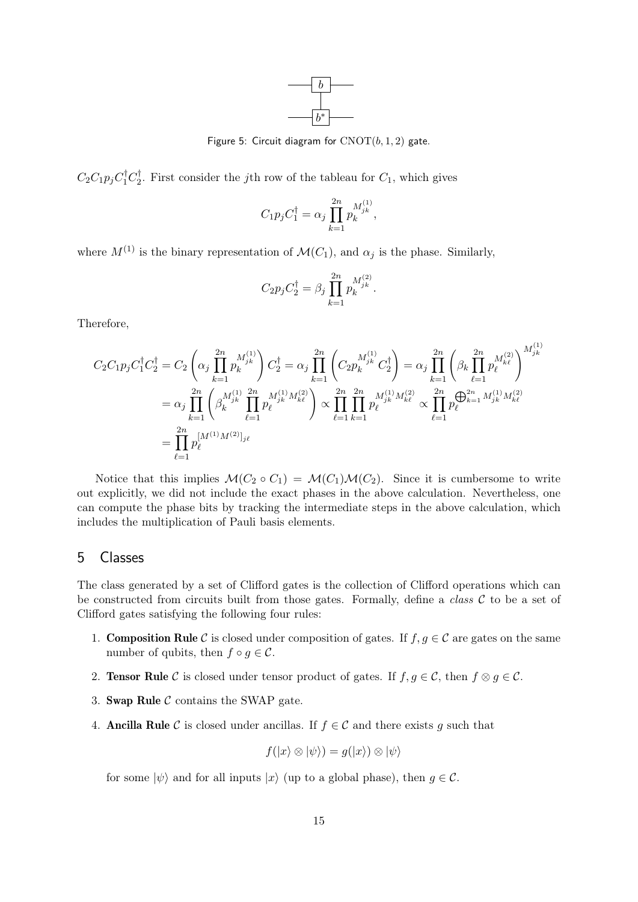Figure 5: Circuit diagram for $\mathrm{CNOT}(b, 1, 2)$ gate.

$C_2 C_1 p_j C_1^\dagger C_2^\dagger$. First consider the $j$th row of the tableau for $C_1$, which gives

$$C_1 p_j C_1^\dagger = \alpha_j \prod_{k=1}^{2n} p_k^{M_{jk}^{(1)}},$$

where $M^{(1)}$ is the binary representation of $\mathcal{M}(C_1)$, and $\alpha_j$ is the phase. Similarly,

$$C_2 p_j C_2^\dagger = \beta_j \prod_{k=1}^{2n} p_k^{M_{jk}^{(2)}}.$$

Therefore,

$$\begin{aligned}
C_2 C_1 p_j C_1^\dagger C_2^\dagger &= C_2 \left( \alpha_j \prod_{k=1}^{2n} p_k^{M_{jk}^{(1)}} \right) C_2^\dagger = \alpha_j \prod_{k=1}^{2n} \left( C_2 p_k^{M_{jk}^{(1)}} C_2^\dagger \right) = \alpha_j \prod_{k=1}^{2n} \left( \beta_k \prod_{\ell=1}^{2n} p_\ell^{M_{k\ell}^{(2)}} \right)^{M_{jk}^{(1)}} \\
&= \alpha_j \prod_{k=1}^{2n} \left( \beta_k^{M_{jk}^{(1)}} \prod_{\ell=1}^{2n} p_\ell^{M_{jk}^{(1)} M_{k\ell}^{(2)}} \right) \propto \prod_{\ell=1}^{2n} \prod_{k=1}^{2n} p_\ell^{M_{jk}^{(1)} M_{k\ell}^{(2)}} \propto \prod_{\ell=1}^{2n} p_\ell^{\bigoplus_{k=1}^{2n} M_{jk}^{(1)} M_{k\ell}^{(2)}} \\
&= \prod_{\ell=1}^{2n} p_\ell^{[M^{(1)} M^{(2)}]_{j\ell}}
\end{aligned}$$

Notice that this implies $\mathcal{M}(C_2 \circ C_1) = \mathcal{M}(C_1)\mathcal{M}(C_2)$. Since it is cumbersome to write out explicitly, we did not include the exact phases in the above calculation. Nevertheless, one can compute the phase bits by tracking the intermediate steps in the above calculation, which includes the multiplication of Pauli basis elements.

## 5 Classes

The class generated by a set of Clifford gates is the collection of Clifford operations which can be constructed from circuits built from those gates. Formally, define a *class* $\mathcal{C}$ to be a set of Clifford gates satisfying the following four rules:

1. **Composition Rule** $\mathcal{C}$ is closed under composition of gates. If $f, g \in \mathcal{C}$ are gates on the same number of qubits, then $f \circ g \in \mathcal{C}$.
2. **Tensor Rule** $\mathcal{C}$ is closed under tensor product of gates. If $f, g \in \mathcal{C}$, then $f \otimes g \in \mathcal{C}$.
3. **Swap Rule** $\mathcal{C}$ contains the SWAP gate.
4. **Ancilla Rule** $\mathcal{C}$ is closed under ancillas. If $f \in \mathcal{C}$ and there exists $g$ such that

$$f(|x\rangle \otimes |\psi\rangle) = g(|x\rangle) \otimes |\psi\rangle$$

for some $|\psi\rangle$ and for all inputs $|x\rangle$ (up to a global phase), then $g \in \mathcal{C}$.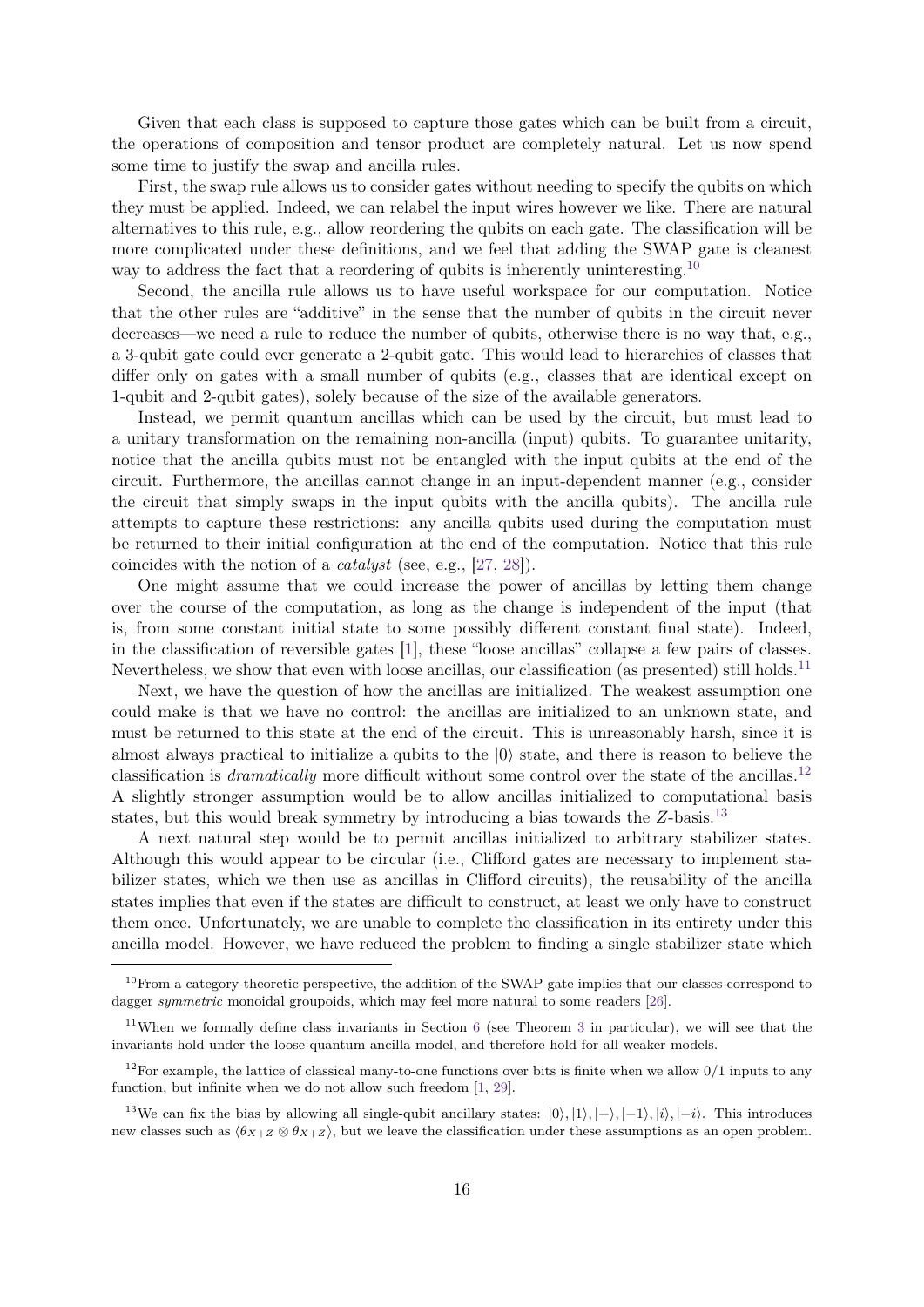Given that each class is supposed to capture those gates which can be built from a circuit, the operations of composition and tensor product are completely natural. Let us now spend some time to justify the swap and ancilla rules.

First, the swap rule allows us to consider gates without needing to specify the qubits on which they must be applied. Indeed, we can relabel the input wires however we like. There are natural alternatives to this rule, e.g., allow reordering the qubits on each gate. The classification will be more complicated under these definitions, and we feel that adding the SWAP gate is cleanest way to address the fact that a reordering of qubits is inherently uninteresting.[10]

Second, the ancilla rule allows us to have useful workspace for our computation. Notice that the other rules are "additive" in the sense that the number of qubits in the circuit never decreases—we need a rule to reduce the number of qubits, otherwise there is no way that, e.g., a 3-qubit gate could ever generate a 2-qubit gate. This would lead to hierarchies of classes that differ only on gates with a small number of qubits (e.g., classes that are identical except on 1-qubit and 2-qubit gates), solely because of the size of the available generators.

Instead, we permit quantum ancillas which can be used by the circuit, but must lead to a unitary transformation on the remaining non-ancilla (input) qubits. To guarantee unitarity, notice that the ancilla qubits must not be entangled with the input qubits at the end of the circuit. Furthermore, the ancillas cannot change in an input-dependent manner (e.g., consider the circuit that simply swaps in the input qubits with the ancilla qubits). The ancilla rule attempts to capture these restrictions: any ancilla qubits used during the computation must be returned to their initial configuration at the end of the computation. Notice that this rule coincides with the notion of a *catalyst* (see, e.g., [27, 28]).

One might assume that we could increase the power of ancillas by letting them change over the course of the computation, as long as the change is independent of the input (that is, from some constant initial state to some possibly different constant final state). Indeed, in the classification of reversible gates [1], these "loose ancillas" collapse a few pairs of classes. Nevertheless, we show that even with loose ancillas, our classification (as presented) still holds.[11]

Next, we have the question of how the ancillas are initialized. The weakest assumption one could make is that we have no control: the ancillas are initialized to an unknown state, and must be returned to this state at the end of the circuit. This is unreasonably harsh, since it is almost always practical to initialize a qubits to the $|0\rangle$ state, and there is reason to believe the classification is *dramatically* more difficult without some control over the state of the ancillas.[12] A slightly stronger assumption would be to allow ancillas initialized to computational basis states, but this would break symmetry by introducing a bias towards the $Z$-basis.[13]

A next natural step would be to permit ancillas initialized to arbitrary stabilizer states. Although this would appear to be circular (i.e., Clifford gates are necessary to implement stabilizer states, which we then use as ancillas in Clifford circuits), the reusability of the ancilla states implies that even if the states are difficult to construct, at least we only have to construct them once. Unfortunately, we are unable to complete the classification in its entirety under this ancilla model. However, we have reduced the problem to finding a single stabilizer state which

---

[10] From a category-theoretic perspective, the addition of the SWAP gate implies that our classes correspond to dagger *symmetric* monoidal groupoids, which may feel more natural to some readers [26].

[11] When we formally define class invariants in Section 6 (see Theorem 3 in particular), we will see that the invariants hold under the loose quantum ancilla model, and therefore hold for all weaker models.

[12] For example, the lattice of classical many-to-one functions over bits is finite when we allow 0/1 inputs to any function, but infinite when we do not allow such freedom [1, 29].

[13] We can fix the bias by allowing all single-qubit ancillary states: $|0\rangle, |1\rangle, |+\rangle, |-1\rangle, |i\rangle, |-i\rangle$. This introduces new classes such as $\langle \theta_{X+Z} \otimes \theta_{X+Z} \rangle$, but we leave the classification under these assumptions as an open problem.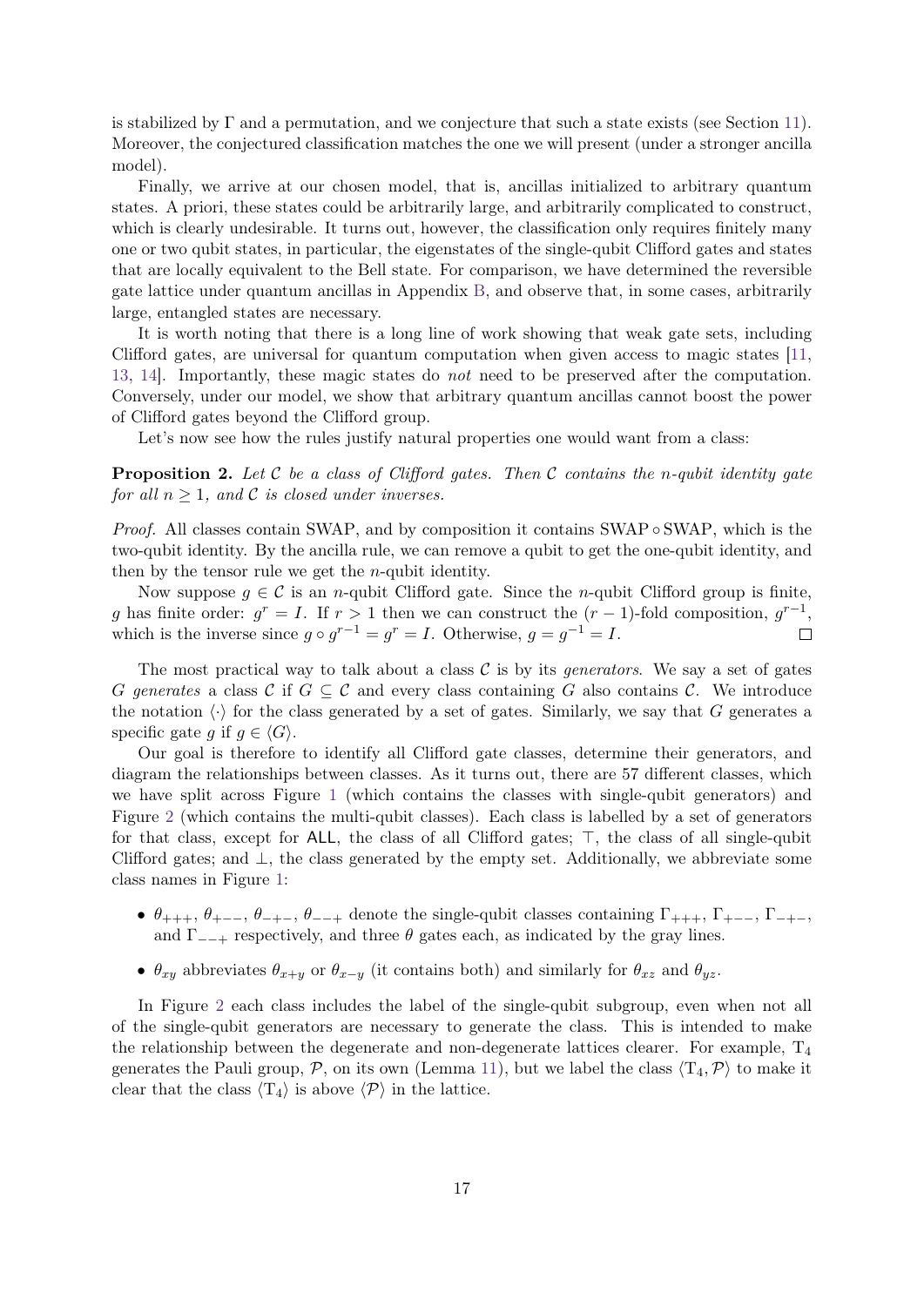is stabilized by $\Gamma$ and a permutation, and we conjecture that such a state exists (see Section 11). Moreover, the conjectured classification matches the one we will present (under a stronger ancilla model).

Finally, we arrive at our chosen model, that is, ancillas initialized to arbitrary quantum states. A priori, these states could be arbitrarily large, and arbitrarily complicated to construct, which is clearly undesirable. It turns out, however, the classification only requires finitely many one or two qubit states, in particular, the eigenstates of the single-qubit Clifford gates and states that are locally equivalent to the Bell state. For comparison, we have determined the reversible gate lattice under quantum ancillas in Appendix B, and observe that, in some cases, arbitrarily large, entangled states are necessary.

It is worth noting that there is a long line of work showing that weak gate sets, including Clifford gates, are universal for quantum computation when given access to magic states [11, 13, 14]. Importantly, these magic states do *not* need to be preserved after the computation. Conversely, under our model, we show that arbitrary quantum ancillas cannot boost the power of Clifford gates beyond the Clifford group.

Let's now see how the rules justify natural properties one would want from a class:

**Proposition 2.** *Let $\mathcal{C}$ be a class of Clifford gates. Then $\mathcal{C}$ contains the $n$-qubit identity gate for all $n \geq 1$, and $\mathcal{C}$ is closed under inverses.*

*Proof.* All classes contain SWAP, and by composition it contains SWAP $\circ$ SWAP, which is the two-qubit identity. By the ancilla rule, we can remove a qubit to get the one-qubit identity, and then by the tensor rule we get the $n$-qubit identity.

Now suppose $g \in \mathcal{C}$ is an $n$-qubit Clifford gate. Since the $n$-qubit Clifford group is finite, $g$ has finite order: $g^r = I$. If $r > 1$ then we can construct the $(r-1)$-fold composition, $g^{r-1}$, which is the inverse since $g \circ g^{r-1} = g^r = I$. Otherwise, $g = g^{-1} = I$. $\square$

The most practical way to talk about a class $\mathcal{C}$ is by its *generators*. We say a set of gates $G$ *generates* a class $\mathcal{C}$ if $G \subseteq \mathcal{C}$ and every class containing $G$ also contains $\mathcal{C}$. We introduce the notation $\langle \cdot \rangle$ for the class generated by a set of gates. Similarly, we say that $G$ generates a specific gate $g$ if $g \in \langle G \rangle$.

Our goal is therefore to identify all Clifford gate classes, determine their generators, and diagram the relationships between classes. As it turns out, there are 57 different classes, which we have split across Figure 1 (which contains the classes with single-qubit generators) and Figure 2 (which contains the multi-qubit classes). Each class is labelled by a set of generators for that class, except for ALL, the class of all Clifford gates; $\top$, the class of all single-qubit Clifford gates; and $\bot$, the class generated by the empty set. Additionally, we abbreviate some class names in Figure 1:

- $\theta_{+++}$, $\theta_{+--}$, $\theta_{-+-}$, $\theta_{--+}$ denote the single-qubit classes containing $\Gamma_{+++}$, $\Gamma_{+--}$, $\Gamma_{-+-}$, and $\Gamma_{--+}$ respectively, and three $\theta$ gates each, as indicated by the gray lines.
- $\theta_{xy}$ abbreviates $\theta_{x+y}$ or $\theta_{x-y}$ (it contains both) and similarly for $\theta_{xz}$ and $\theta_{yz}$.

In Figure 2 each class includes the label of the single-qubit subgroup, even when not all of the single-qubit generators are necessary to generate the class. This is intended to make the relationship between the degenerate and non-degenerate lattices clearer. For example, $\mathrm{T}_4$ generates the Pauli group, $\mathcal{P}$, on its own (Lemma 11), but we label the class $\langle \mathrm{T}_4, \mathcal{P} \rangle$ to make it clear that the class $\langle \mathrm{T}_4 \rangle$ is above $\langle \mathcal{P} \rangle$ in the lattice.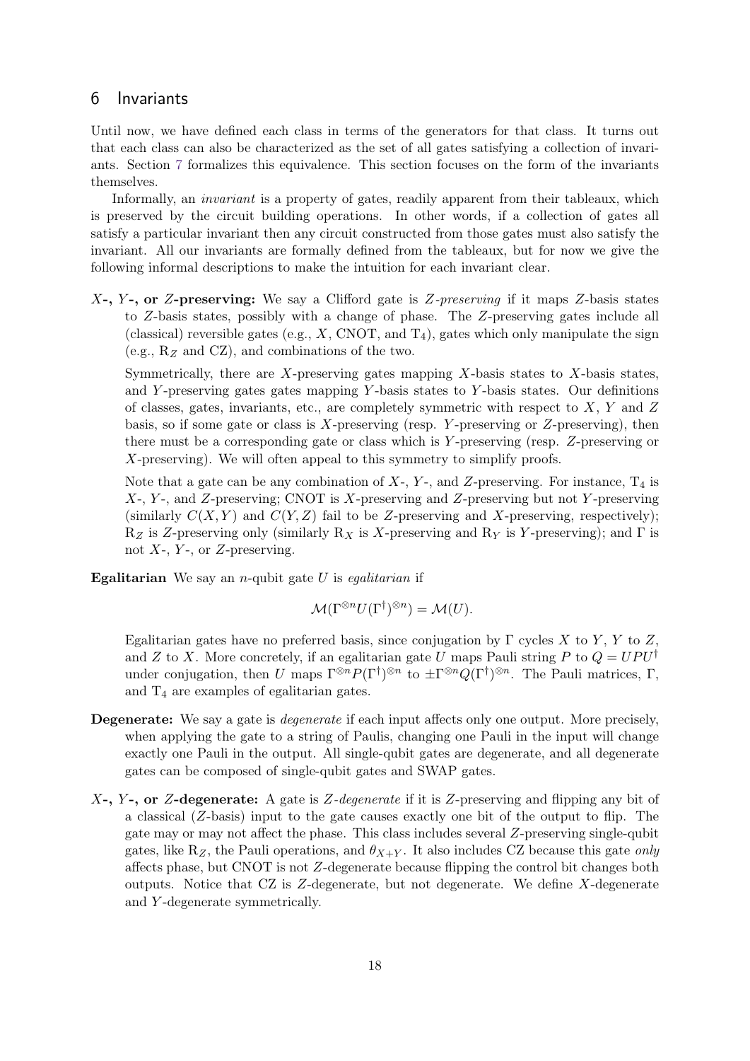## 6 Invariants

Until now, we have defined each class in terms of the generators for that class. It turns out that each class can also be characterized as the set of all gates satisfying a collection of invariants. Section 7 formalizes this equivalence. This section focuses on the form of the invariants themselves.

Informally, an *invariant* is a property of gates, readily apparent from their tableaux, which is preserved by the circuit building operations. In other words, if a collection of gates all satisfy a particular invariant then any circuit constructed from those gates must also satisfy the invariant. All our invariants are formally defined from the tableaux, but for now we give the following informal descriptions to make the intuition for each invariant clear.

**$X$-, $Y$-, or $Z$-preserving:** We say a Clifford gate is *$Z$-preserving* if it maps $Z$-basis states to $Z$-basis states, possibly with a change of phase. The $Z$-preserving gates include all (classical) reversible gates (e.g., $X$, CNOT, and $\mathrm{T}_4$), gates which only manipulate the sign (e.g., $\mathrm{R}_Z$ and CZ), and combinations of the two.

Symmetrically, there are $X$-preserving gates mapping $X$-basis states to $X$-basis states, and $Y$-preserving gates gates mapping $Y$-basis states to $Y$-basis states. Our definitions of classes, gates, invariants, etc., are completely symmetric with respect to $X$, $Y$ and $Z$ basis, so if some gate or class is $X$-preserving (resp. $Y$-preserving or $Z$-preserving), then there must be a corresponding gate or class which is $Y$-preserving (resp. $Z$-preserving or $X$-preserving). We will often appeal to this symmetry to simplify proofs.

Note that a gate can be any combination of $X$-, $Y$-, and $Z$-preserving. For instance, $\mathrm{T}_4$ is $X$-, $Y$-, and $Z$-preserving; CNOT is $X$-preserving and $Z$-preserving but not $Y$-preserving (similarly $C(X,Y)$ and $C(Y,Z)$ fail to be $Z$-preserving and $X$-preserving, respectively); $\mathrm{R}_Z$ is $Z$-preserving only (similarly $\mathrm{R}_X$ is $X$-preserving and $\mathrm{R}_Y$ is $Y$-preserving); and $\Gamma$ is not $X$-, $Y$-, or $Z$-preserving.

**Egalitarian** We say an $n$-qubit gate $U$ is *egalitarian* if

$$\mathcal{M}(\Gamma^{\otimes n} U (\Gamma^{\dagger})^{\otimes n}) = \mathcal{M}(U).$$

Egalitarian gates have no preferred basis, since conjugation by $\Gamma$ cycles $X$ to $Y$, $Y$ to $Z$, and $Z$ to $X$. More concretely, if an egalitarian gate $U$ maps Pauli string $P$ to $Q = UPU^{\dagger}$ under conjugation, then $U$ maps $\Gamma^{\otimes n} P (\Gamma^{\dagger})^{\otimes n}$ to $\pm \Gamma^{\otimes n} Q (\Gamma^{\dagger})^{\otimes n}$. The Pauli matrices, $\Gamma$, and $\mathrm{T}_4$ are examples of egalitarian gates.

**Degenerate:** We say a gate is *degenerate* if each input affects only one output. More precisely, when applying the gate to a string of Paulis, changing one Pauli in the input will change exactly one Pauli in the output. All single-qubit gates are degenerate, and all degenerate gates can be composed of single-qubit gates and SWAP gates.

**$X$-, $Y$-, or $Z$-degenerate:** A gate is *$Z$-degenerate* if it is $Z$-preserving and flipping any bit of a classical ($Z$-basis) input to the gate causes exactly one bit of the output to flip. The gate may or may not affect the phase. This class includes several $Z$-preserving single-qubit gates, like $\mathrm{R}_Z$, the Pauli operations, and $\theta_{X+Y}$. It also includes CZ because this gate *only* affects phase, but CNOT is not $Z$-degenerate because flipping the control bit changes both outputs. Notice that CZ is $Z$-degenerate, but not degenerate. We define $X$-degenerate and $Y$-degenerate symmetrically.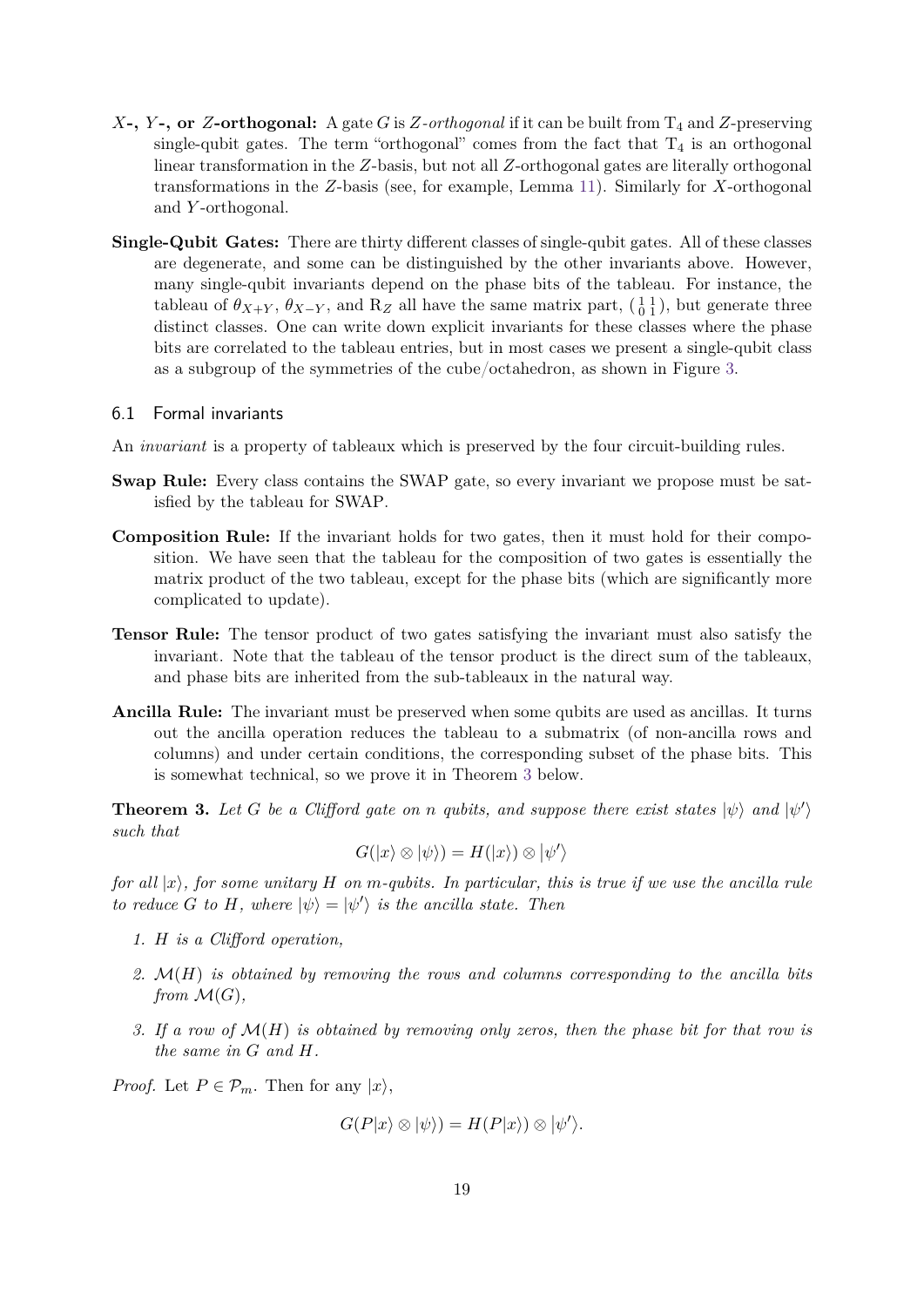- **$X$-, $Y$-, or $Z$-orthogonal:** A gate $G$ is *$Z$-orthogonal* if it can be built from $\mathrm{T}_4$ and $Z$-preserving single-qubit gates. The term "orthogonal" comes from the fact that $\mathrm{T}_4$ is an orthogonal linear transformation in the $Z$-basis, but not all $Z$-orthogonal gates are literally orthogonal transformations in the $Z$-basis (see, for example, Lemma 11). Similarly for $X$-orthogonal and $Y$-orthogonal.

- **Single-Qubit Gates:** There are thirty different classes of single-qubit gates. All of these classes are degenerate, and some can be distinguished by the other invariants above. However, many single-qubit invariants depend on the phase bits of the tableau. For instance, the tableau of $\theta_{X+Y}$, $\theta_{X-Y}$, and $\mathrm{R}_Z$ all have the same matrix part, $\left(\begin{smallmatrix} 1 & 1 \\ 0 & 1 \end{smallmatrix}\right)$, but generate three distinct classes. One can write down explicit invariants for these classes where the phase bits are correlated to the tableau entries, but in most cases we present a single-qubit class as a subgroup of the symmetries of the cube/octahedron, as shown in Figure 3.

### 6.1 Formal invariants

An *invariant* is a property of tableaux which is preserved by the four circuit-building rules.

- **Swap Rule:** Every class contains the SWAP gate, so every invariant we propose must be satisfied by the tableau for SWAP.

- **Composition Rule:** If the invariant holds for two gates, then it must hold for their composition. We have seen that the tableau for the composition of two gates is essentially the matrix product of the two tableau, except for the phase bits (which are significantly more complicated to update).

- **Tensor Rule:** The tensor product of two gates satisfying the invariant must also satisfy the invariant. Note that the tableau of the tensor product is the direct sum of the tableaux, and phase bits are inherited from the sub-tableaux in the natural way.

- **Ancilla Rule:** The invariant must be preserved when some qubits are used as ancillas. It turns out the ancilla operation reduces the tableau to a submatrix (of non-ancilla rows and columns) and under certain conditions, the corresponding subset of the phase bits. This is somewhat technical, so we prove it in Theorem 3 below.

**Theorem 3.** *Let $G$ be a Clifford gate on $n$ qubits, and suppose there exist states $|\psi\rangle$ and $|\psi'\rangle$ such that*

$$G(|x\rangle \otimes |\psi\rangle) = H(|x\rangle) \otimes |\psi'\rangle$$

*for all $|x\rangle$, for some unitary $H$ on $m$-qubits. In particular, this is true if we use the ancilla rule to reduce $G$ to $H$, where $|\psi\rangle = |\psi'\rangle$ is the ancilla state. Then*

1. *$H$ is a Clifford operation,*
2. *$\mathcal{M}(H)$ is obtained by removing the rows and columns corresponding to the ancilla bits from $\mathcal{M}(G)$,*
3. *If a row of $\mathcal{M}(H)$ is obtained by removing only zeros, then the phase bit for that row is the same in $G$ and $H$.*

*Proof.* Let $P \in \mathcal{P}_m$. Then for any $|x\rangle$,

$$G(P|x\rangle \otimes |\psi\rangle) = H(P|x\rangle) \otimes |\psi'\rangle.$$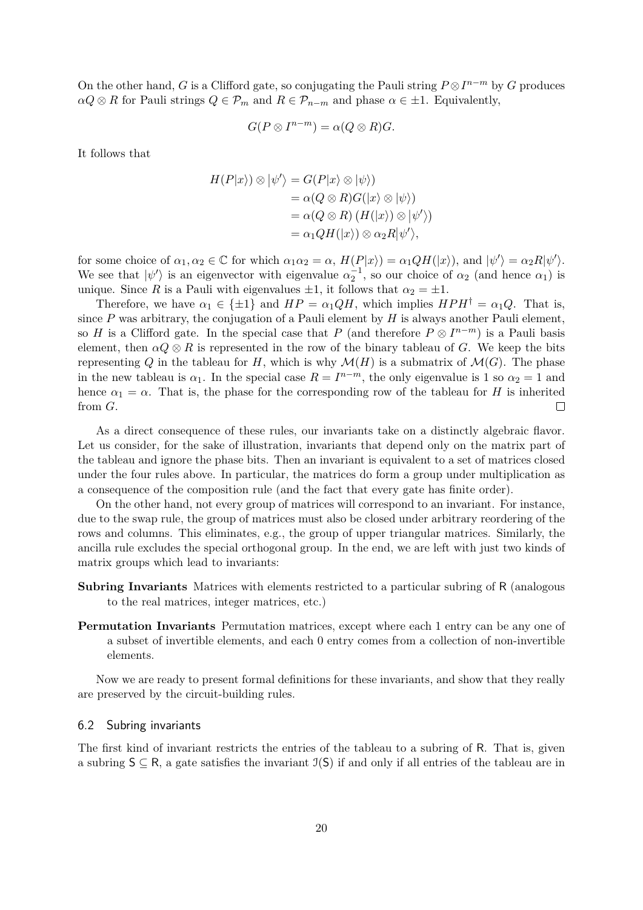On the other hand, $G$ is a Clifford gate, so conjugating the Pauli string $P \otimes I^{n-m}$ by $G$ produces $\alpha Q \otimes R$ for Pauli strings $Q \in \mathcal{P}_m$ and $R \in \mathcal{P}_{n-m}$ and phase $\alpha \in \pm 1$. Equivalently,

$$G(P \otimes I^{n-m}) = \alpha(Q \otimes R)G.$$

It follows that

$$\begin{aligned}
H(P|x\rangle) \otimes |\psi'\rangle &= G(P|x\rangle \otimes |\psi\rangle) \\
&= \alpha(Q \otimes R)G(|x\rangle \otimes |\psi\rangle) \\
&= \alpha(Q \otimes R)\left(H(|x\rangle) \otimes |\psi'\rangle\right) \\
&= \alpha_1 Q H(|x\rangle) \otimes \alpha_2 R|\psi'\rangle,
\end{aligned}$$

for some choice of $\alpha_1, \alpha_2 \in \mathbb{C}$ for which $\alpha_1\alpha_2 = \alpha$, $H(P|x\rangle) = \alpha_1 Q H(|x\rangle)$, and $|\psi'\rangle = \alpha_2 R|\psi'\rangle$. We see that $|\psi'\rangle$ is an eigenvector with eigenvalue $\alpha_2^{-1}$, so our choice of $\alpha_2$ (and hence $\alpha_1$) is unique. Since $R$ is a Pauli with eigenvalues $\pm 1$, it follows that $\alpha_2 = \pm 1$.

Therefore, we have $\alpha_1 \in \{\pm 1\}$ and $HP = \alpha_1 QH$, which implies $HPH^\dagger = \alpha_1 Q$. That is, since $P$ was arbitrary, the conjugation of a Pauli element by $H$ is always another Pauli element, so $H$ is a Clifford gate. In the special case that $P$ (and therefore $P \otimes I^{n-m}$) is a Pauli basis element, then $\alpha Q \otimes R$ is represented in the row of the binary tableau of $G$. We keep the bits representing $Q$ in the tableau for $H$, which is why $\mathcal{M}(H)$ is a submatrix of $\mathcal{M}(G)$. The phase in the new tableau is $\alpha_1$. In the special case $R = I^{n-m}$, the only eigenvalue is 1 so $\alpha_2 = 1$ and hence $\alpha_1 = \alpha$. That is, the phase for the corresponding row of the tableau for $H$ is inherited from $G$. $\square$

As a direct consequence of these rules, our invariants take on a distinctly algebraic flavor. Let us consider, for the sake of illustration, invariants that depend only on the matrix part of the tableau and ignore the phase bits. Then an invariant is equivalent to a set of matrices closed under the four rules above. In particular, the matrices do form a group under multiplication as a consequence of the composition rule (and the fact that every gate has finite order).

On the other hand, not every group of matrices will correspond to an invariant. For instance, due to the swap rule, the group of matrices must also be closed under arbitrary reordering of the rows and columns. This eliminates, e.g., the group of upper triangular matrices. Similarly, the ancilla rule excludes the special orthogonal group. In the end, we are left with just two kinds of matrix groups which lead to invariants:

**Subring Invariants** Matrices with elements restricted to a particular subring of $\mathsf{R}$ (analogous to the real matrices, integer matrices, etc.)

**Permutation Invariants** Permutation matrices, except where each 1 entry can be any one of a subset of invertible elements, and each 0 entry comes from a collection of non-invertible elements.

Now we are ready to present formal definitions for these invariants, and show that they really are preserved by the circuit-building rules.

### 6.2 Subring invariants

The first kind of invariant restricts the entries of the tableau to a subring of $\mathsf{R}$. That is, given a subring $\mathsf{S} \subseteq \mathsf{R}$, a gate satisfies the invariant $\mathcal{I}(\mathsf{S})$ if and only if all entries of the tableau are in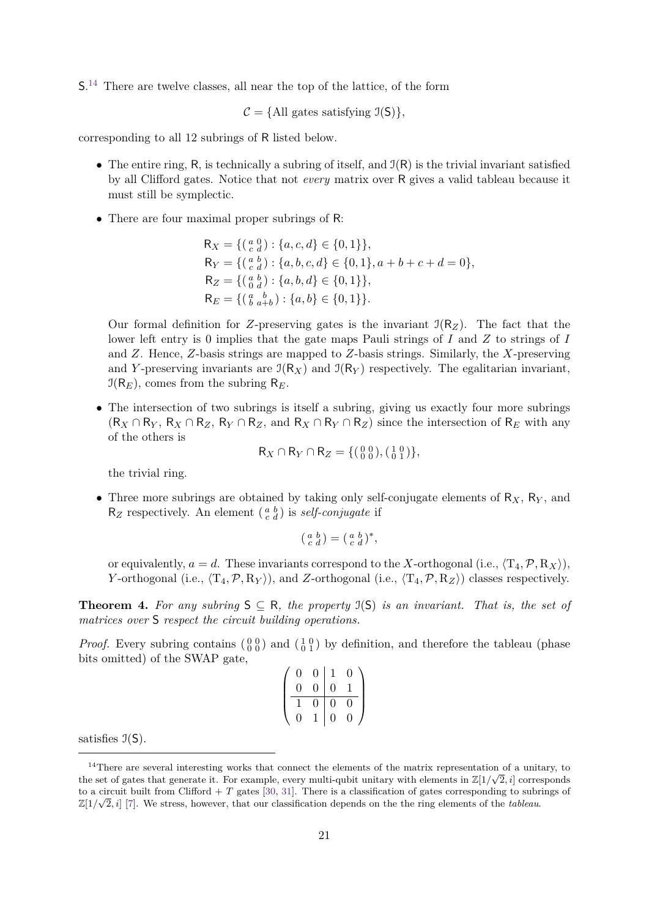S.[14] There are twelve classes, all near the top of the lattice, of the form

$$\mathcal{C} = \{\text{All gates satisfying } \mathcal{I}(\mathsf{S})\},$$

corresponding to all 12 subrings of R listed below.

- The entire ring, R, is technically a subring of itself, and $\mathcal{I}(\mathsf{R})$ is the trivial invariant satisfied by all Clifford gates. Notice that not *every* matrix over R gives a valid tableau because it must still be symplectic.
- There are four maximal proper subrings of R:

$$\mathsf{R}_X = \{\left(\begin{smallmatrix} a & 0 \\ c & d \end{smallmatrix}\right) : \{a, c, d\} \in \{0, 1\}\},$$
$$\mathsf{R}_Y = \{\left(\begin{smallmatrix} a & b \\ c & d \end{smallmatrix}\right) : \{a, b, c, d\} \in \{0, 1\}, a + b + c + d = 0\},$$
$$\mathsf{R}_Z = \{\left(\begin{smallmatrix} a & b \\ 0 & d \end{smallmatrix}\right) : \{a, b, d\} \in \{0, 1\}\},$$
$$\mathsf{R}_E = \{\left(\begin{smallmatrix} a & b \\ b & a+b \end{smallmatrix}\right) : \{a, b\} \in \{0, 1\}\}.$$

  Our formal definition for $Z$-preserving gates is the invariant $\mathcal{I}(\mathsf{R}_Z)$. The fact that the lower left entry is 0 implies that the gate maps Pauli strings of $I$ and $Z$ to strings of $I$ and $Z$. Hence, $Z$-basis strings are mapped to $Z$-basis strings. Similarly, the $X$-preserving and $Y$-preserving invariants are $\mathcal{I}(\mathsf{R}_X)$ and $\mathcal{I}(\mathsf{R}_Y)$ respectively. The egalitarian invariant, $\mathcal{I}(\mathsf{R}_E)$, comes from the subring $\mathsf{R}_E$.
- The intersection of two subrings is itself a subring, giving us exactly four more subrings ($\mathsf{R}_X \cap \mathsf{R}_Y$, $\mathsf{R}_X \cap \mathsf{R}_Z$, $\mathsf{R}_Y \cap \mathsf{R}_Z$, and $\mathsf{R}_X \cap \mathsf{R}_Y \cap \mathsf{R}_Z$) since the intersection of $\mathsf{R}_E$ with any of the others is

$$\mathsf{R}_X \cap \mathsf{R}_Y \cap \mathsf{R}_Z = \{\left(\begin{smallmatrix} 0 & 0 \\ 0 & 0 \end{smallmatrix}\right), \left(\begin{smallmatrix} 1 & 0 \\ 0 & 1 \end{smallmatrix}\right)\},$$

  the trivial ring.
- Three more subrings are obtained by taking only self-conjugate elements of $\mathsf{R}_X$, $\mathsf{R}_Y$, and $\mathsf{R}_Z$ respectively. An element $\left(\begin{smallmatrix} a & b \\ c & d \end{smallmatrix}\right)$ is *self-conjugate* if

$$\left(\begin{smallmatrix} a & b \\ c & d \end{smallmatrix}\right) = \left(\begin{smallmatrix} a & b \\ c & d \end{smallmatrix}\right)^*,$$

  or equivalently, $a = d$. These invariants correspond to the $X$-orthogonal (i.e., $\langle \mathrm{T}_4, \mathcal{P}, \mathrm{R}_X \rangle$), $Y$-orthogonal (i.e., $\langle \mathrm{T}_4, \mathcal{P}, \mathrm{R}_Y \rangle$), and $Z$-orthogonal (i.e., $\langle \mathrm{T}_4, \mathcal{P}, \mathrm{R}_Z \rangle$) classes respectively.

**Theorem 4.** *For any subring $\mathsf{S} \subseteq \mathsf{R}$, the property $\mathcal{I}(\mathsf{S})$ is an invariant. That is, the set of matrices over $\mathsf{S}$ respect the circuit building operations.*

*Proof.* Every subring contains $\left(\begin{smallmatrix} 0 & 0 \\ 0 & 0 \end{smallmatrix}\right)$ and $\left(\begin{smallmatrix} 1 & 0 \\ 0 & 1 \end{smallmatrix}\right)$ by definition, and therefore the tableau (phase bits omitted) of the SWAP gate,

$$\left(\begin{array}{cc|cc} 0 & 0 & 1 & 0 \\ 0 & 0 & 0 & 1 \\ \hline 1 & 0 & 0 & 0 \\ 0 & 1 & 0 & 0 \end{array}\right)$$

satisfies $\mathcal{I}(\mathsf{S})$.

[14] There are several interesting works that connect the elements of the matrix representation of a unitary, to the set of gates that generate it. For example, every multi-qubit unitary with elements in $\mathbb{Z}[1/\sqrt{2}, i]$ corresponds to a circuit built from Clifford + $T$ gates [30, 31]. There is a classification of gates corresponding to subrings of $\mathbb{Z}[1/\sqrt{2}, i]$ [7]. We stress, however, that our classification depends on the the ring elements of the *tableau*.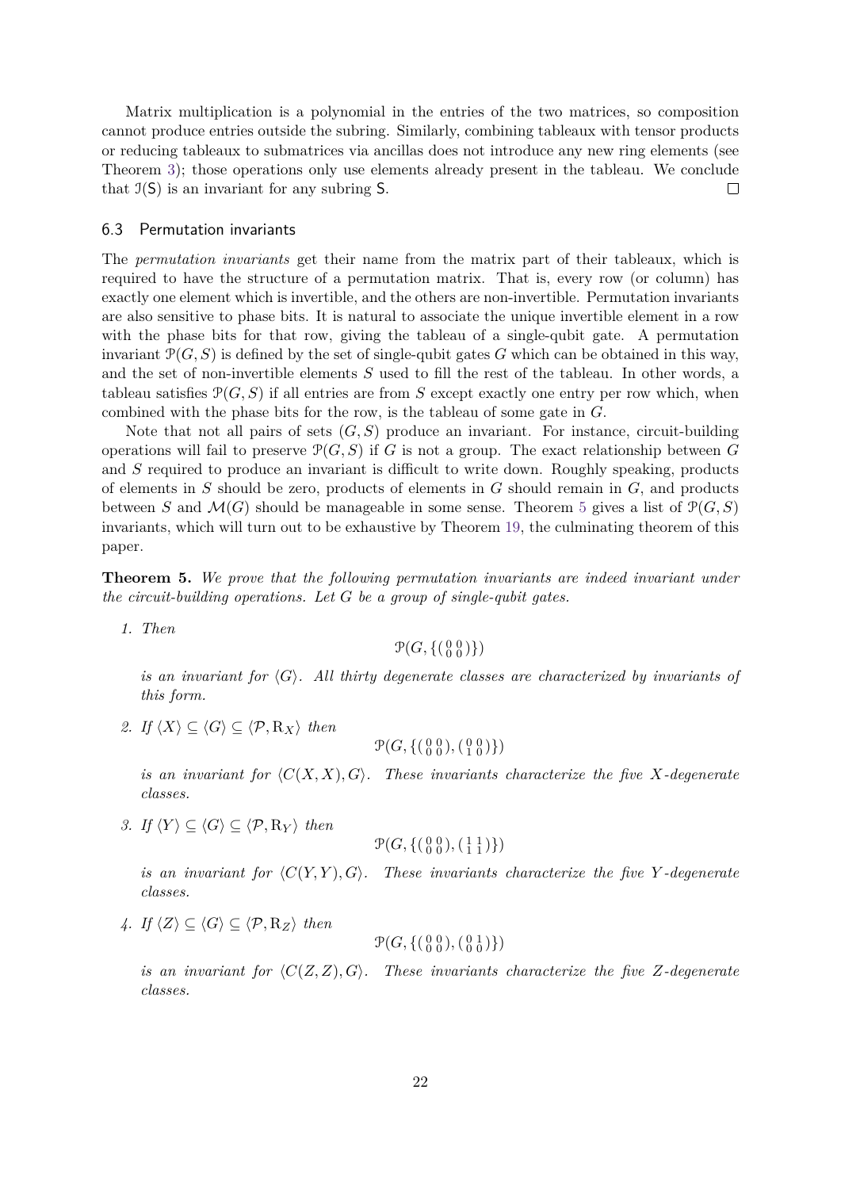Matrix multiplication is a polynomial in the entries of the two matrices, so composition cannot produce entries outside the subring. Similarly, combining tableaux with tensor products or reducing tableaux to submatrices via ancillas does not introduce any new ring elements (see Theorem 3); those operations only use elements already present in the tableau. We conclude that $\mathcal{I}(\mathsf{S})$ is an invariant for any subring $\mathsf{S}$. $\square$

### 6.3 Permutation invariants

The *permutation invariants* get their name from the matrix part of their tableaux, which is required to have the structure of a permutation matrix. That is, every row (or column) has exactly one element which is invertible, and the others are non-invertible. Permutation invariants are also sensitive to phase bits. It is natural to associate the unique invertible element in a row with the phase bits for that row, giving the tableau of a single-qubit gate. A permutation invariant $\mathcal{P}(G, S)$ is defined by the set of single-qubit gates $G$ which can be obtained in this way, and the set of non-invertible elements $S$ used to fill the rest of the tableau. In other words, a tableau satisfies $\mathcal{P}(G, S)$ if all entries are from $S$ except exactly one entry per row which, when combined with the phase bits for the row, is the tableau of some gate in $G$.

Note that not all pairs of sets $(G, S)$ produce an invariant. For instance, circuit-building operations will fail to preserve $\mathcal{P}(G, S)$ if $G$ is not a group. The exact relationship between $G$ and $S$ required to produce an invariant is difficult to write down. Roughly speaking, products of elements in $S$ should be zero, products of elements in $G$ should remain in $G$, and products between $S$ and $\mathcal{M}(G)$ should be manageable in some sense. Theorem 5 gives a list of $\mathcal{P}(G, S)$ invariants, which will turn out to be exhaustive by Theorem 19, the culminating theorem of this paper.

**Theorem 5.** *We prove that the following permutation invariants are indeed invariant under the circuit-building operations. Let $G$ be a group of single-qubit gates.*

1. *Then*
$$\mathcal{P}(G, \{(\begin{smallmatrix} 0 & 0 \\ 0 & 0 \end{smallmatrix})\})$$
*is an invariant for $\langle G \rangle$. All thirty degenerate classes are characterized by invariants of this form.*

2. *If $\langle X \rangle \subseteq \langle G \rangle \subseteq \langle \mathcal{P}, \mathrm{R}_X \rangle$ then*
$$\mathcal{P}(G, \{(\begin{smallmatrix} 0 & 0 \\ 0 & 0 \end{smallmatrix}), (\begin{smallmatrix} 0 & 0 \\ 1 & 0 \end{smallmatrix})\})$$
*is an invariant for $\langle C(X, X), G \rangle$. These invariants characterize the five $X$-degenerate classes.*

3. *If $\langle Y \rangle \subseteq \langle G \rangle \subseteq \langle \mathcal{P}, \mathrm{R}_Y \rangle$ then*
$$\mathcal{P}(G, \{(\begin{smallmatrix} 0 & 0 \\ 0 & 0 \end{smallmatrix}), (\begin{smallmatrix} 1 & 1 \\ 1 & 1 \end{smallmatrix})\})$$
*is an invariant for $\langle C(Y, Y), G \rangle$. These invariants characterize the five $Y$-degenerate classes.*

4. *If $\langle Z \rangle \subseteq \langle G \rangle \subseteq \langle \mathcal{P}, \mathrm{R}_Z \rangle$ then*
$$\mathcal{P}(G, \{(\begin{smallmatrix} 0 & 0 \\ 0 & 0 \end{smallmatrix}), (\begin{smallmatrix} 0 & 1 \\ 0 & 0 \end{smallmatrix})\})$$
*is an invariant for $\langle C(Z, Z), G \rangle$. These invariants characterize the five $Z$-degenerate classes.*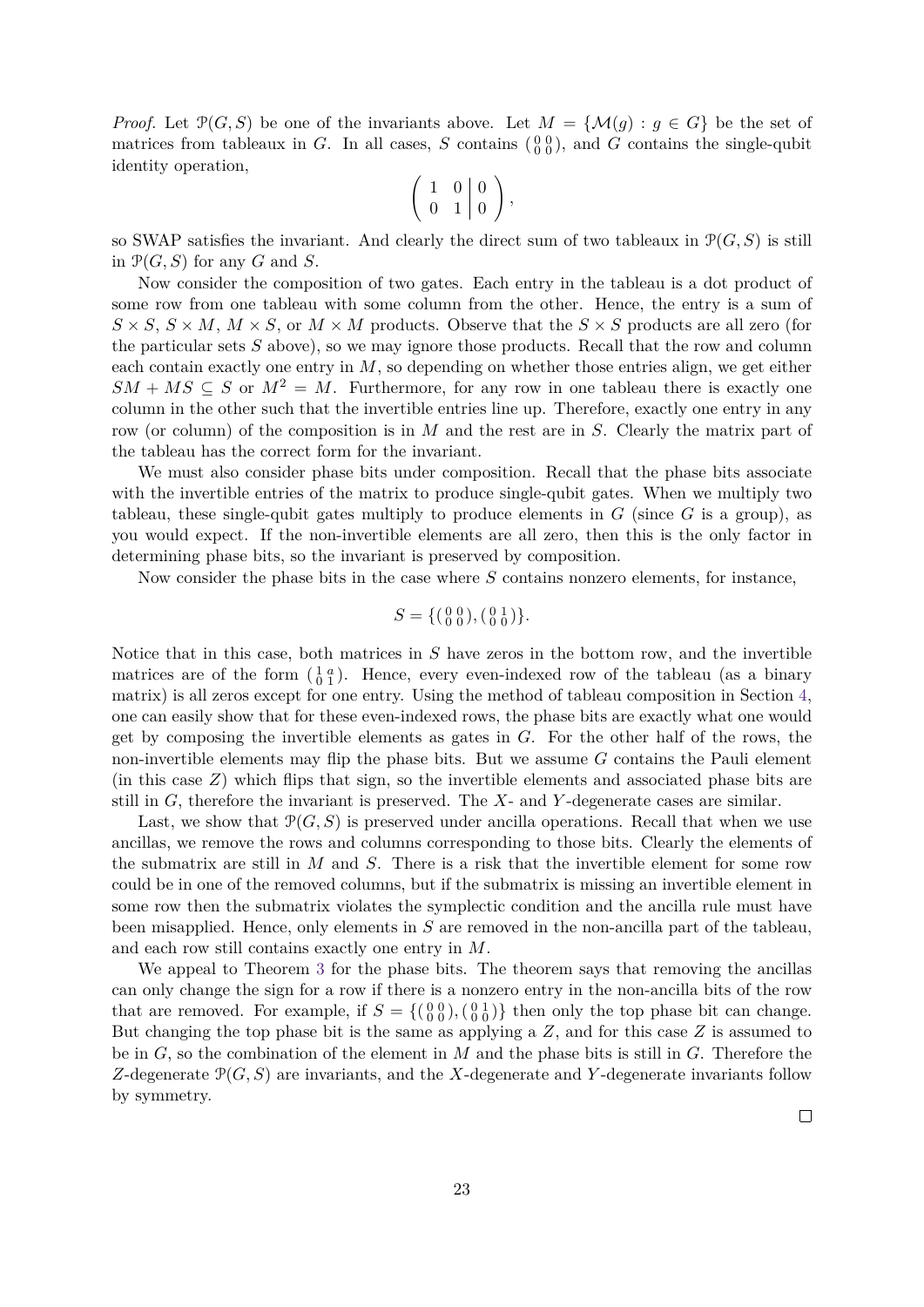*Proof.* Let $\mathcal{P}(G, S)$ be one of the invariants above. Let $M = \{\mathcal{M}(g) : g \in G\}$ be the set of matrices from tableaux in $G$. In all cases, $S$ contains $\left(\begin{smallmatrix} 0 & 0 \\ 0 & 0 \end{smallmatrix}\right)$, and $G$ contains the single-qubit identity operation,

$$\left( \begin{array}{cc|c} 1 & 0 & 0 \\ 0 & 1 & 0 \end{array} \right),$$

so SWAP satisfies the invariant. And clearly the direct sum of two tableaux in $\mathcal{P}(G, S)$ is still in $\mathcal{P}(G, S)$ for any $G$ and $S$.

Now consider the composition of two gates. Each entry in the tableau is a dot product of some row from one tableau with some column from the other. Hence, the entry is a sum of $S \times S$, $S \times M$, $M \times S$, or $M \times M$ products. Observe that the $S \times S$ products are all zero (for the particular sets $S$ above), so we may ignore those products. Recall that the row and column each contain exactly one entry in $M$, so depending on whether those entries align, we get either $SM + MS \subseteq S$ or $M^2 = M$. Furthermore, for any row in one tableau there is exactly one column in the other such that the invertible entries line up. Therefore, exactly one entry in any row (or column) of the composition is in $M$ and the rest are in $S$. Clearly the matrix part of the tableau has the correct form for the invariant.

We must also consider phase bits under composition. Recall that the phase bits associate with the invertible entries of the matrix to produce single-qubit gates. When we multiply two tableau, these single-qubit gates multiply to produce elements in $G$ (since $G$ is a group), as you would expect. If the non-invertible elements are all zero, then this is the only factor in determining phase bits, so the invariant is preserved by composition.

Now consider the phase bits in the case where $S$ contains nonzero elements, for instance,

$$S = \{\left(\begin{smallmatrix} 0 & 0 \\ 0 & 0 \end{smallmatrix}\right), \left(\begin{smallmatrix} 0 & 1 \\ 0 & 0 \end{smallmatrix}\right)\}.$$

Notice that in this case, both matrices in $S$ have zeros in the bottom row, and the invertible matrices are of the form $\left(\begin{smallmatrix} 1 & a \\ 0 & 1 \end{smallmatrix}\right)$. Hence, every even-indexed row of the tableau (as a binary matrix) is all zeros except for one entry. Using the method of tableau composition in Section 4, one can easily show that for these even-indexed rows, the phase bits are exactly what one would get by composing the invertible elements as gates in $G$. For the other half of the rows, the non-invertible elements may flip the phase bits. But we assume $G$ contains the Pauli element (in this case $Z$) which flips that sign, so the invertible elements and associated phase bits are still in $G$, therefore the invariant is preserved. The $X$- and $Y$-degenerate cases are similar.

Last, we show that $\mathcal{P}(G, S)$ is preserved under ancilla operations. Recall that when we use ancillas, we remove the rows and columns corresponding to those bits. Clearly the elements of the submatrix are still in $M$ and $S$. There is a risk that the invertible element for some row could be in one of the removed columns, but if the submatrix is missing an invertible element in some row then the submatrix violates the symplectic condition and the ancilla rule must have been misapplied. Hence, only elements in $S$ are removed in the non-ancilla part of the tableau, and each row still contains exactly one entry in $M$.

We appeal to Theorem 3 for the phase bits. The theorem says that removing the ancillas can only change the sign for a row if there is a nonzero entry in the non-ancilla bits of the row that are removed. For example, if $S = \{\left(\begin{smallmatrix} 0 & 0 \\ 0 & 0 \end{smallmatrix}\right), \left(\begin{smallmatrix} 0 & 1 \\ 0 & 0 \end{smallmatrix}\right)\}$ then only the top phase bit can change. But changing the top phase bit is the same as applying a $Z$, and for this case $Z$ is assumed to be in $G$, so the combination of the element in $M$ and the phase bits is still in $G$. Therefore the $Z$-degenerate $\mathcal{P}(G, S)$ are invariants, and the $X$-degenerate and $Y$-degenerate invariants follow by symmetry.

∎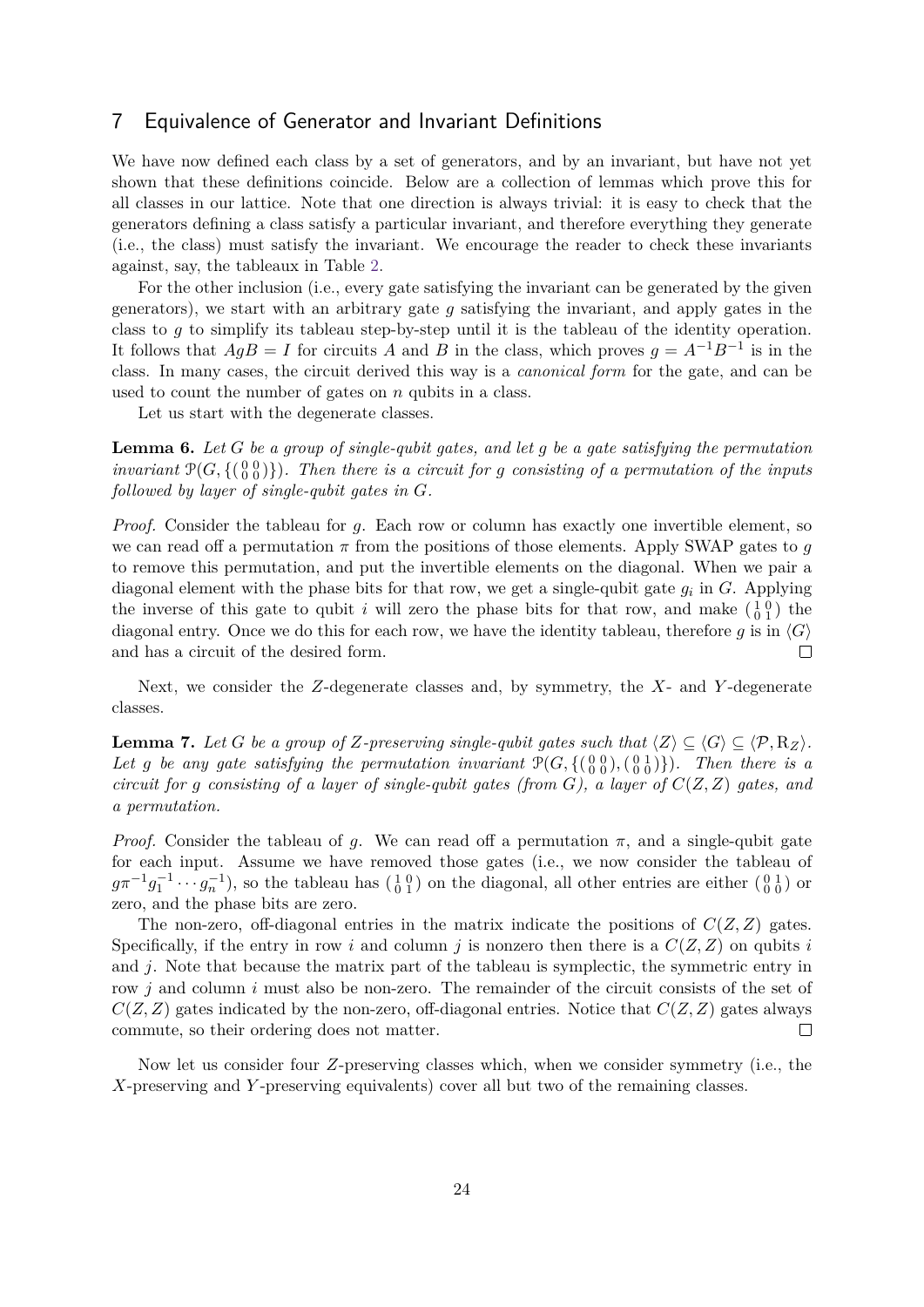## 7 Equivalence of Generator and Invariant Definitions

We have now defined each class by a set of generators, and by an invariant, but have not yet shown that these definitions coincide. Below are a collection of lemmas which prove this for all classes in our lattice. Note that one direction is always trivial: it is easy to check that the generators defining a class satisfy a particular invariant, and therefore everything they generate (i.e., the class) must satisfy the invariant. We encourage the reader to check these invariants against, say, the tableaux in Table 2.

For the other inclusion (i.e., every gate satisfying the invariant can be generated by the given generators), we start with an arbitrary gate $g$ satisfying the invariant, and apply gates in the class to $g$ to simplify its tableau step-by-step until it is the tableau of the identity operation. It follows that $AgB = I$ for circuits $A$ and $B$ in the class, which proves $g = A^{-1}B^{-1}$ is in the class. In many cases, the circuit derived this way is a *canonical form* for the gate, and can be used to count the number of gates on $n$ qubits in a class.

Let us start with the degenerate classes.

**Lemma 6.** *Let $G$ be a group of single-qubit gates, and let $g$ be a gate satisfying the permutation invariant $\mathcal{P}(G, \{\left(\begin{smallmatrix} 0 & 0 \\ 0 & 0 \end{smallmatrix}\right)\})$. Then there is a circuit for $g$ consisting of a permutation of the inputs followed by layer of single-qubit gates in $G$.*

*Proof.* Consider the tableau for $g$. Each row or column has exactly one invertible element, so we can read off a permutation $\pi$ from the positions of those elements. Apply SWAP gates to $g$ to remove this permutation, and put the invertible elements on the diagonal. When we pair a diagonal element with the phase bits for that row, we get a single-qubit gate $g_i$ in $G$. Applying the inverse of this gate to qubit $i$ will zero the phase bits for that row, and make $\left(\begin{smallmatrix} 1 & 0 \\ 0 & 1 \end{smallmatrix}\right)$ the diagonal entry. Once we do this for each row, we have the identity tableau, therefore $g$ is in $\langle G \rangle$ and has a circuit of the desired form. $\square$

Next, we consider the $Z$-degenerate classes and, by symmetry, the $X$- and $Y$-degenerate classes.

**Lemma 7.** *Let $G$ be a group of $Z$-preserving single-qubit gates such that $\langle Z \rangle \subseteq \langle G \rangle \subseteq \langle \mathcal{P}, \mathrm{R}_Z \rangle$. Let $g$ be any gate satisfying the permutation invariant $\mathcal{P}(G, \{\left(\begin{smallmatrix} 0 & 0 \\ 0 & 0 \end{smallmatrix}\right), \left(\begin{smallmatrix} 0 & 1 \\ 0 & 0 \end{smallmatrix}\right)\})$. Then there is a circuit for $g$ consisting of a layer of single-qubit gates (from $G$), a layer of $C(Z,Z)$ gates, and a permutation.*

*Proof.* Consider the tableau of $g$. We can read off a permutation $\pi$, and a single-qubit gate for each input. Assume we have removed those gates (i.e., we now consider the tableau of $g\pi^{-1}g_1^{-1} \cdots g_n^{-1}$), so the tableau has $\left(\begin{smallmatrix} 1 & 0 \\ 0 & 1 \end{smallmatrix}\right)$ on the diagonal, all other entries are either $\left(\begin{smallmatrix} 0 & 1 \\ 0 & 0 \end{smallmatrix}\right)$ or zero, and the phase bits are zero.

The non-zero, off-diagonal entries in the matrix indicate the positions of $C(Z,Z)$ gates. Specifically, if the entry in row $i$ and column $j$ is nonzero then there is a $C(Z,Z)$ on qubits $i$ and $j$. Note that because the matrix part of the tableau is symplectic, the symmetric entry in row $j$ and column $i$ must also be non-zero. The remainder of the circuit consists of the set of $C(Z,Z)$ gates indicated by the non-zero, off-diagonal entries. Notice that $C(Z,Z)$ gates always commute, so their ordering does not matter. $\square$

Now let us consider four $Z$-preserving classes which, when we consider symmetry (i.e., the $X$-preserving and $Y$-preserving equivalents) cover all but two of the remaining classes.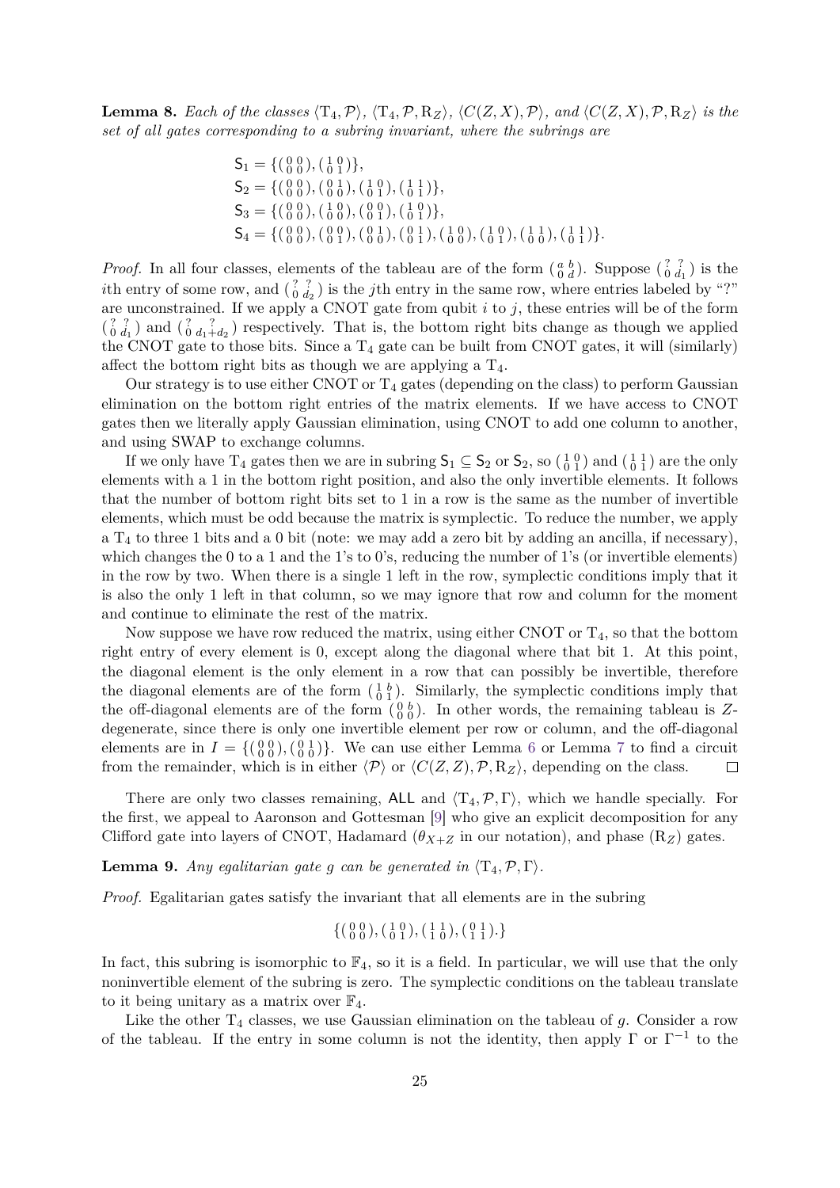**Lemma 8.** *Each of the classes $\langle \mathrm{T}_4, \mathcal{P}\rangle$, $\langle \mathrm{T}_4, \mathcal{P}, \mathrm{R}_Z\rangle$, $\langle C(Z,X), \mathcal{P}\rangle$, and $\langle C(Z,X), \mathcal{P}, \mathrm{R}_Z\rangle$ is the set of all gates corresponding to a subring invariant, where the subrings are*

$$\begin{aligned}
\mathsf{S}_1 &= \{\left(\begin{smallmatrix} 0 & 0 \\ 0 & 0 \end{smallmatrix}\right), \left(\begin{smallmatrix} 1 & 0 \\ 0 & 1 \end{smallmatrix}\right)\}, \\
\mathsf{S}_2 &= \{\left(\begin{smallmatrix} 0 & 0 \\ 0 & 0 \end{smallmatrix}\right), \left(\begin{smallmatrix} 0 & 1 \\ 0 & 0 \end{smallmatrix}\right), \left(\begin{smallmatrix} 1 & 0 \\ 0 & 1 \end{smallmatrix}\right), \left(\begin{smallmatrix} 1 & 1 \\ 0 & 1 \end{smallmatrix}\right)\}, \\
\mathsf{S}_3 &= \{\left(\begin{smallmatrix} 0 & 0 \\ 0 & 0 \end{smallmatrix}\right), \left(\begin{smallmatrix} 1 & 0 \\ 0 & 0 \end{smallmatrix}\right), \left(\begin{smallmatrix} 0 & 0 \\ 0 & 1 \end{smallmatrix}\right), \left(\begin{smallmatrix} 1 & 0 \\ 0 & 1 \end{smallmatrix}\right)\}, \\
\mathsf{S}_4 &= \{\left(\begin{smallmatrix} 0 & 0 \\ 0 & 0 \end{smallmatrix}\right), \left(\begin{smallmatrix} 0 & 0 \\ 0 & 1 \end{smallmatrix}\right), \left(\begin{smallmatrix} 0 & 1 \\ 0 & 0 \end{smallmatrix}\right), \left(\begin{smallmatrix} 0 & 1 \\ 0 & 1 \end{smallmatrix}\right), \left(\begin{smallmatrix} 1 & 0 \\ 0 & 0 \end{smallmatrix}\right), \left(\begin{smallmatrix} 1 & 0 \\ 0 & 1 \end{smallmatrix}\right), \left(\begin{smallmatrix} 1 & 1 \\ 0 & 0 \end{smallmatrix}\right), \left(\begin{smallmatrix} 1 & 1 \\ 0 & 1 \end{smallmatrix}\right)\}.
\end{aligned}$$

*Proof.* In all four classes, elements of the tableau are of the form $\left(\begin{smallmatrix} a & b \\ 0 & d \end{smallmatrix}\right)$. Suppose $\left(\begin{smallmatrix} ? & ? \\ 0 & d_1 \end{smallmatrix}\right)$ is the $i$th entry of some row, and $\left(\begin{smallmatrix} ? & ? \\ 0 & d_2 \end{smallmatrix}\right)$ is the $j$th entry in the same row, where entries labeled by "?" are unconstrained. If we apply a CNOT gate from qubit $i$ to $j$, these entries will be of the form $\left(\begin{smallmatrix} ? & ? \\ 0 & d_1 \end{smallmatrix}\right)$ and $\left(\begin{smallmatrix} ? & ? \\ 0 & d_1+d_2 \end{smallmatrix}\right)$ respectively. That is, the bottom right bits change as though we applied the CNOT gate to those bits. Since a $\mathrm{T}_4$ gate can be built from CNOT gates, it will (similarly) affect the bottom right bits as though we are applying a $\mathrm{T}_4$.

Our strategy is to use either CNOT or $\mathrm{T}_4$ gates (depending on the class) to perform Gaussian elimination on the bottom right entries of the matrix elements. If we have access to CNOT gates then we literally apply Gaussian elimination, using CNOT to add one column to another, and using SWAP to exchange columns.

If we only have $\mathrm{T}_4$ gates then we are in subring $\mathsf{S}_1 \subseteq \mathsf{S}_2$ or $\mathsf{S}_2$, so $\left(\begin{smallmatrix} 1 & 0 \\ 0 & 1 \end{smallmatrix}\right)$ and $\left(\begin{smallmatrix} 1 & 1 \\ 0 & 1 \end{smallmatrix}\right)$ are the only elements with a 1 in the bottom right position, and also the only invertible elements. It follows that the number of bottom right bits set to 1 in a row is the same as the number of invertible elements, which must be odd because the matrix is symplectic. To reduce the number, we apply a $\mathrm{T}_4$ to three 1 bits and a 0 bit (note: we may add a zero bit by adding an ancilla, if necessary), which changes the 0 to a 1 and the 1's to 0's, reducing the number of 1's (or invertible elements) in the row by two. When there is a single 1 left in the row, symplectic conditions imply that it is also the only 1 left in that column, so we may ignore that row and column for the moment and continue to eliminate the rest of the matrix.

Now suppose we have row reduced the matrix, using either CNOT or $\mathrm{T}_4$, so that the bottom right entry of every element is 0, except along the diagonal where that bit 1. At this point, the diagonal element is the only element in a row that can possibly be invertible, therefore the diagonal elements are of the form $\left(\begin{smallmatrix} 1 & b \\ 0 & 1 \end{smallmatrix}\right)$. Similarly, the symplectic conditions imply that the off-diagonal elements are of the form $\left(\begin{smallmatrix} 0 & b \\ 0 & 0 \end{smallmatrix}\right)$. In other words, the remaining tableau is $Z$-degenerate, since there is only one invertible element per row or column, and the off-diagonal elements are in $I = \{\left(\begin{smallmatrix} 0 & 0 \\ 0 & 0 \end{smallmatrix}\right), \left(\begin{smallmatrix} 0 & 1 \\ 0 & 0 \end{smallmatrix}\right)\}$. We can use either Lemma 6 or Lemma 7 to find a circuit from the remainder, which is in either $\langle \mathcal{P}\rangle$ or $\langle C(Z,Z), \mathcal{P}, \mathrm{R}_Z\rangle$, depending on the class. $\square$

There are only two classes remaining, $\mathsf{ALL}$ and $\langle \mathrm{T}_4, \mathcal{P}, \Gamma\rangle$, which we handle specially. For the first, we appeal to Aaronson and Gottesman [9] who give an explicit decomposition for any Clifford gate into layers of CNOT, Hadamard ($\theta_{X+Z}$ in our notation), and phase ($\mathrm{R}_Z$) gates.

**Lemma 9.** *Any egalitarian gate $g$ can be generated in $\langle \mathrm{T}_4, \mathcal{P}, \Gamma\rangle$.*

*Proof.* Egalitarian gates satisfy the invariant that all elements are in the subring

$$\{\left(\begin{smallmatrix} 0 & 0 \\ 0 & 0 \end{smallmatrix}\right), \left(\begin{smallmatrix} 1 & 0 \\ 0 & 1 \end{smallmatrix}\right), \left(\begin{smallmatrix} 1 & 1 \\ 1 & 0 \end{smallmatrix}\right), \left(\begin{smallmatrix} 0 & 1 \\ 1 & 1 \end{smallmatrix}\right).\}$$

In fact, this subring is isomorphic to $\mathbb{F}_4$, so it is a field. In particular, we will use that the only noninvertible element of the subring is zero. The symplectic conditions on the tableau translate to it being unitary as a matrix over $\mathbb{F}_4$.

Like the other $\mathrm{T}_4$ classes, we use Gaussian elimination on the tableau of $g$. Consider a row of the tableau. If the entry in some column is not the identity, then apply $\Gamma$ or $\Gamma^{-1}$ to the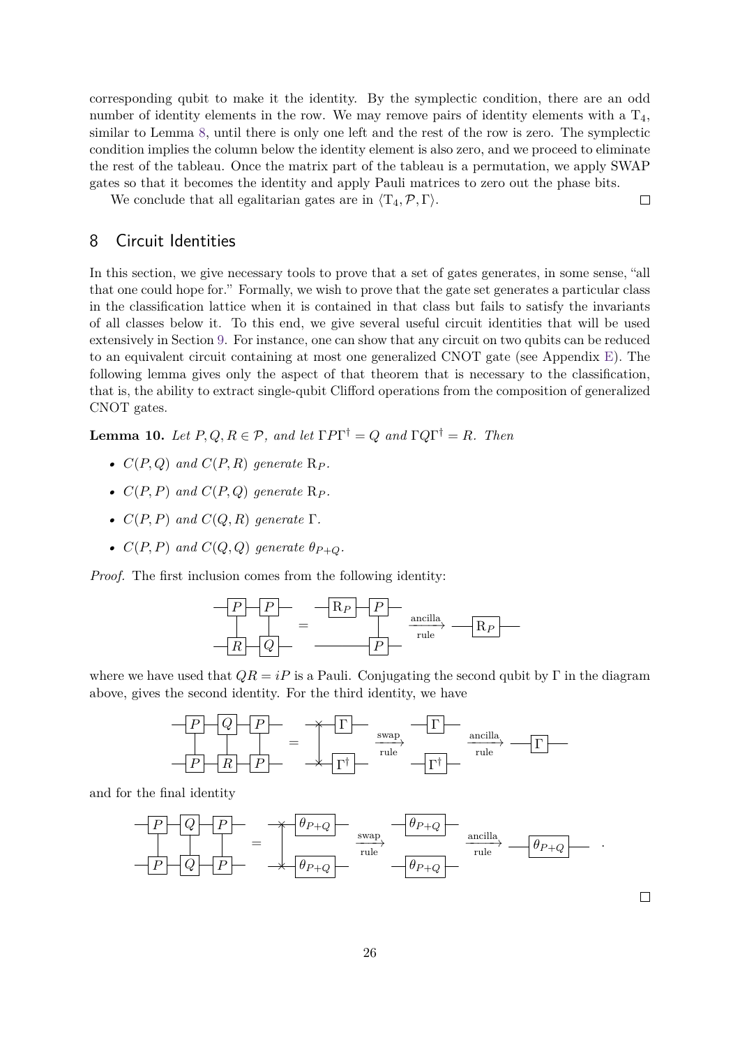corresponding qubit to make it the identity. By the symplectic condition, there are an odd number of identity elements in the row. We may remove pairs of identity elements with a $\mathrm{T}_4$, similar to Lemma 8, until there is only one left and the rest of the row is zero. The symplectic condition implies the column below the identity element is also zero, and we proceed to eliminate the rest of the tableau. Once the matrix part of the tableau is a permutation, we apply SWAP gates so that it becomes the identity and apply Pauli matrices to zero out the phase bits.

We conclude that all egalitarian gates are in $\langle \mathrm{T}_4, \mathcal{P}, \Gamma \rangle$. ☐

## 8 Circuit Identities

In this section, we give necessary tools to prove that a set of gates generates, in some sense, "all that one could hope for." Formally, we wish to prove that the gate set generates a particular class in the classification lattice when it is contained in that class but fails to satisfy the invariants of all classes below it. To this end, we give several useful circuit identities that will be used extensively in Section 9. For instance, one can show that any circuit on two qubits can be reduced to an equivalent circuit containing at most one generalized CNOT gate (see Appendix E). The following lemma gives only the aspect of that theorem that is necessary to the classification, that is, the ability to extract single-qubit Clifford operations from the composition of generalized CNOT gates.

**Lemma 10.** *Let $P, Q, R \in \mathcal{P}$, and let $\Gamma P \Gamma^\dagger = Q$ and $\Gamma Q \Gamma^\dagger = R$. Then*

- *$C(P, Q)$ and $C(P, R)$ generate $\mathrm{R}_P$.*
- *$C(P, P)$ and $C(P, Q)$ generate $\mathrm{R}_P$.*
- *$C(P, P)$ and $C(Q, R)$ generate $\Gamma$.*
- *$C(P, P)$ and $C(Q, Q)$ generate $\theta_{P+Q}$.*

*Proof.* The first inclusion comes from the following identity:

$$C(P,R)\cdot C(P,Q) \;=\; (\mathrm{R}_P \otimes I)\, C(P,P) \;\xrightarrow[\text{rule}]{\text{ancilla}}\; \mathrm{R}_P$$

where we have used that $QR = iP$ is a Pauli. Conjugating the second qubit by $\Gamma$ in the diagram above, gives the second identity. For the third identity, we have

$$C(P,P)\cdot C(Q,R)\cdot C(P,P) \;=\; (\Gamma \otimes \Gamma^\dagger)\,\mathrm{SWAP} \;\xrightarrow[\text{rule}]{\text{swap}}\; \Gamma \otimes \Gamma^\dagger \;\xrightarrow[\text{rule}]{\text{ancilla}}\; \Gamma$$

and for the final identity

$$C(P,P)\cdot C(Q,Q)\cdot C(P,P) \;=\; (\theta_{P+Q} \otimes \theta_{P+Q})\,\mathrm{SWAP} \;\xrightarrow[\text{rule}]{\text{swap}}\; \theta_{P+Q} \otimes \theta_{P+Q} \;\xrightarrow[\text{rule}]{\text{ancilla}}\; \theta_{P+Q}\,.$$

☐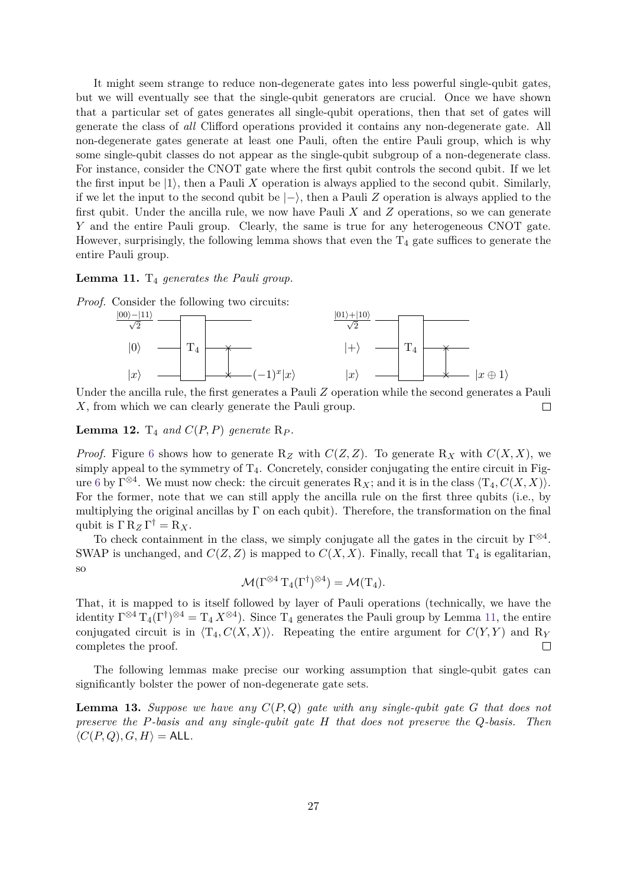It might seem strange to reduce non-degenerate gates into less powerful single-qubit gates, but we will eventually see that the single-qubit generators are crucial. Once we have shown that a particular set of gates generates all single-qubit operations, then that set of gates will generate the class of *all* Clifford operations provided it contains any non-degenerate gate. All non-degenerate gates generate at least one Pauli, often the entire Pauli group, which is why some single-qubit classes do not appear as the single-qubit subgroup of a non-degenerate class. For instance, consider the CNOT gate where the first qubit controls the second qubit. If we let the first input be $|1\rangle$, then a Pauli $X$ operation is always applied to the second qubit. Similarly, if we let the input to the second qubit be $|-\rangle$, then a Pauli $Z$ operation is always applied to the first qubit. Under the ancilla rule, we now have Pauli $X$ and $Z$ operations, so we can generate $Y$ and the entire Pauli group. Clearly, the same is true for any heterogeneous CNOT gate. However, surprisingly, the following lemma shows that even the $\mathrm{T}_4$ gate suffices to generate the entire Pauli group.

**Lemma 11.** *$\mathrm{T}_4$ generates the Pauli group.*

*Proof.* Consider the following two circuits:

Circuit 1: inputs $\frac{|00\rangle-|11\rangle}{\sqrt{2}}$, $|0\rangle$, $|x\rangle$ into $\mathrm{T}_4$, followed by a SWAP on the last two wires; output on the last wire $(-1)^x|x\rangle$.

Circuit 2: inputs $\frac{|01\rangle+|10\rangle}{\sqrt{2}}$, $|+\rangle$, $|x\rangle$ into $\mathrm{T}_4$, followed by a SWAP on the last two wires; output on the last wire $|x \oplus 1\rangle$.

Under the ancilla rule, the first generates a Pauli $Z$ operation while the second generates a Pauli $X$, from which we can clearly generate the Pauli group. $\square$

**Lemma 12.** *$\mathrm{T}_4$ and $C(P,P)$ generate $\mathrm{R}_P$.*

*Proof.* Figure 6 shows how to generate $\mathrm{R}_Z$ with $C(Z,Z)$. To generate $\mathrm{R}_X$ with $C(X,X)$, we simply appeal to the symmetry of $\mathrm{T}_4$. Concretely, consider conjugating the entire circuit in Figure 6 by $\Gamma^{\otimes 4}$. We must now check: the circuit generates $\mathrm{R}_X$; and it is in the class $\langle \mathrm{T}_4, C(X,X)\rangle$. For the former, note that we can still apply the ancilla rule on the first three qubits (i.e., by multiplying the original ancillas by $\Gamma$ on each qubit). Therefore, the transformation on the final qubit is $\Gamma\,\mathrm{R}_Z\,\Gamma^\dagger = \mathrm{R}_X$.

To check containment in the class, we simply conjugate all the gates in the circuit by $\Gamma^{\otimes 4}$. SWAP is unchanged, and $C(Z,Z)$ is mapped to $C(X,X)$. Finally, recall that $\mathrm{T}_4$ is egalitarian, so

$$\mathcal{M}(\Gamma^{\otimes 4}\,\mathrm{T}_4(\Gamma^\dagger)^{\otimes 4}) = \mathcal{M}(\mathrm{T}_4).$$

That, it is mapped to is itself followed by layer of Pauli operations (technically, we have the identity $\Gamma^{\otimes 4}\,\mathrm{T}_4(\Gamma^\dagger)^{\otimes 4} = \mathrm{T}_4\,X^{\otimes 4}$). Since $\mathrm{T}_4$ generates the Pauli group by Lemma 11, the entire conjugated circuit is in $\langle \mathrm{T}_4, C(X,X)\rangle$. Repeating the entire argument for $C(Y,Y)$ and $\mathrm{R}_Y$ completes the proof. $\square$

The following lemmas make precise our working assumption that single-qubit gates can significantly bolster the power of non-degenerate gate sets.

**Lemma 13.** *Suppose we have any $C(P,Q)$ gate with any single-qubit gate $G$ that does not preserve the $P$-basis and any single-qubit gate $H$ that does not preserve the $Q$-basis. Then $\langle C(P,Q), G, H\rangle = \mathsf{ALL}$.*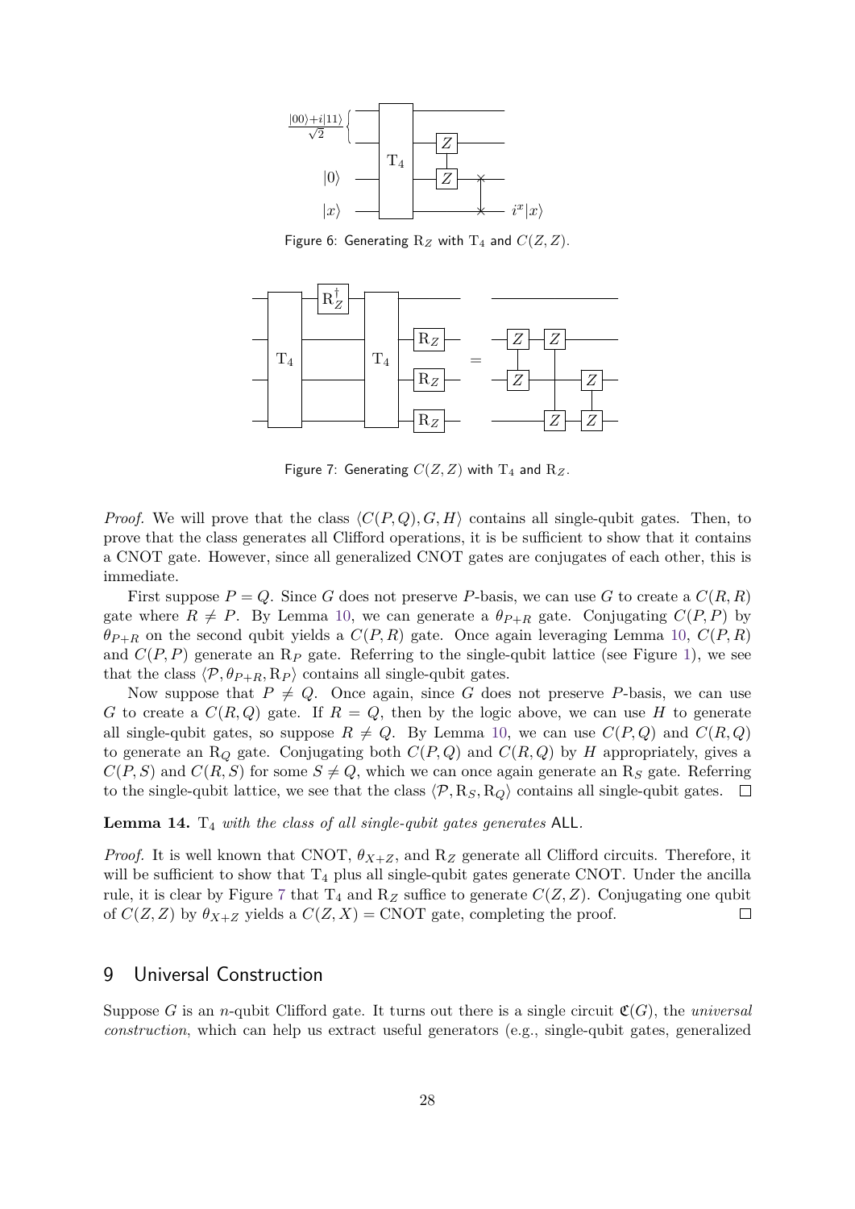Figure 6: Generating $\mathrm{R}_Z$ with $\mathrm{T}_4$ and $C(Z, Z)$.

Figure 7: Generating $C(Z, Z)$ with $\mathrm{T}_4$ and $\mathrm{R}_Z$.

*Proof.* We will prove that the class $\langle C(P, Q), G, H\rangle$ contains all single-qubit gates. Then, to prove that the class generates all Clifford operations, it is be sufficient to show that it contains a CNOT gate. However, since all generalized CNOT gates are conjugates of each other, this is immediate.

First suppose $P = Q$. Since $G$ does not preserve $P$-basis, we can use $G$ to create a $C(R, R)$ gate where $R \neq P$. By Lemma 10, we can generate a $\theta_{P+R}$ gate. Conjugating $C(P, P)$ by $\theta_{P+R}$ on the second qubit yields a $C(P, R)$ gate. Once again leveraging Lemma 10, $C(P, R)$ and $C(P, P)$ generate an $\mathrm{R}_P$ gate. Referring to the single-qubit lattice (see Figure 1), we see that the class $\langle \mathcal{P}, \theta_{P+R}, \mathrm{R}_P\rangle$ contains all single-qubit gates.

Now suppose that $P \neq Q$. Once again, since $G$ does not preserve $P$-basis, we can use $G$ to create a $C(R, Q)$ gate. If $R = Q$, then by the logic above, we can use $H$ to generate all single-qubit gates, so suppose $R \neq Q$. By Lemma 10, we can use $C(P, Q)$ and $C(R, Q)$ to generate an $\mathrm{R}_Q$ gate. Conjugating both $C(P, Q)$ and $C(R, Q)$ by $H$ appropriately, gives a $C(P, S)$ and $C(R, S)$ for some $S \neq Q$, which we can once again generate an $\mathrm{R}_S$ gate. Referring to the single-qubit lattice, we see that the class $\langle \mathcal{P}, \mathrm{R}_S, \mathrm{R}_Q\rangle$ contains all single-qubit gates. ☐

**Lemma 14.** $\mathrm{T}_4$ *with the class of all single-qubit gates generates* ALL.

*Proof.* It is well known that CNOT, $\theta_{X+Z}$, and $\mathrm{R}_Z$ generate all Clifford circuits. Therefore, it will be sufficient to show that $\mathrm{T}_4$ plus all single-qubit gates generate CNOT. Under the ancilla rule, it is clear by Figure 7 that $\mathrm{T}_4$ and $\mathrm{R}_Z$ suffice to generate $C(Z, Z)$. Conjugating one qubit of $C(Z, Z)$ by $\theta_{X+Z}$ yields a $C(Z, X) = \text{CNOT}$ gate, completing the proof. ☐

## 9 Universal Construction

Suppose $G$ is an $n$-qubit Clifford gate. It turns out there is a single circuit $\mathfrak{C}(G)$, the *universal construction*, which can help us extract useful generators (e.g., single-qubit gates, generalized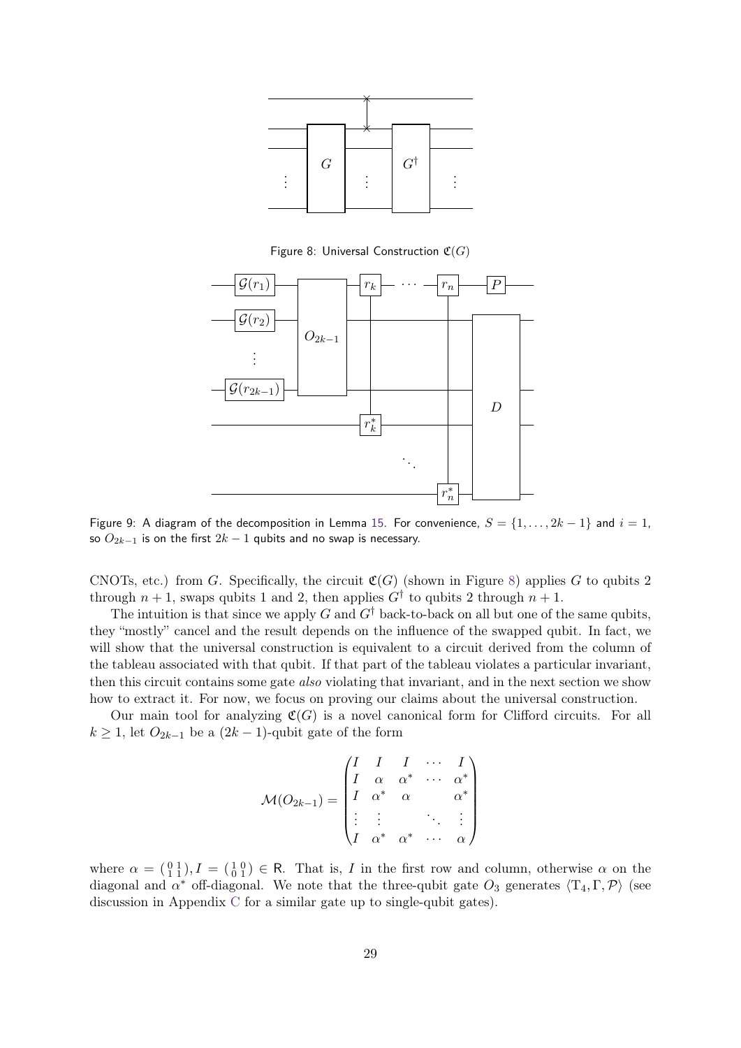Figure 8: Universal Construction $\mathfrak{C}(G)$

Figure 9: A diagram of the decomposition in Lemma 15. For convenience, $S = \{1, \ldots, 2k-1\}$ and $i = 1$, so $O_{2k-1}$ is on the first $2k-1$ qubits and no swap is necessary.

CNOTs, etc.) from $G$. Specifically, the circuit $\mathfrak{C}(G)$ (shown in Figure 8) applies $G$ to qubits 2 through $n+1$, swaps qubits 1 and 2, then applies $G^\dagger$ to qubits 2 through $n+1$.

The intuition is that since we apply $G$ and $G^\dagger$ back-to-back on all but one of the same qubits, they "mostly" cancel and the result depends on the influence of the swapped qubit. In fact, we will show that the universal construction is equivalent to a circuit derived from the column of the tableau associated with that qubit. If that part of the tableau violates a particular invariant, then this circuit contains some gate *also* violating that invariant, and in the next section we show how to extract it. For now, we focus on proving our claims about the universal construction.

Our main tool for analyzing $\mathfrak{C}(G)$ is a novel canonical form for Clifford circuits. For all $k \geq 1$, let $O_{2k-1}$ be a $(2k-1)$-qubit gate of the form

$$\mathcal{M}(O_{2k-1}) = \begin{pmatrix} I & I & I & \cdots & I \\ I & \alpha & \alpha^* & \cdots & \alpha^* \\ I & \alpha^* & \alpha & & \alpha^* \\ \vdots & \vdots & & \ddots & \vdots \\ I & \alpha^* & \alpha^* & \cdots & \alpha \end{pmatrix}$$

where $\alpha = \left(\begin{smallmatrix} 0 & 1 \\ 1 & 1 \end{smallmatrix}\right), I = \left(\begin{smallmatrix} 1 & 0 \\ 0 & 1 \end{smallmatrix}\right) \in \mathsf{R}$. That is, $I$ in the first row and column, otherwise $\alpha$ on the diagonal and $\alpha^*$ off-diagonal. We note that the three-qubit gate $O_3$ generates $\langle \mathrm{T}_4, \Gamma, \mathcal{P} \rangle$ (see discussion in Appendix C for a similar gate up to single-qubit gates).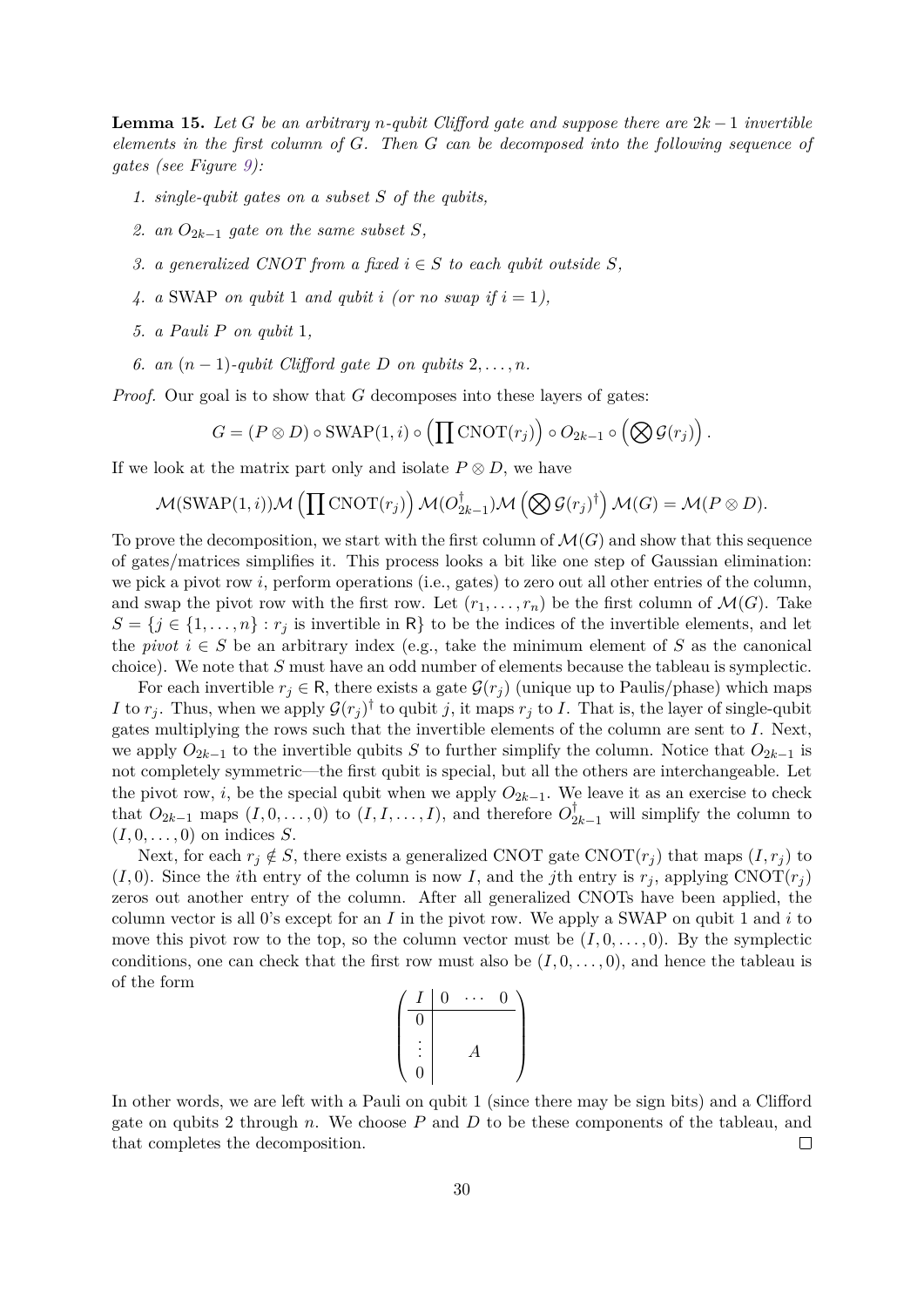**Lemma 15.** *Let $G$ be an arbitrary $n$-qubit Clifford gate and suppose there are $2k-1$ invertible elements in the first column of $G$. Then $G$ can be decomposed into the following sequence of gates (see Figure 9):*

1. *single-qubit gates on a subset $S$ of the qubits,*
2. *an $O_{2k-1}$ gate on the same subset $S$,*
3. *a generalized CNOT from a fixed $i \in S$ to each qubit outside $S$,*
4. *a* SWAP *on qubit* 1 *and qubit $i$ (or no swap if $i = 1$),*
5. *a Pauli $P$ on qubit* 1*,*
6. *an $(n-1)$-qubit Clifford gate $D$ on qubits $2, \ldots, n$.*

*Proof.* Our goal is to show that $G$ decomposes into these layers of gates:

$$G = (P \otimes D) \circ \mathrm{SWAP}(1, i) \circ \left( \prod \mathrm{CNOT}(r_j) \right) \circ O_{2k-1} \circ \left( \bigotimes \mathcal{G}(r_j) \right).$$

If we look at the matrix part only and isolate $P \otimes D$, we have

$$\mathcal{M}(\mathrm{SWAP}(1, i)) \mathcal{M} \left( \prod \mathrm{CNOT}(r_j) \right) \mathcal{M}(O_{2k-1}^\dagger) \mathcal{M} \left( \bigotimes \mathcal{G}(r_j)^\dagger \right) \mathcal{M}(G) = \mathcal{M}(P \otimes D).$$

To prove the decomposition, we start with the first column of $\mathcal{M}(G)$ and show that this sequence of gates/matrices simplifies it. This process looks a bit like one step of Gaussian elimination: we pick a pivot row $i$, perform operations (i.e., gates) to zero out all other entries of the column, and swap the pivot row with the first row. Let $(r_1, \ldots, r_n)$ be the first column of $\mathcal{M}(G)$. Take $S = \{j \in \{1, \ldots, n\} : r_j \text{ is invertible in } \mathsf{R}\}$ to be the indices of the invertible elements, and let the *pivot* $i \in S$ be an arbitrary index (e.g., take the minimum element of $S$ as the canonical choice). We note that $S$ must have an odd number of elements because the tableau is symplectic.

For each invertible $r_j \in \mathsf{R}$, there exists a gate $\mathcal{G}(r_j)$ (unique up to Paulis/phase) which maps $I$ to $r_j$. Thus, when we apply $\mathcal{G}(r_j)^\dagger$ to qubit $j$, it maps $r_j$ to $I$. That is, the layer of single-qubit gates multiplying the rows such that the invertible elements of the column are sent to $I$. Next, we apply $O_{2k-1}$ to the invertible qubits $S$ to further simplify the column. Notice that $O_{2k-1}$ is not completely symmetric—the first qubit is special, but all the others are interchangeable. Let the pivot row, $i$, be the special qubit when we apply $O_{2k-1}$. We leave it as an exercise to check that $O_{2k-1}$ maps $(I, 0, \ldots, 0)$ to $(I, I, \ldots, I)$, and therefore $O_{2k-1}^\dagger$ will simplify the column to $(I, 0, \ldots, 0)$ on indices $S$.

Next, for each $r_j \notin S$, there exists a generalized CNOT gate $\mathrm{CNOT}(r_j)$ that maps $(I, r_j)$ to $(I, 0)$. Since the $i$th entry of the column is now $I$, and the $j$th entry is $r_j$, applying $\mathrm{CNOT}(r_j)$ zeros out another entry of the column. After all generalized CNOTs have been applied, the column vector is all 0's except for an $I$ in the pivot row. We apply a SWAP on qubit 1 and $i$ to move this pivot row to the top, so the column vector must be $(I, 0, \ldots, 0)$. By the symplectic conditions, one can check that the first row must also be $(I, 0, \ldots, 0)$, and hence the tableau is of the form

$$\left( \begin{array}{c|ccc} I & 0 & \cdots & 0 \\ \hline 0 & & & \\ \vdots & & A & \\ 0 & & & \end{array} \right)$$

In other words, we are left with a Pauli on qubit 1 (since there may be sign bits) and a Clifford gate on qubits 2 through $n$. We choose $P$ and $D$ to be these components of the tableau, and that completes the decomposition. ∎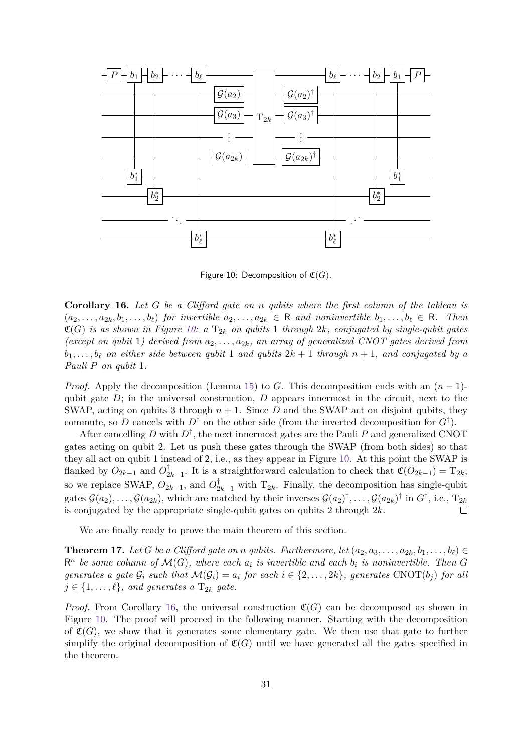Figure 10: Decomposition of $\mathfrak{C}(G)$.

**Corollary 16.** *Let $G$ be a Clifford gate on $n$ qubits where the first column of the tableau is $(a_2, \ldots, a_{2k}, b_1, \ldots, b_\ell)$ for invertible $a_2, \ldots, a_{2k} \in \mathsf{R}$ and noninvertible $b_1, \ldots, b_\ell \in \mathsf{R}$. Then $\mathfrak{C}(G)$ is as shown in Figure 10: a $\mathrm{T}_{2k}$ on qubits 1 through $2k$, conjugated by single-qubit gates (except on qubit 1) derived from $a_2, \ldots, a_{2k}$, an array of generalized CNOT gates derived from $b_1, \ldots, b_\ell$ on either side between qubit 1 and qubits $2k+1$ through $n+1$, and conjugated by a Pauli $P$ on qubit 1.*

*Proof.* Apply the decomposition (Lemma 15) to $G$. This decomposition ends with an $(n-1)$-qubit gate $D$; in the universal construction, $D$ appears innermost in the circuit, next to the SWAP, acting on qubits 3 through $n+1$. Since $D$ and the SWAP act on disjoint qubits, they commute, so $D$ cancels with $D^\dagger$ on the other side (from the inverted decomposition for $G^\dagger$).

After cancelling $D$ with $D^\dagger$, the next innermost gates are the Pauli $P$ and generalized CNOT gates acting on qubit 2. Let us push these gates through the SWAP (from both sides) so that they all act on qubit 1 instead of 2, i.e., as they appear in Figure 10. At this point the SWAP is flanked by $O_{2k-1}$ and $O_{2k-1}^\dagger$. It is a straightforward calculation to check that $\mathfrak{C}(O_{2k-1}) = \mathrm{T}_{2k}$, so we replace SWAP, $O_{2k-1}$, and $O_{2k-1}^\dagger$ with $\mathrm{T}_{2k}$. Finally, the decomposition has single-qubit gates $\mathcal{G}(a_2), \ldots, \mathcal{G}(a_{2k})$, which are matched by their inverses $\mathcal{G}(a_2)^\dagger, \ldots, \mathcal{G}(a_{2k})^\dagger$ in $G^\dagger$, i.e., $\mathrm{T}_{2k}$ is conjugated by the appropriate single-qubit gates on qubits 2 through $2k$. $\square$

We are finally ready to prove the main theorem of this section.

**Theorem 17.** *Let $G$ be a Clifford gate on $n$ qubits. Furthermore, let $(a_2, a_3, \ldots, a_{2k}, b_1, \ldots, b_\ell) \in \mathsf{R}^n$ be some column of $\mathcal{M}(G)$, where each $a_i$ is invertible and each $b_i$ is noninvertible. Then $G$ generates a gate $\mathcal{G}_i$ such that $\mathcal{M}(\mathcal{G}_i) = a_i$ for each $i \in \{2, \ldots, 2k\}$, generates $\mathrm{CNOT}(b_j)$ for all $j \in \{1, \ldots, \ell\}$, and generates a $\mathrm{T}_{2k}$ gate.*

*Proof.* From Corollary 16, the universal construction $\mathfrak{C}(G)$ can be decomposed as shown in Figure 10. The proof will proceed in the following manner. Starting with the decomposition of $\mathfrak{C}(G)$, we show that it generates some elementary gate. We then use that gate to further simplify the original decomposition of $\mathfrak{C}(G)$ until we have generated all the gates specified in the theorem.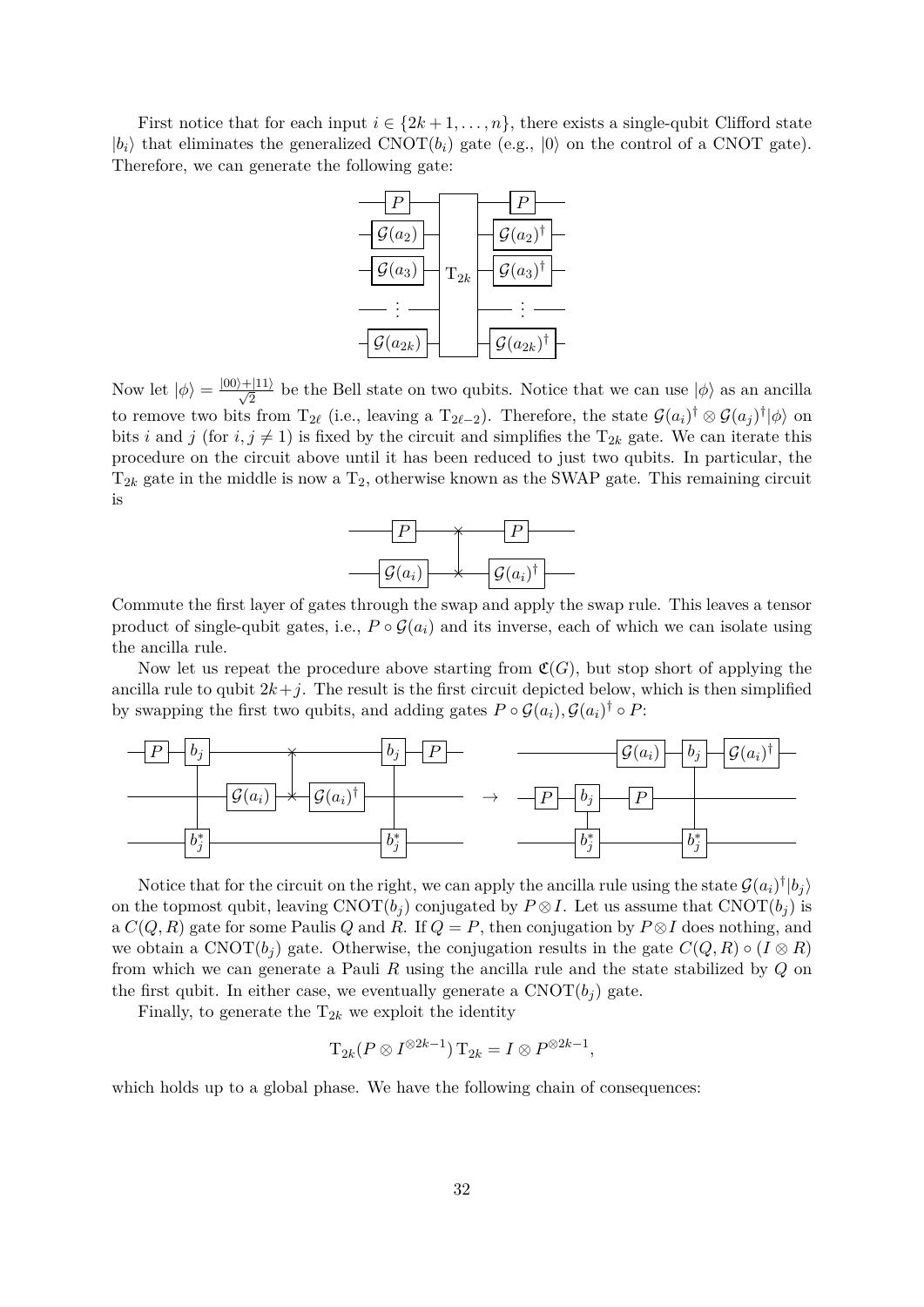First notice that for each input $i \in \{2k+1, \ldots, n\}$, there exists a single-qubit Clifford state $|b_i\rangle$ that eliminates the generalized $\text{CNOT}(b_i)$ gate (e.g., $|0\rangle$ on the control of a CNOT gate). Therefore, we can generate the following gate:

Now let $|\phi\rangle = \frac{|00\rangle+|11\rangle}{\sqrt{2}}$ be the Bell state on two qubits. Notice that we can use $|\phi\rangle$ as an ancilla to remove two bits from $\mathrm{T}_{2\ell}$ (i.e., leaving a $\mathrm{T}_{2\ell-2}$). Therefore, the state $\mathcal{G}(a_i)^\dagger \otimes \mathcal{G}(a_j)^\dagger|\phi\rangle$ on bits $i$ and $j$ (for $i, j \neq 1$) is fixed by the circuit and simplifies the $\mathrm{T}_{2k}$ gate. We can iterate this procedure on the circuit above until it has been reduced to just two qubits. In particular, the $\mathrm{T}_{2k}$ gate in the middle is now a $\mathrm{T}_2$, otherwise known as the SWAP gate. This remaining circuit is

Commute the first layer of gates through the swap and apply the swap rule. This leaves a tensor product of single-qubit gates, i.e., $P \circ \mathcal{G}(a_i)$ and its inverse, each of which we can isolate using the ancilla rule.

Now let us repeat the procedure above starting from $\mathfrak{C}(G)$, but stop short of applying the ancilla rule to qubit $2k+j$. The result is the first circuit depicted below, which is then simplified by swapping the first two qubits, and adding gates $P \circ \mathcal{G}(a_i), \mathcal{G}(a_i)^\dagger \circ P$:

Notice that for the circuit on the right, we can apply the ancilla rule using the state $\mathcal{G}(a_i)^\dagger|b_j\rangle$ on the topmost qubit, leaving $\text{CNOT}(b_j)$ conjugated by $P \otimes I$. Let us assume that $\text{CNOT}(b_j)$ is a $C(Q, R)$ gate for some Paulis $Q$ and $R$. If $Q = P$, then conjugation by $P \otimes I$ does nothing, and we obtain a $\text{CNOT}(b_j)$ gate. Otherwise, the conjugation results in the gate $C(Q, R) \circ (I \otimes R)$ from which we can generate a Pauli $R$ using the ancilla rule and the state stabilized by $Q$ on the first qubit. In either case, we eventually generate a $\text{CNOT}(b_j)$ gate.

Finally, to generate the $\mathrm{T}_{2k}$ we exploit the identity

$$\mathrm{T}_{2k}(P \otimes I^{\otimes 2k-1})\,\mathrm{T}_{2k} = I \otimes P^{\otimes 2k-1},$$

which holds up to a global phase. We have the following chain of consequences: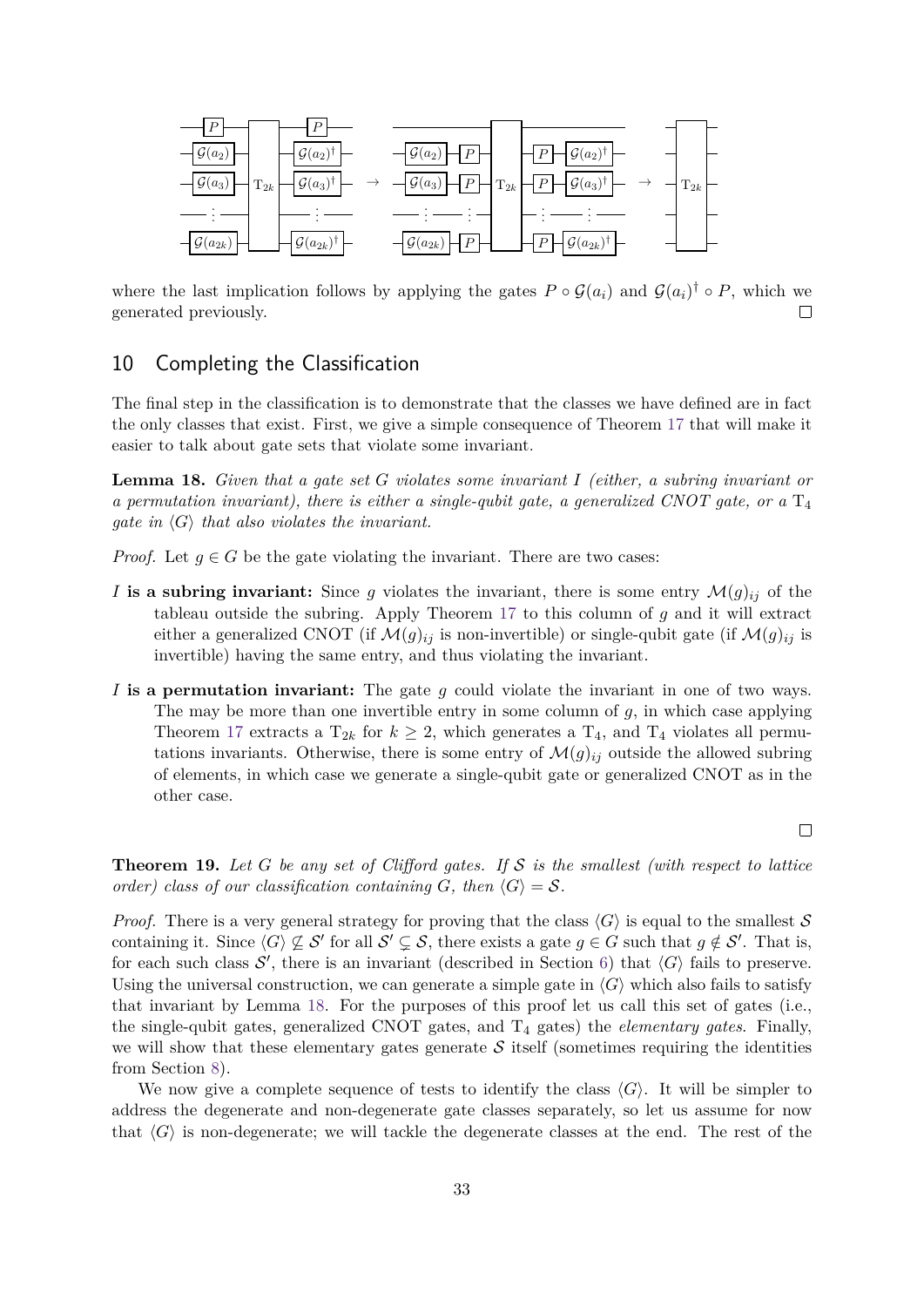where the last implication follows by applying the gates $P \circ \mathcal{G}(a_i)$ and $\mathcal{G}(a_i)^\dagger \circ P$, which we generated previously. □

## 10 Completing the Classification

The final step in the classification is to demonstrate that the classes we have defined are in fact the only classes that exist. First, we give a simple consequence of Theorem 17 that will make it easier to talk about gate sets that violate some invariant.

**Lemma 18.** *Given that a gate set $G$ violates some invariant $I$ (either, a subring invariant or a permutation invariant), there is either a single-qubit gate, a generalized CNOT gate, or a $\mathrm{T}_4$ gate in $\langle G \rangle$ that also violates the invariant.*

*Proof.* Let $g \in G$ be the gate violating the invariant. There are two cases:

- **$I$ is a subring invariant:** Since $g$ violates the invariant, there is some entry $\mathcal{M}(g)_{ij}$ of the tableau outside the subring. Apply Theorem 17 to this column of $g$ and it will extract either a generalized CNOT (if $\mathcal{M}(g)_{ij}$ is non-invertible) or single-qubit gate (if $\mathcal{M}(g)_{ij}$ is invertible) having the same entry, and thus violating the invariant.
- **$I$ is a permutation invariant:** The gate $g$ could violate the invariant in one of two ways. The may be more than one invertible entry in some column of $g$, in which case applying Theorem 17 extracts a $\mathrm{T}_{2k}$ for $k \geq 2$, which generates a $\mathrm{T}_4$, and $\mathrm{T}_4$ violates all permutations invariants. Otherwise, there is some entry of $\mathcal{M}(g)_{ij}$ outside the allowed subring of elements, in which case we generate a single-qubit gate or generalized CNOT as in the other case.

□

**Theorem 19.** *Let $G$ be any set of Clifford gates. If $\mathcal{S}$ is the smallest (with respect to lattice order) class of our classification containing $G$, then $\langle G \rangle = \mathcal{S}$.*

*Proof.* There is a very general strategy for proving that the class $\langle G \rangle$ is equal to the smallest $\mathcal{S}$ containing it. Since $\langle G \rangle \not\subseteq \mathcal{S}'$ for all $\mathcal{S}' \subsetneq \mathcal{S}$, there exists a gate $g \in G$ such that $g \notin \mathcal{S}'$. That is, for each such class $\mathcal{S}'$, there is an invariant (described in Section 6) that $\langle G \rangle$ fails to preserve. Using the universal construction, we can generate a simple gate in $\langle G \rangle$ which also fails to satisfy that invariant by Lemma 18. For the purposes of this proof let us call this set of gates (i.e., the single-qubit gates, generalized CNOT gates, and $\mathrm{T}_4$ gates) the *elementary gates*. Finally, we will show that these elementary gates generate $\mathcal{S}$ itself (sometimes requiring the identities from Section 8).

We now give a complete sequence of tests to identify the class $\langle G \rangle$. It will be simpler to address the degenerate and non-degenerate gate classes separately, so let us assume for now that $\langle G \rangle$ is non-degenerate; we will tackle the degenerate classes at the end. The rest of the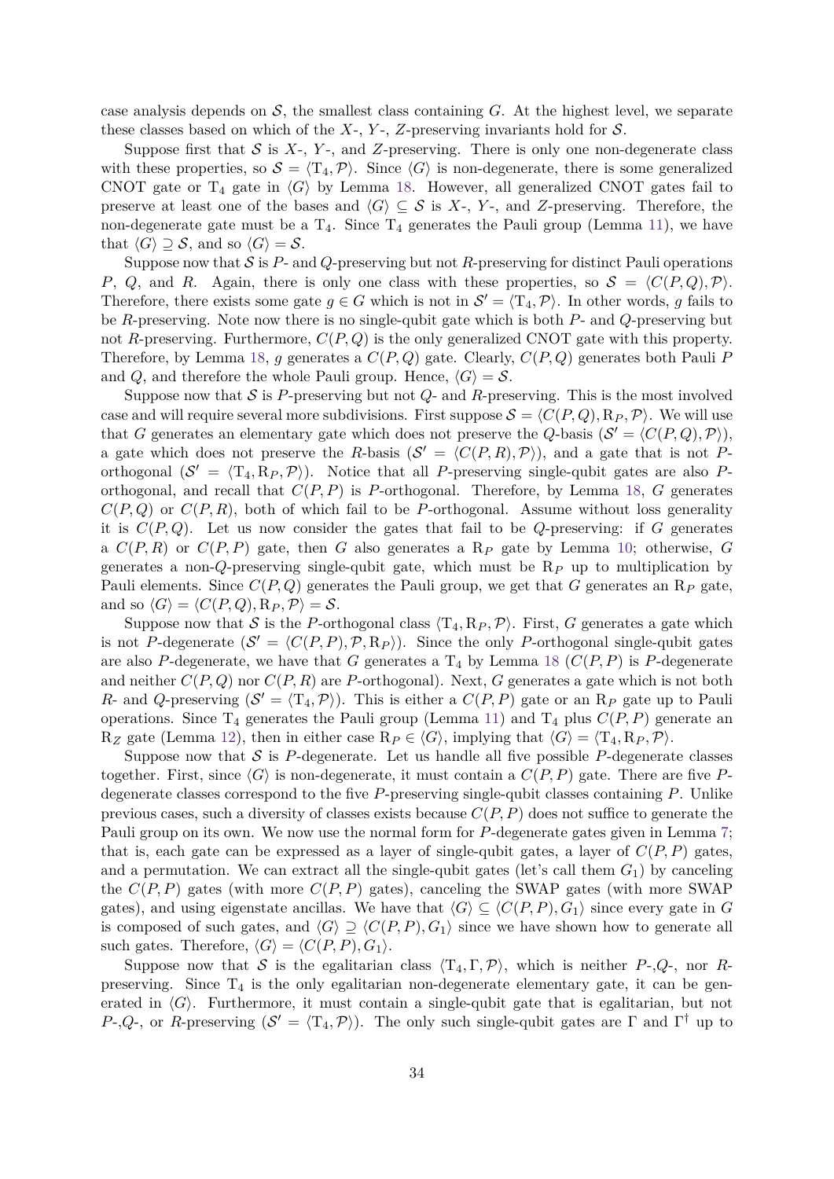case analysis depends on $\mathcal{S}$, the smallest class containing $G$. At the highest level, we separate these classes based on which of the $X$-, $Y$-, $Z$-preserving invariants hold for $\mathcal{S}$.

Suppose first that $\mathcal{S}$ is $X$-, $Y$-, and $Z$-preserving. There is only one non-degenerate class with these properties, so $\mathcal{S} = \langle \mathrm{T}_4, \mathcal{P} \rangle$. Since $\langle G \rangle$ is non-degenerate, there is some generalized CNOT gate or $\mathrm{T}_4$ gate in $\langle G \rangle$ by Lemma 18. However, all generalized CNOT gates fail to preserve at least one of the bases and $\langle G \rangle \subseteq \mathcal{S}$ is $X$-, $Y$-, and $Z$-preserving. Therefore, the non-degenerate gate must be a $\mathrm{T}_4$. Since $\mathrm{T}_4$ generates the Pauli group (Lemma 11), we have that $\langle G \rangle \supseteq \mathcal{S}$, and so $\langle G \rangle = \mathcal{S}$.

Suppose now that $\mathcal{S}$ is $P$- and $Q$-preserving but not $R$-preserving for distinct Pauli operations $P$, $Q$, and $R$. Again, there is only one class with these properties, so $\mathcal{S} = \langle C(P,Q), \mathcal{P} \rangle$. Therefore, there exists some gate $g \in G$ which is not in $\mathcal{S}' = \langle \mathrm{T}_4, \mathcal{P} \rangle$. In other words, $g$ fails to be $R$-preserving. Note now there is no single-qubit gate which is both $P$- and $Q$-preserving but not $R$-preserving. Furthermore, $C(P,Q)$ is the only generalized CNOT gate with this property. Therefore, by Lemma 18, $g$ generates a $C(P,Q)$ gate. Clearly, $C(P,Q)$ generates both Pauli $P$ and $Q$, and therefore the whole Pauli group. Hence, $\langle G \rangle = \mathcal{S}$.

Suppose now that $\mathcal{S}$ is $P$-preserving but not $Q$- and $R$-preserving. This is the most involved case and will require several more subdivisions. First suppose $\mathcal{S} = \langle C(P,Q), \mathrm{R}_P, \mathcal{P} \rangle$. We will use that $G$ generates an elementary gate which does not preserve the $Q$-basis ($\mathcal{S}' = \langle C(P,Q), \mathcal{P} \rangle$), a gate which does not preserve the $R$-basis ($\mathcal{S}' = \langle C(P,R), \mathcal{P} \rangle$), and a gate that is not $P$-orthogonal ($\mathcal{S}' = \langle \mathrm{T}_4, \mathrm{R}_P, \mathcal{P} \rangle$). Notice that all $P$-preserving single-qubit gates are also $P$-orthogonal, and recall that $C(P,P)$ is $P$-orthogonal. Therefore, by Lemma 18, $G$ generates $C(P,Q)$ or $C(P,R)$, both of which fail to be $P$-orthogonal. Assume without loss generality it is $C(P,Q)$. Let us now consider the gates that fail to be $Q$-preserving: if $G$ generates a $C(P,R)$ or $C(P,P)$ gate, then $G$ also generates a $\mathrm{R}_P$ gate by Lemma 10; otherwise, $G$ generates a non-$Q$-preserving single-qubit gate, which must be $\mathrm{R}_P$ up to multiplication by Pauli elements. Since $C(P,Q)$ generates the Pauli group, we get that $G$ generates an $\mathrm{R}_P$ gate, and so $\langle G \rangle = \langle C(P,Q), \mathrm{R}_P, \mathcal{P} \rangle = \mathcal{S}$.

Suppose now that $\mathcal{S}$ is the $P$-orthogonal class $\langle \mathrm{T}_4, \mathrm{R}_P, \mathcal{P} \rangle$. First, $G$ generates a gate which is not $P$-degenerate ($\mathcal{S}' = \langle C(P,P), \mathcal{P}, \mathrm{R}_P \rangle$). Since the only $P$-orthogonal single-qubit gates are also $P$-degenerate, we have that $G$ generates a $\mathrm{T}_4$ by Lemma 18 ($C(P,P)$ is $P$-degenerate and neither $C(P,Q)$ nor $C(P,R)$ are $P$-orthogonal). Next, $G$ generates a gate which is not both $R$- and $Q$-preserving ($\mathcal{S}' = \langle \mathrm{T}_4, \mathcal{P} \rangle$). This is either a $C(P,P)$ gate or an $\mathrm{R}_P$ gate up to Pauli operations. Since $\mathrm{T}_4$ generates the Pauli group (Lemma 11) and $\mathrm{T}_4$ plus $C(P,P)$ generate an $\mathrm{R}_Z$ gate (Lemma 12), then in either case $\mathrm{R}_P \in \langle G \rangle$, implying that $\langle G \rangle = \langle \mathrm{T}_4, \mathrm{R}_P, \mathcal{P} \rangle$.

Suppose now that $\mathcal{S}$ is $P$-degenerate. Let us handle all five possible $P$-degenerate classes together. First, since $\langle G \rangle$ is non-degenerate, it must contain a $C(P,P)$ gate. There are five $P$-degenerate classes correspond to the five $P$-preserving single-qubit classes containing $P$. Unlike previous cases, such a diversity of classes exists because $C(P,P)$ does not suffice to generate the Pauli group on its own. We now use the normal form for $P$-degenerate gates given in Lemma 7; that is, each gate can be expressed as a layer of single-qubit gates, a layer of $C(P,P)$ gates, and a permutation. We can extract all the single-qubit gates (let's call them $G_1$) by canceling the $C(P,P)$ gates (with more $C(P,P)$ gates), canceling the SWAP gates (with more SWAP gates), and using eigenstate ancillas. We have that $\langle G \rangle \subseteq \langle C(P,P), G_1 \rangle$ since every gate in $G$ is composed of such gates, and $\langle G \rangle \supseteq \langle C(P,P), G_1 \rangle$ since we have shown how to generate all such gates. Therefore, $\langle G \rangle = \langle C(P,P), G_1 \rangle$.

Suppose now that $\mathcal{S}$ is the egalitarian class $\langle \mathrm{T}_4, \Gamma, \mathcal{P} \rangle$, which is neither $P$-,$Q$-, nor $R$-preserving. Since $\mathrm{T}_4$ is the only egalitarian non-degenerate elementary gate, it can be generated in $\langle G \rangle$. Furthermore, it must contain a single-qubit gate that is egalitarian, but not $P$-,$Q$-, or $R$-preserving ($\mathcal{S}' = \langle \mathrm{T}_4, \mathcal{P} \rangle$). The only such single-qubit gates are $\Gamma$ and $\Gamma^\dagger$ up to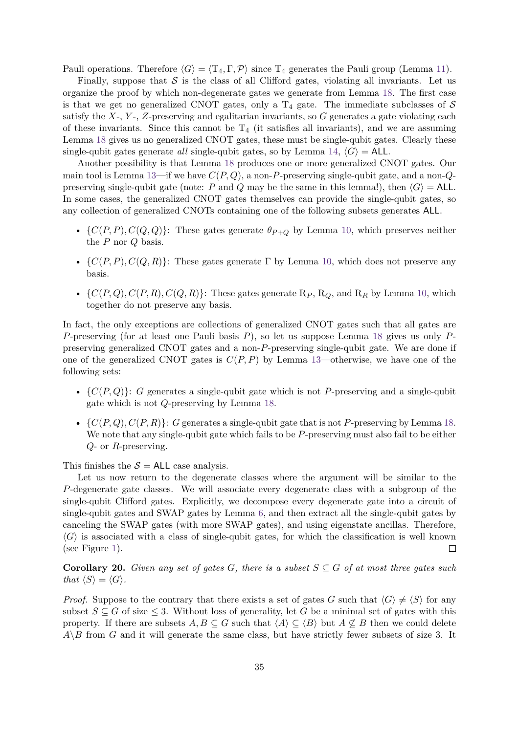Pauli operations. Therefore $\langle G \rangle = \langle \mathrm{T}_4, \Gamma, \mathcal{P} \rangle$ since $\mathrm{T}_4$ generates the Pauli group (Lemma 11).

Finally, suppose that $\mathcal{S}$ is the class of all Clifford gates, violating all invariants. Let us organize the proof by which non-degenerate gates we generate from Lemma 18. The first case is that we get no generalized CNOT gates, only a $\mathrm{T}_4$ gate. The immediate subclasses of $\mathcal{S}$ satisfy the $X$-, $Y$-, $Z$-preserving and egalitarian invariants, so $G$ generates a gate violating each of these invariants. Since this cannot be $\mathrm{T}_4$ (it satisfies all invariants), and we are assuming Lemma 18 gives us no generalized CNOT gates, these must be single-qubit gates. Clearly these single-qubit gates generate *all* single-qubit gates, so by Lemma 14, $\langle G \rangle = \mathsf{ALL}$.

Another possibility is that Lemma 18 produces one or more generalized CNOT gates. Our main tool is Lemma 13—if we have $C(P, Q)$, a non-$P$-preserving single-qubit gate, and a non-$Q$-preserving single-qubit gate (note: $P$ and $Q$ may be the same in this lemma!), then $\langle G \rangle = \mathsf{ALL}$. In some cases, the generalized CNOT gates themselves can provide the single-qubit gates, so any collection of generalized CNOTs containing one of the following subsets generates $\mathsf{ALL}$.

- $\{C(P, P), C(Q, Q)\}$: These gates generate $\theta_{P+Q}$ by Lemma 10, which preserves neither the $P$ nor $Q$ basis.
- $\{C(P, P), C(Q, R)\}$: These gates generate $\Gamma$ by Lemma 10, which does not preserve any basis.
- $\{C(P, Q), C(P, R), C(Q, R)\}$: These gates generate $\mathrm{R}_P$, $\mathrm{R}_Q$, and $\mathrm{R}_R$ by Lemma 10, which together do not preserve any basis.

In fact, the only exceptions are collections of generalized CNOT gates such that all gates are $P$-preserving (for at least one Pauli basis $P$), so let us suppose Lemma 18 gives us only $P$-preserving generalized CNOT gates and a non-$P$-preserving single-qubit gate. We are done if one of the generalized CNOT gates is $C(P, P)$ by Lemma 13—otherwise, we have one of the following sets:

- $\{C(P, Q)\}$: $G$ generates a single-qubit gate which is not $P$-preserving and a single-qubit gate which is not $Q$-preserving by Lemma 18.
- $\{C(P, Q), C(P, R)\}$: $G$ generates a single-qubit gate that is not $P$-preserving by Lemma 18. We note that any single-qubit gate which fails to be $P$-preserving must also fail to be either $Q$- or $R$-preserving.

This finishes the $\mathcal{S} = \mathsf{ALL}$ case analysis.

Let us now return to the degenerate classes where the argument will be similar to the $P$-degenerate gate classes. We will associate every degenerate class with a subgroup of the single-qubit Clifford gates. Explicitly, we decompose every degenerate gate into a circuit of single-qubit gates and SWAP gates by Lemma 6, and then extract all the single-qubit gates by canceling the SWAP gates (with more SWAP gates), and using eigenstate ancillas. Therefore, $\langle G \rangle$ is associated with a class of single-qubit gates, for which the classification is well known (see Figure 1). ◻

**Corollary 20.** *Given any set of gates $G$, there is a subset $S \subseteq G$ of at most three gates such that $\langle S \rangle = \langle G \rangle$.*

*Proof.* Suppose to the contrary that there exists a set of gates $G$ such that $\langle G \rangle \neq \langle S \rangle$ for any subset $S \subseteq G$ of size $\leq 3$. Without loss of generality, let $G$ be a minimal set of gates with this property. If there are subsets $A, B \subseteq G$ such that $\langle A \rangle \subseteq \langle B \rangle$ but $A \not\subseteq B$ then we could delete $A \backslash B$ from $G$ and it will generate the same class, but have strictly fewer subsets of size 3. It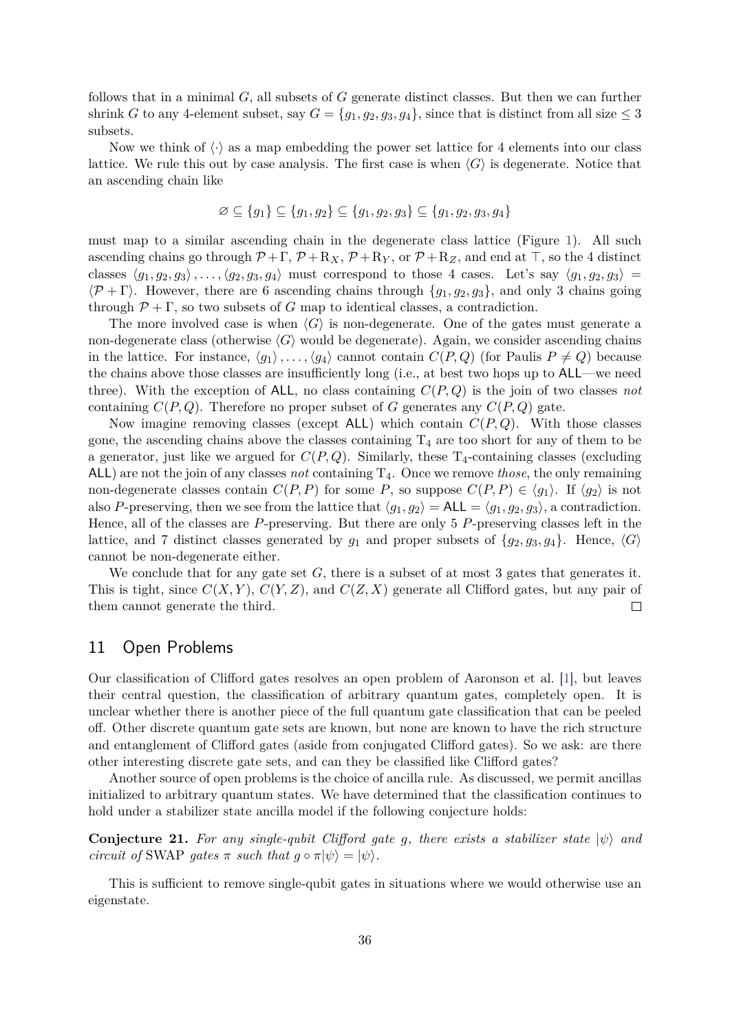follows that in a minimal $G$, all subsets of $G$ generate distinct classes. But then we can further shrink $G$ to any 4-element subset, say $G = \{g_1, g_2, g_3, g_4\}$, since that is distinct from all size $\leq 3$ subsets.

Now we think of $\langle \cdot \rangle$ as a map embedding the power set lattice for 4 elements into our class lattice. We rule this out by case analysis. The first case is when $\langle G \rangle$ is degenerate. Notice that an ascending chain like

$$\varnothing \subseteq \{g_1\} \subseteq \{g_1, g_2\} \subseteq \{g_1, g_2, g_3\} \subseteq \{g_1, g_2, g_3, g_4\}$$

must map to a similar ascending chain in the degenerate class lattice (Figure 1). All such ascending chains go through $\mathcal{P} + \Gamma$, $\mathcal{P} + \mathrm{R}_X$, $\mathcal{P} + \mathrm{R}_Y$, or $\mathcal{P} + \mathrm{R}_Z$, and end at $\top$, so the 4 distinct classes $\langle g_1, g_2, g_3 \rangle, \ldots, \langle g_2, g_3, g_4 \rangle$ must correspond to those 4 cases. Let's say $\langle g_1, g_2, g_3 \rangle = \langle \mathcal{P} + \Gamma \rangle$. However, there are 6 ascending chains through $\{g_1, g_2, g_3\}$, and only 3 chains going through $\mathcal{P} + \Gamma$, so two subsets of $G$ map to identical classes, a contradiction.

The more involved case is when $\langle G \rangle$ is non-degenerate. One of the gates must generate a non-degenerate class (otherwise $\langle G \rangle$ would be degenerate). Again, we consider ascending chains in the lattice. For instance, $\langle g_1 \rangle, \ldots, \langle g_4 \rangle$ cannot contain $C(P, Q)$ (for Paulis $P \neq Q$) because the chains above those classes are insufficiently long (i.e., at best two hops up to $\mathsf{ALL}$—we need three). With the exception of $\mathsf{ALL}$, no class containing $C(P, Q)$ is the join of two classes *not* containing $C(P, Q)$. Therefore no proper subset of $G$ generates any $C(P, Q)$ gate.

Now imagine removing classes (except $\mathsf{ALL}$) which contain $C(P, Q)$. With those classes gone, the ascending chains above the classes containing $\mathrm{T}_4$ are too short for any of them to be a generator, just like we argued for $C(P, Q)$. Similarly, these $\mathrm{T}_4$-containing classes (excluding $\mathsf{ALL}$) are not the join of any classes *not* containing $\mathrm{T}_4$. Once we remove *those*, the only remaining non-degenerate classes contain $C(P, P)$ for some $P$, so suppose $C(P, P) \in \langle g_1 \rangle$. If $\langle g_2 \rangle$ is not also $P$-preserving, then we see from the lattice that $\langle g_1, g_2 \rangle = \mathsf{ALL} = \langle g_1, g_2, g_3 \rangle$, a contradiction. Hence, all of the classes are $P$-preserving. But there are only 5 $P$-preserving classes left in the lattice, and 7 distinct classes generated by $g_1$ and proper subsets of $\{g_2, g_3, g_4\}$. Hence, $\langle G \rangle$ cannot be non-degenerate either.

We conclude that for any gate set $G$, there is a subset of at most 3 gates that generates it. This is tight, since $C(X, Y)$, $C(Y, Z)$, and $C(Z, X)$ generate all Clifford gates, but any pair of them cannot generate the third. ☐

## 11 Open Problems

Our classification of Clifford gates resolves an open problem of Aaronson et al. [1], but leaves their central question, the classification of arbitrary quantum gates, completely open. It is unclear whether there is another piece of the full quantum gate classification that can be peeled off. Other discrete quantum gate sets are known, but none are known to have the rich structure and entanglement of Clifford gates (aside from conjugated Clifford gates). So we ask: are there other interesting discrete gate sets, and can they be classified like Clifford gates?

Another source of open problems is the choice of ancilla rule. As discussed, we permit ancillas initialized to arbitrary quantum states. We have determined that the classification continues to hold under a stabilizer state ancilla model if the following conjecture holds:

**Conjecture 21.** *For any single-qubit Clifford gate $g$, there exists a stabilizer state $|\psi\rangle$ and circuit of* SWAP *gates $\pi$ such that $g \circ \pi |\psi\rangle = |\psi\rangle$.*

This is sufficient to remove single-qubit gates in situations where we would otherwise use an eigenstate.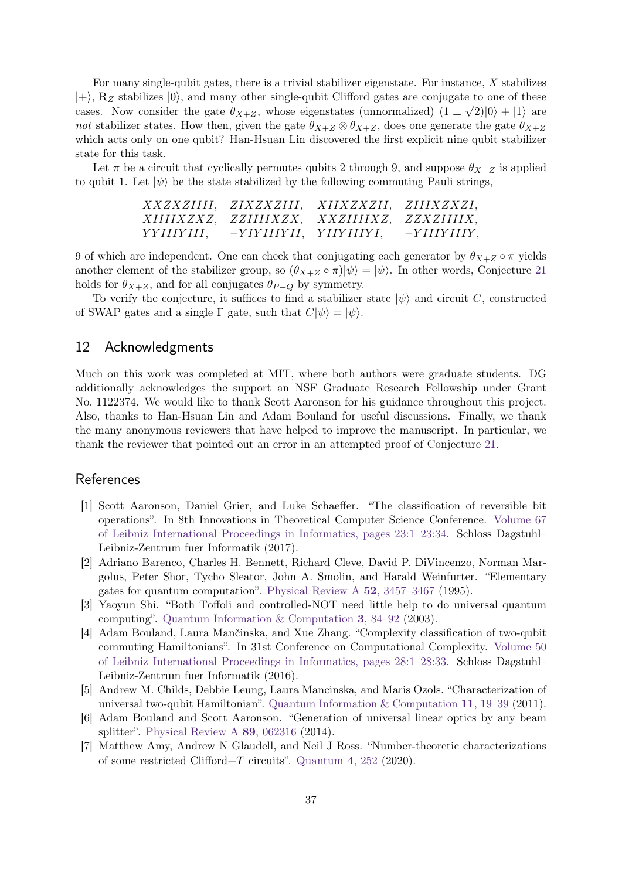For many single-qubit gates, there is a trivial stabilizer eigenstate. For instance, $X$ stabilizes $|+\rangle$, $\mathrm{R}_Z$ stabilizes $|0\rangle$, and many other single-qubit Clifford gates are conjugate to one of these cases. Now consider the gate $\theta_{X+Z}$, whose eigenstates (unnormalized) $(1 \pm \sqrt{2})|0\rangle + |1\rangle$ are *not* stabilizer states. How then, given the gate $\theta_{X+Z} \otimes \theta_{X+Z}$, does one generate the gate $\theta_{X+Z}$ which acts only on one qubit? Han-Hsuan Lin discovered the first explicit nine qubit stabilizer state for this task.

Let $\pi$ be a circuit that cyclically permutes qubits 2 through 9, and suppose $\theta_{X+Z}$ is applied to qubit 1. Let $|\psi\rangle$ be the state stabilized by the following commuting Pauli strings,

$$
\begin{array}{llll}
XXZXZIIII, & ZIXZXZIII, & XIIXZXZII, & ZIIIXZXZI, \\
XIIIIXZXZ, & ZZIIIIXZX, & XXZIIIIXZ, & ZZXZIIIIX, \\
YYIIIYIII, & -YIYIIIYII, & YIIYIIIYI, & -YIIIYIIIY,
\end{array}
$$

9 of which are independent. One can check that conjugating each generator by $\theta_{X+Z} \circ \pi$ yields another element of the stabilizer group, so $(\theta_{X+Z} \circ \pi)|\psi\rangle = |\psi\rangle$. In other words, Conjecture 21 holds for $\theta_{X+Z}$, and for all conjugates $\theta_{P+Q}$ by symmetry.

To verify the conjecture, it suffices to find a stabilizer state $|\psi\rangle$ and circuit $C$, constructed of SWAP gates and a single $\Gamma$ gate, such that $C|\psi\rangle = |\psi\rangle$.

## 12 Acknowledgments

Much on this work was completed at MIT, where both authors were graduate students. DG additionally acknowledges the support an NSF Graduate Research Fellowship under Grant No. 1122374. We would like to thank Scott Aaronson for his guidance throughout this project. Also, thanks to Han-Hsuan Lin and Adam Bouland for useful discussions. Finally, we thank the many anonymous reviewers that have helped to improve the manuscript. In particular, we thank the reviewer that pointed out an error in an attempted proof of Conjecture 21.

## References

[1] Scott Aaronson, Daniel Grier, and Luke Schaeffer. "The classification of reversible bit operations". In 8th Innovations in Theoretical Computer Science Conference. Volume 67 of Leibniz International Proceedings in Informatics, pages 23:1–23:34. Schloss Dagstuhl–Leibniz-Zentrum fuer Informatik (2017).

[2] Adriano Barenco, Charles H. Bennett, Richard Cleve, David P. DiVincenzo, Norman Margolus, Peter Shor, Tycho Sleator, John A. Smolin, and Harald Weinfurter. "Elementary gates for quantum computation". Physical Review A **52**, 3457–3467 (1995).

[3] Yaoyun Shi. "Both Toffoli and controlled-NOT need little help to do universal quantum computing". Quantum Information & Computation **3**, 84–92 (2003).

[4] Adam Bouland, Laura Mančinska, and Xue Zhang. "Complexity classification of two-qubit commuting Hamiltonians". In 31st Conference on Computational Complexity. Volume 50 of Leibniz International Proceedings in Informatics, pages 28:1–28:33. Schloss Dagstuhl–Leibniz-Zentrum fuer Informatik (2016).

[5] Andrew M. Childs, Debbie Leung, Laura Mancinska, and Maris Ozols. "Characterization of universal two-qubit Hamiltonian". Quantum Information & Computation **11**, 19–39 (2011).

[6] Adam Bouland and Scott Aaronson. "Generation of universal linear optics by any beam splitter". Physical Review A **89**, 062316 (2014).

[7] Matthew Amy, Andrew N Glaudell, and Neil J Ross. "Number-theoretic characterizations of some restricted Clifford+$T$ circuits". Quantum **4**, 252 (2020).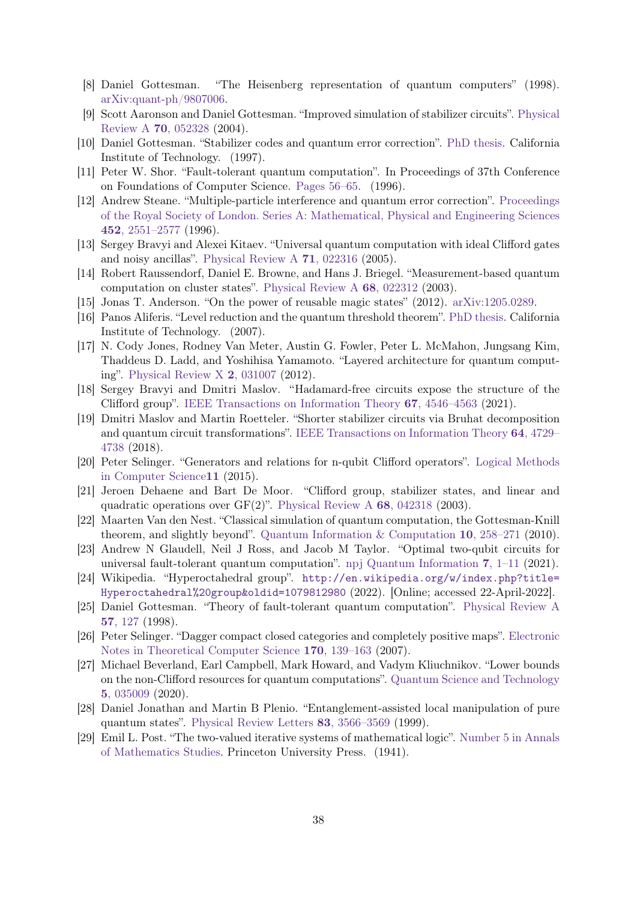[8] Daniel Gottesman. "The Heisenberg representation of quantum computers" (1998). arXiv:quant-ph/9807006.

[9] Scott Aaronson and Daniel Gottesman. "Improved simulation of stabilizer circuits". Physical Review A **70**, 052328 (2004).

[10] Daniel Gottesman. "Stabilizer codes and quantum error correction". PhD thesis. California Institute of Technology. (1997).

[11] Peter W. Shor. "Fault-tolerant quantum computation". In Proceedings of 37th Conference on Foundations of Computer Science. Pages 56–65. (1996).

[12] Andrew Steane. "Multiple-particle interference and quantum error correction". Proceedings of the Royal Society of London. Series A: Mathematical, Physical and Engineering Sciences **452**, 2551–2577 (1996).

[13] Sergey Bravyi and Alexei Kitaev. "Universal quantum computation with ideal Clifford gates and noisy ancillas". Physical Review A **71**, 022316 (2005).

[14] Robert Raussendorf, Daniel E. Browne, and Hans J. Briegel. "Measurement-based quantum computation on cluster states". Physical Review A **68**, 022312 (2003).

[15] Jonas T. Anderson. "On the power of reusable magic states" (2012). arXiv:1205.0289.

[16] Panos Aliferis. "Level reduction and the quantum threshold theorem". PhD thesis. California Institute of Technology. (2007).

[17] N. Cody Jones, Rodney Van Meter, Austin G. Fowler, Peter L. McMahon, Jungsang Kim, Thaddeus D. Ladd, and Yoshihisa Yamamoto. "Layered architecture for quantum computing". Physical Review X **2**, 031007 (2012).

[18] Sergey Bravyi and Dmitri Maslov. "Hadamard-free circuits expose the structure of the Clifford group". IEEE Transactions on Information Theory **67**, 4546–4563 (2021).

[19] Dmitri Maslov and Martin Roetteler. "Shorter stabilizer circuits via Bruhat decomposition and quantum circuit transformations". IEEE Transactions on Information Theory **64**, 4729–4738 (2018).

[20] Peter Selinger. "Generators and relations for n-qubit Clifford operators". Logical Methods in Computer Science**11** (2015).

[21] Jeroen Dehaene and Bart De Moor. "Clifford group, stabilizer states, and linear and quadratic operations over GF(2)". Physical Review A **68**, 042318 (2003).

[22] Maarten Van den Nest. "Classical simulation of quantum computation, the Gottesman-Knill theorem, and slightly beyond". Quantum Information & Computation **10**, 258–271 (2010).

[23] Andrew N Glaudell, Neil J Ross, and Jacob M Taylor. "Optimal two-qubit circuits for universal fault-tolerant quantum computation". npj Quantum Information **7**, 1–11 (2021).

[24] Wikipedia. "Hyperoctahedral group". `http://en.wikipedia.org/w/index.php?title=Hyperoctahedral%20group&oldid=1079812980` (2022). [Online; accessed 22-April-2022].

[25] Daniel Gottesman. "Theory of fault-tolerant quantum computation". Physical Review A **57**, 127 (1998).

[26] Peter Selinger. "Dagger compact closed categories and completely positive maps". Electronic Notes in Theoretical Computer Science **170**, 139–163 (2007).

[27] Michael Beverland, Earl Campbell, Mark Howard, and Vadym Kliuchnikov. "Lower bounds on the non-Clifford resources for quantum computations". Quantum Science and Technology **5**, 035009 (2020).

[28] Daniel Jonathan and Martin B Plenio. "Entanglement-assisted local manipulation of pure quantum states". Physical Review Letters **83**, 3566–3569 (1999).

[29] Emil L. Post. "The two-valued iterative systems of mathematical logic". Number 5 in Annals of Mathematics Studies. Princeton University Press. (1941).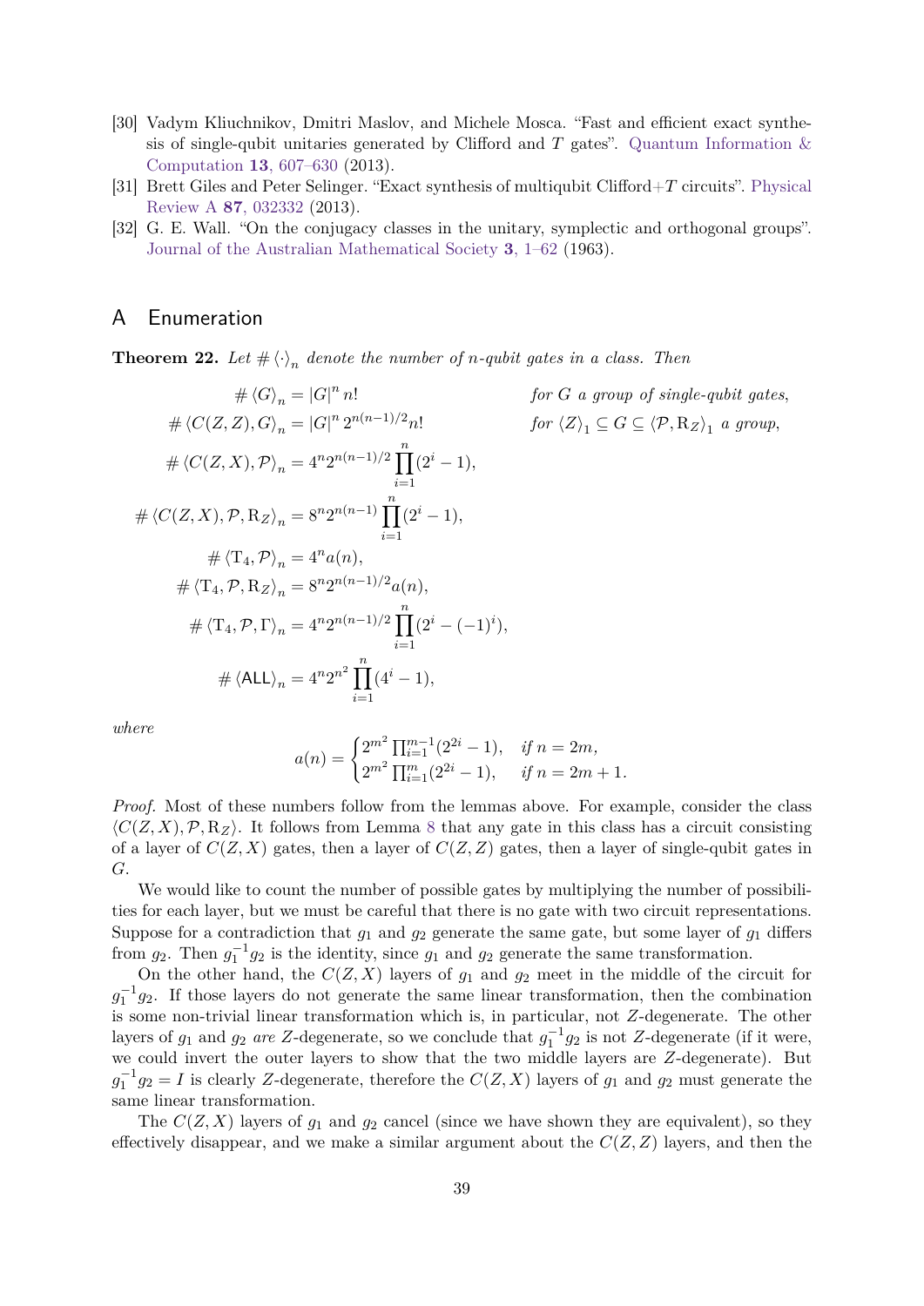[30] Vadym Kliuchnikov, Dmitri Maslov, and Michele Mosca. "Fast and efficient exact synthesis of single-qubit unitaries generated by Clifford and $T$ gates". Quantum Information & Computation **13**, 607–630 (2013).

[31] Brett Giles and Peter Selinger. "Exact synthesis of multiqubit Clifford+$T$ circuits". Physical Review A **87**, 032332 (2013).

[32] G. E. Wall. "On the conjugacy classes in the unitary, symplectic and orthogonal groups". Journal of the Australian Mathematical Society **3**, 1–62 (1963).

# A Enumeration

**Theorem 22.** *Let $\#\langle\cdot\rangle_n$ denote the number of $n$-qubit gates in a class. Then*

$$
\begin{aligned}
\#\langle G\rangle_n &= |G|^n\, n! && \text{for } G \text{ a group of single-qubit gates,}\\
\#\langle C(Z,Z), G\rangle_n &= |G|^n\, 2^{n(n-1)/2} n! && \text{for } \langle Z\rangle_1 \subseteq G \subseteq \langle \mathcal{P}, \mathrm{R}_Z\rangle_1 \text{ a group,}\\
\#\langle C(Z,X), \mathcal{P}\rangle_n &= 4^n 2^{n(n-1)/2} \prod_{i=1}^{n} (2^i - 1), &&\\
\#\langle C(Z,X), \mathcal{P}, \mathrm{R}_Z\rangle_n &= 8^n 2^{n(n-1)} \prod_{i=1}^{n} (2^i - 1), &&\\
\#\langle \mathrm{T}_4, \mathcal{P}\rangle_n &= 4^n a(n), &&\\
\#\langle \mathrm{T}_4, \mathcal{P}, \mathrm{R}_Z\rangle_n &= 8^n 2^{n(n-1)/2} a(n), &&\\
\#\langle \mathrm{T}_4, \mathcal{P}, \Gamma\rangle_n &= 4^n 2^{n(n-1)/2} \prod_{i=1}^{n} (2^i - (-1)^i), &&\\
\#\langle \mathsf{ALL}\rangle_n &= 4^n 2^{n^2} \prod_{i=1}^{n} (4^i - 1), &&
\end{aligned}
$$

*where*

$$
a(n) = \begin{cases} 2^{m^2} \prod_{i=1}^{m-1} (2^{2i} - 1), & \text{if } n = 2m, \\ 2^{m^2} \prod_{i=1}^{m} (2^{2i} - 1), & \text{if } n = 2m+1. \end{cases}
$$

*Proof.* Most of these numbers follow from the lemmas above. For example, consider the class $\langle C(Z,X), \mathcal{P}, \mathrm{R}_Z\rangle$. It follows from Lemma 8 that any gate in this class has a circuit consisting of a layer of $C(Z,X)$ gates, then a layer of $C(Z,Z)$ gates, then a layer of single-qubit gates in $G$.

We would like to count the number of possible gates by multiplying the number of possibilities for each layer, but we must be careful that there is no gate with two circuit representations. Suppose for a contradiction that $g_1$ and $g_2$ generate the same gate, but some layer of $g_1$ differs from $g_2$. Then $g_1^{-1} g_2$ is the identity, since $g_1$ and $g_2$ generate the same transformation.

On the other hand, the $C(Z,X)$ layers of $g_1$ and $g_2$ meet in the middle of the circuit for $g_1^{-1} g_2$. If those layers do not generate the same linear transformation, then the combination is some non-trivial linear transformation which is, in particular, not $Z$-degenerate. The other layers of $g_1$ and $g_2$ *are* $Z$-degenerate, so we conclude that $g_1^{-1} g_2$ is not $Z$-degenerate (if it were, we could invert the outer layers to show that the two middle layers are $Z$-degenerate). But $g_1^{-1} g_2 = I$ is clearly $Z$-degenerate, therefore the $C(Z,X)$ layers of $g_1$ and $g_2$ must generate the same linear transformation.

The $C(Z,X)$ layers of $g_1$ and $g_2$ cancel (since we have shown they are equivalent), so they effectively disappear, and we make a similar argument about the $C(Z,Z)$ layers, and then the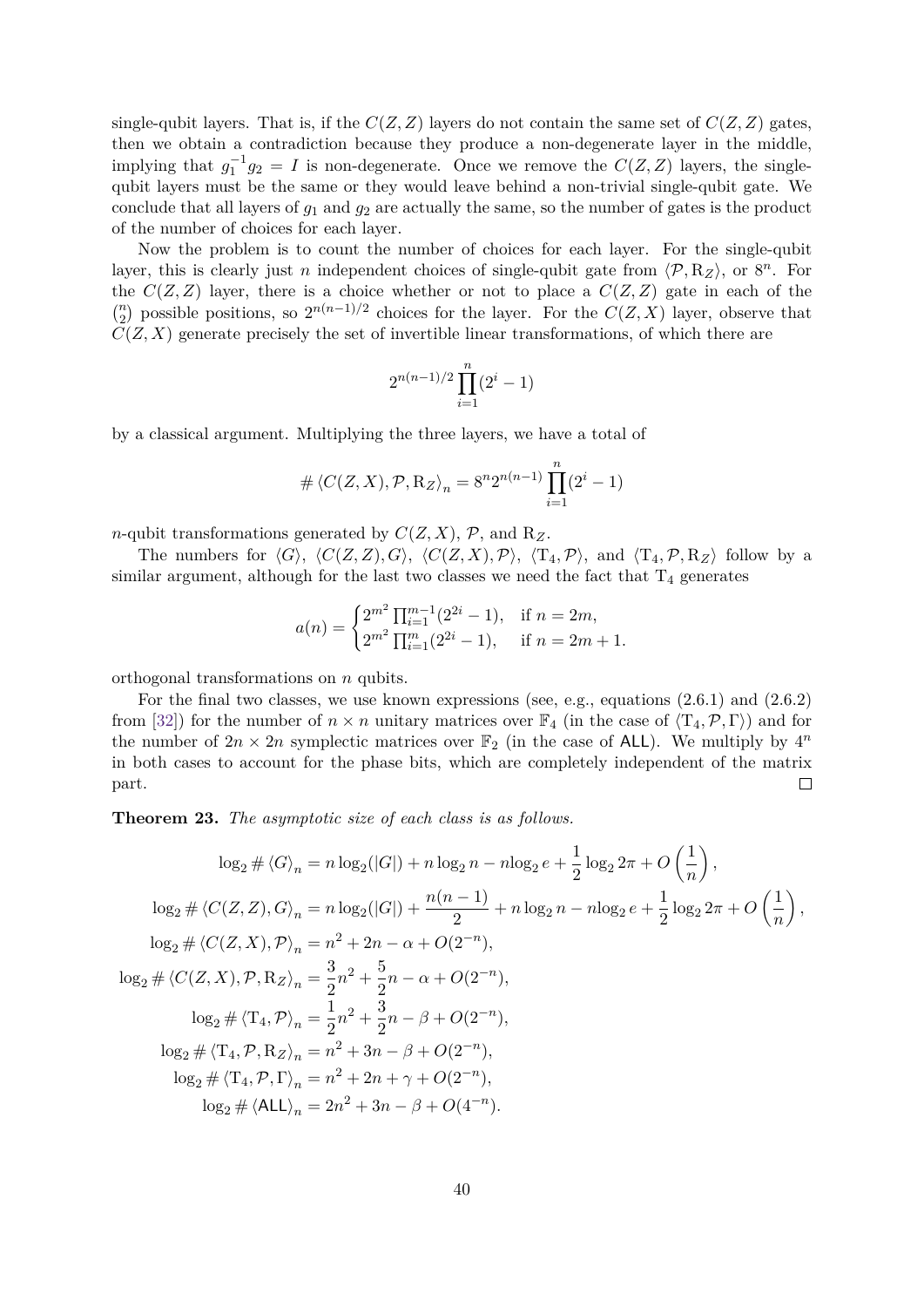single-qubit layers. That is, if the $C(Z,Z)$ layers do not contain the same set of $C(Z,Z)$ gates, then we obtain a contradiction because they produce a non-degenerate layer in the middle, implying that $g_1^{-1}g_2 = I$ is non-degenerate. Once we remove the $C(Z,Z)$ layers, the single-qubit layers must be the same or they would leave behind a non-trivial single-qubit gate. We conclude that all layers of $g_1$ and $g_2$ are actually the same, so the number of gates is the product of the number of choices for each layer.

Now the problem is to count the number of choices for each layer. For the single-qubit layer, this is clearly just $n$ independent choices of single-qubit gate from $\langle \mathcal{P}, \mathrm{R}_Z \rangle$, or $8^n$. For the $C(Z,Z)$ layer, there is a choice whether or not to place a $C(Z,Z)$ gate in each of the $\binom{n}{2}$ possible positions, so $2^{n(n-1)/2}$ choices for the layer. For the $C(Z,X)$ layer, observe that $C(Z,X)$ generate precisely the set of invertible linear transformations, of which there are

$$2^{n(n-1)/2} \prod_{i=1}^{n} (2^i - 1)$$

by a classical argument. Multiplying the three layers, we have a total of

$$\# \langle C(Z,X), \mathcal{P}, \mathrm{R}_Z \rangle_n = 8^n 2^{n(n-1)} \prod_{i=1}^{n} (2^i - 1)$$

$n$-qubit transformations generated by $C(Z,X)$, $\mathcal{P}$, and $\mathrm{R}_Z$.

The numbers for $\langle G \rangle$, $\langle C(Z,Z), G \rangle$, $\langle C(Z,X), \mathcal{P} \rangle$, $\langle \mathrm{T}_4, \mathcal{P} \rangle$, and $\langle \mathrm{T}_4, \mathcal{P}, \mathrm{R}_Z \rangle$ follow by a similar argument, although for the last two classes we need the fact that $\mathrm{T}_4$ generates

$$a(n) = \begin{cases} 2^{m^2} \prod_{i=1}^{m-1} (2^{2i} - 1), & \text{if } n = 2m, \\ 2^{m^2} \prod_{i=1}^{m} (2^{2i} - 1), & \text{if } n = 2m+1. \end{cases}$$

orthogonal transformations on $n$ qubits.

For the final two classes, we use known expressions (see, e.g., equations (2.6.1) and (2.6.2) from [32]) for the number of $n \times n$ unitary matrices over $\mathbb{F}_4$ (in the case of $\langle \mathrm{T}_4, \mathcal{P}, \Gamma \rangle$) and for the number of $2n \times 2n$ symplectic matrices over $\mathbb{F}_2$ (in the case of $\mathsf{ALL}$). We multiply by $4^n$ in both cases to account for the phase bits, which are completely independent of the matrix part. $\square$

**Theorem 23.** *The asymptotic size of each class is as follows.*

$$\begin{aligned}
\log_2 \# \langle G \rangle_n &= n \log_2(|G|) + n \log_2 n - n \log_2 e + \frac{1}{2} \log_2 2\pi + O\left(\frac{1}{n}\right), \\
\log_2 \# \langle C(Z,Z), G \rangle_n &= n \log_2(|G|) + \frac{n(n-1)}{2} + n \log_2 n - n \log_2 e + \frac{1}{2} \log_2 2\pi + O\left(\frac{1}{n}\right), \\
\log_2 \# \langle C(Z,X), \mathcal{P} \rangle_n &= n^2 + 2n - \alpha + O(2^{-n}), \\
\log_2 \# \langle C(Z,X), \mathcal{P}, \mathrm{R}_Z \rangle_n &= \frac{3}{2} n^2 + \frac{5}{2} n - \alpha + O(2^{-n}), \\
\log_2 \# \langle \mathrm{T}_4, \mathcal{P} \rangle_n &= \frac{1}{2} n^2 + \frac{3}{2} n - \beta + O(2^{-n}), \\
\log_2 \# \langle \mathrm{T}_4, \mathcal{P}, \mathrm{R}_Z \rangle_n &= n^2 + 3n - \beta + O(2^{-n}), \\
\log_2 \# \langle \mathrm{T}_4, \mathcal{P}, \Gamma \rangle_n &= n^2 + 2n + \gamma + O(2^{-n}), \\
\log_2 \# \langle \mathsf{ALL} \rangle_n &= 2n^2 + 3n - \beta + O(4^{-n}).
\end{aligned}$$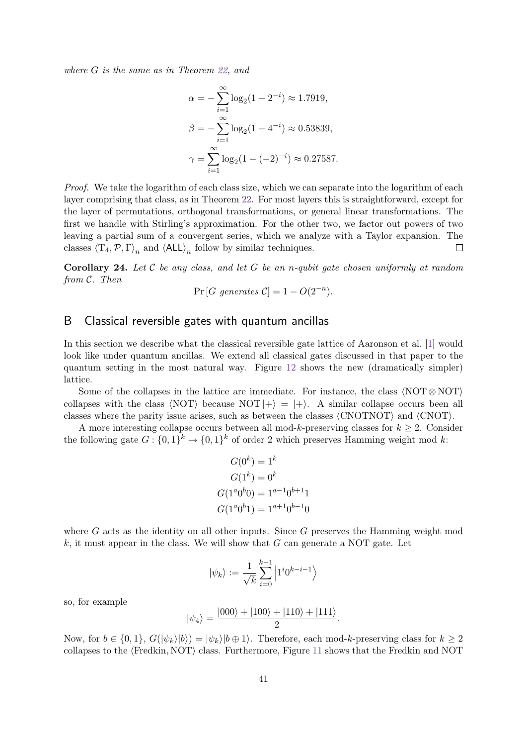*where $G$ is the same as in Theorem 22, and*

$$\alpha = -\sum_{i=1}^{\infty} \log_2(1 - 2^{-i}) \approx 1.7919,$$
$$\beta = -\sum_{i=1}^{\infty} \log_2(1 - 4^{-i}) \approx 0.53839,$$
$$\gamma = \sum_{i=1}^{\infty} \log_2(1 - (-2)^{-i}) \approx 0.27587.$$

*Proof.* We take the logarithm of each class size, which we can separate into the logarithm of each layer comprising that class, as in Theorem 22. For most layers this is straightforward, except for the layer of permutations, orthogonal transformations, or general linear transformations. The first we handle with Stirling's approximation. For the other two, we factor out powers of two leaving a partial sum of a convergent series, which we analyze with a Taylor expansion. The classes $\langle \mathrm{T}_4, \mathcal{P}, \Gamma \rangle_n$ and $\langle \mathsf{ALL} \rangle_n$ follow by similar techniques. □

**Corollary 24.** *Let $\mathcal{C}$ be any class, and let $G$ be an $n$-qubit gate chosen uniformly at random from $\mathcal{C}$. Then*

$$\Pr[G \text{ generates } \mathcal{C}] = 1 - O(2^{-n}).$$

## B Classical reversible gates with quantum ancillas

In this section we describe what the classical reversible gate lattice of Aaronson et al. [1] would look like under quantum ancillas. We extend all classical gates discussed in that paper to the quantum setting in the most natural way. Figure 12 shows the new (dramatically simpler) lattice.

Some of the collapses in the lattice are immediate. For instance, the class $\langle \mathrm{NOT} \otimes \mathrm{NOT} \rangle$ collapses with the class $\langle \mathrm{NOT} \rangle$ because $\mathrm{NOT}\,|+\rangle = |+\rangle$. A similar collapse occurs been all classes where the parity issue arises, such as between the classes $\langle \mathrm{CNOTNOT} \rangle$ and $\langle \mathrm{CNOT} \rangle$.

A more interesting collapse occurs between all mod-$k$-preserving classes for $k \geq 2$. Consider the following gate $G : \{0,1\}^k \to \{0,1\}^k$ of order 2 which preserves Hamming weight mod $k$:

$$G(0^k) = 1^k$$
$$G(1^k) = 0^k$$
$$G(1^a 0^b 0) = 1^{a-1} 0^{b+1} 1$$
$$G(1^a 0^b 1) = 1^{a+1} 0^{b-1} 0$$

where $G$ acts as the identity on all other inputs. Since $G$ preserves the Hamming weight mod $k$, it must appear in the class. We will show that $G$ can generate a NOT gate. Let

$$|\psi_k\rangle := \frac{1}{\sqrt{k}} \sum_{i=0}^{k-1} \left| 1^i 0^{k-i-1} \right\rangle$$

so, for example

$$|\psi_4\rangle = \frac{|000\rangle + |100\rangle + |110\rangle + |111\rangle}{2}.$$

Now, for $b \in \{0,1\}$, $G(|\psi_k\rangle|b\rangle) = |\psi_k\rangle|b \oplus 1\rangle$. Therefore, each mod-$k$-preserving class for $k \geq 2$ collapses to the $\langle \mathrm{Fredkin}, \mathrm{NOT} \rangle$ class. Furthermore, Figure 11 shows that the Fredkin and NOT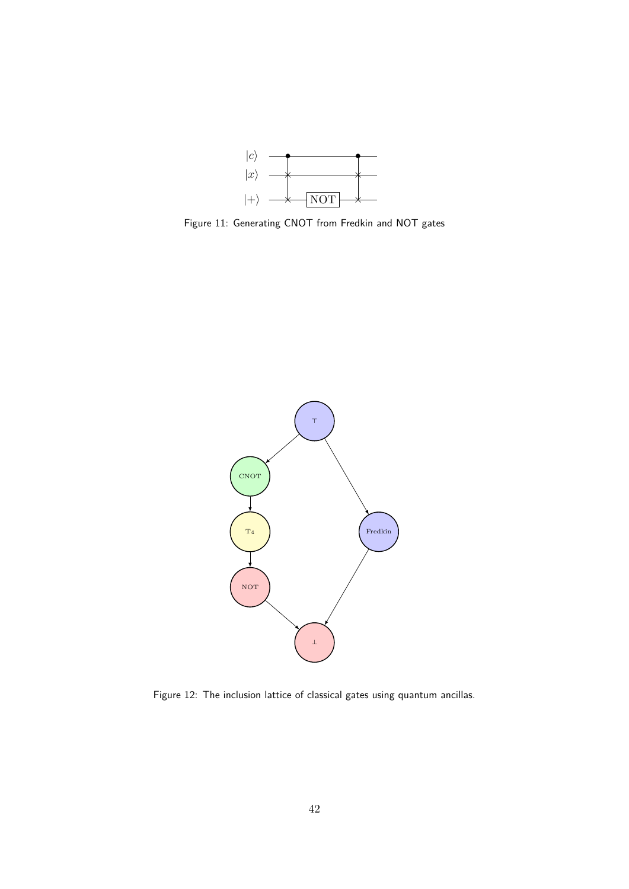Figure 11: Generating CNOT from Fredkin and NOT gates

Figure 12: The inclusion lattice of classical gates using quantum ancillas.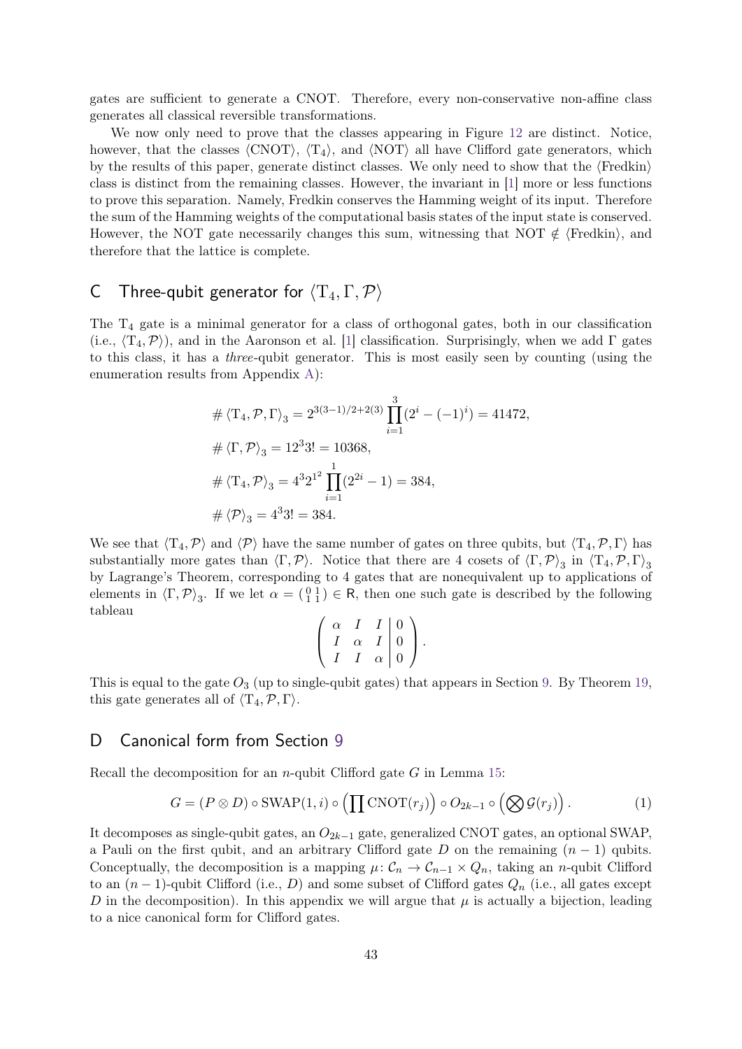gates are sufficient to generate a CNOT. Therefore, every non-conservative non-affine class generates all classical reversible transformations.

We now only need to prove that the classes appearing in Figure 12 are distinct. Notice, however, that the classes $\langle \mathrm{CNOT} \rangle$, $\langle \mathrm{T}_4 \rangle$, and $\langle \mathrm{NOT} \rangle$ all have Clifford gate generators, which by the results of this paper, generate distinct classes. We only need to show that the $\langle \mathrm{Fredkin} \rangle$ class is distinct from the remaining classes. However, the invariant in [1] more or less functions to prove this separation. Namely, Fredkin conserves the Hamming weight of its input. Therefore the sum of the Hamming weights of the computational basis states of the input state is conserved. However, the NOT gate necessarily changes this sum, witnessing that $\mathrm{NOT} \notin \langle \mathrm{Fredkin} \rangle$, and therefore that the lattice is complete.

## C Three-qubit generator for $\langle \mathrm{T}_4, \Gamma, \mathcal{P} \rangle$

The $\mathrm{T}_4$ gate is a minimal generator for a class of orthogonal gates, both in our classification (i.e., $\langle \mathrm{T}_4, \mathcal{P} \rangle$), and in the Aaronson et al. [1] classification. Surprisingly, when we add $\Gamma$ gates to this class, it has a *three*-qubit generator. This is most easily seen by counting (using the enumeration results from Appendix A):

$$
\begin{aligned}
\# \langle \mathrm{T}_4, \mathcal{P}, \Gamma \rangle_3 &= 2^{3(3-1)/2+2(3)} \prod_{i=1}^{3} (2^i - (-1)^i) = 41472, \\
\# \langle \Gamma, \mathcal{P} \rangle_3 &= 12^3 3! = 10368, \\
\# \langle \mathrm{T}_4, \mathcal{P} \rangle_3 &= 4^3 2^{1^2} \prod_{i=1}^{1} (2^{2i} - 1) = 384, \\
\# \langle \mathcal{P} \rangle_3 &= 4^3 3! = 384.
\end{aligned}
$$

We see that $\langle \mathrm{T}_4, \mathcal{P} \rangle$ and $\langle \mathcal{P} \rangle$ have the same number of gates on three qubits, but $\langle \mathrm{T}_4, \mathcal{P}, \Gamma \rangle$ has substantially more gates than $\langle \Gamma, \mathcal{P} \rangle$. Notice that there are 4 cosets of $\langle \Gamma, \mathcal{P} \rangle_3$ in $\langle \mathrm{T}_4, \mathcal{P}, \Gamma \rangle_3$ by Lagrange's Theorem, corresponding to 4 gates that are nonequivalent up to applications of elements in $\langle \Gamma, \mathcal{P} \rangle_3$. If we let $\alpha = \left(\begin{smallmatrix} 0 & 1 \\ 1 & 1 \end{smallmatrix}\right) \in \mathsf{R}$, then one such gate is described by the following tableau

$$
\left( \begin{array}{ccc|c} \alpha & I & I & 0 \\ I & \alpha & I & 0 \\ I & I & \alpha & 0 \end{array} \right).
$$

This is equal to the gate $O_3$ (up to single-qubit gates) that appears in Section 9. By Theorem 19, this gate generates all of $\langle \mathrm{T}_4, \mathcal{P}, \Gamma \rangle$.

## D Canonical form from Section 9

Recall the decomposition for an $n$-qubit Clifford gate $G$ in Lemma 15:

$$
G = (P \otimes D) \circ \mathrm{SWAP}(1, i) \circ \left( \prod \mathrm{CNOT}(r_j) \right) \circ O_{2k-1} \circ \left( \bigotimes \mathcal{G}(r_j) \right). \tag{1}
$$

It decomposes as single-qubit gates, an $O_{2k-1}$ gate, generalized CNOT gates, an optional SWAP, a Pauli on the first qubit, and an arbitrary Clifford gate $D$ on the remaining $(n-1)$ qubits. Conceptually, the decomposition is a mapping $\mu \colon \mathcal{C}_n \to \mathcal{C}_{n-1} \times Q_n$, taking an $n$-qubit Clifford to an $(n-1)$-qubit Clifford (i.e., $D$) and some subset of Clifford gates $Q_n$ (i.e., all gates except $D$ in the decomposition). In this appendix we will argue that $\mu$ is actually a bijection, leading to a nice canonical form for Clifford gates.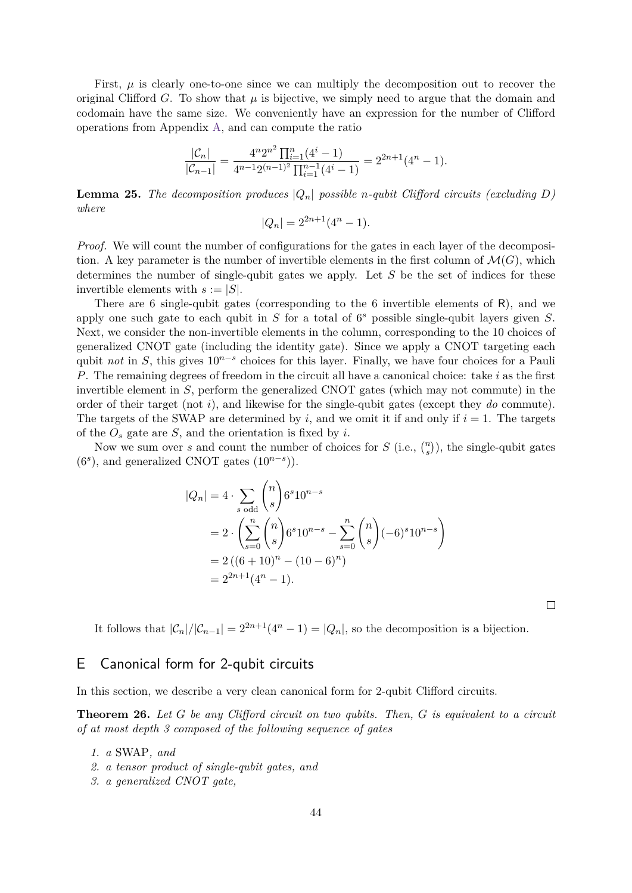First, $\mu$ is clearly one-to-one since we can multiply the decomposition out to recover the original Clifford $G$. To show that $\mu$ is bijective, we simply need to argue that the domain and codomain have the same size. We conveniently have an expression for the number of Clifford operations from Appendix A, and can compute the ratio

$$\frac{|\mathcal{C}_n|}{|\mathcal{C}_{n-1}|} = \frac{4^n 2^{n^2} \prod_{i=1}^{n}(4^i - 1)}{4^{n-1} 2^{(n-1)^2} \prod_{i=1}^{n-1}(4^i - 1)} = 2^{2n+1}(4^n - 1).$$

**Lemma 25.** *The decomposition produces $|Q_n|$ possible $n$-qubit Clifford circuits (excluding $D$) where*

$$|Q_n| = 2^{2n+1}(4^n - 1).$$

*Proof.* We will count the number of configurations for the gates in each layer of the decomposition. A key parameter is the number of invertible elements in the first column of $\mathcal{M}(G)$, which determines the number of single-qubit gates we apply. Let $S$ be the set of indices for these invertible elements with $s := |S|$.

There are 6 single-qubit gates (corresponding to the 6 invertible elements of $\mathsf{R}$), and we apply one such gate to each qubit in $S$ for a total of $6^s$ possible single-qubit layers given $S$. Next, we consider the non-invertible elements in the column, corresponding to the 10 choices of generalized CNOT gate (including the identity gate). Since we apply a CNOT targeting each qubit *not* in $S$, this gives $10^{n-s}$ choices for this layer. Finally, we have four choices for a Pauli $P$. The remaining degrees of freedom in the circuit all have a canonical choice: take $i$ as the first invertible element in $S$, perform the generalized CNOT gates (which may not commute) in the order of their target (not $i$), and likewise for the single-qubit gates (except they *do* commute). The targets of the SWAP are determined by $i$, and we omit it if and only if $i = 1$. The targets of the $O_s$ gate are $S$, and the orientation is fixed by $i$.

Now we sum over $s$ and count the number of choices for $S$ (i.e., $\binom{n}{s}$), the single-qubit gates ($6^s$), and generalized CNOT gates ($10^{n-s}$)).

$$\begin{aligned}
|Q_n| &= 4 \cdot \sum_{s \text{ odd}} \binom{n}{s} 6^s 10^{n-s} \\
&= 2 \cdot \left( \sum_{s=0}^{n} \binom{n}{s} 6^s 10^{n-s} - \sum_{s=0}^{n} \binom{n}{s} (-6)^s 10^{n-s} \right) \\
&= 2\left((6+10)^n - (10-6)^n\right) \\
&= 2^{2n+1}(4^n - 1).
\end{aligned}$$

$\square$

It follows that $|\mathcal{C}_n|/|\mathcal{C}_{n-1}| = 2^{2n+1}(4^n - 1) = |Q_n|$, so the decomposition is a bijection.

## E Canonical form for 2-qubit circuits

In this section, we describe a very clean canonical form for 2-qubit Clifford circuits.

**Theorem 26.** *Let $G$ be any Clifford circuit on two qubits. Then, $G$ is equivalent to a circuit of at most depth 3 composed of the following sequence of gates*

1. *a* SWAP*, and*
2. *a tensor product of single-qubit gates, and*
3. *a generalized CNOT gate,*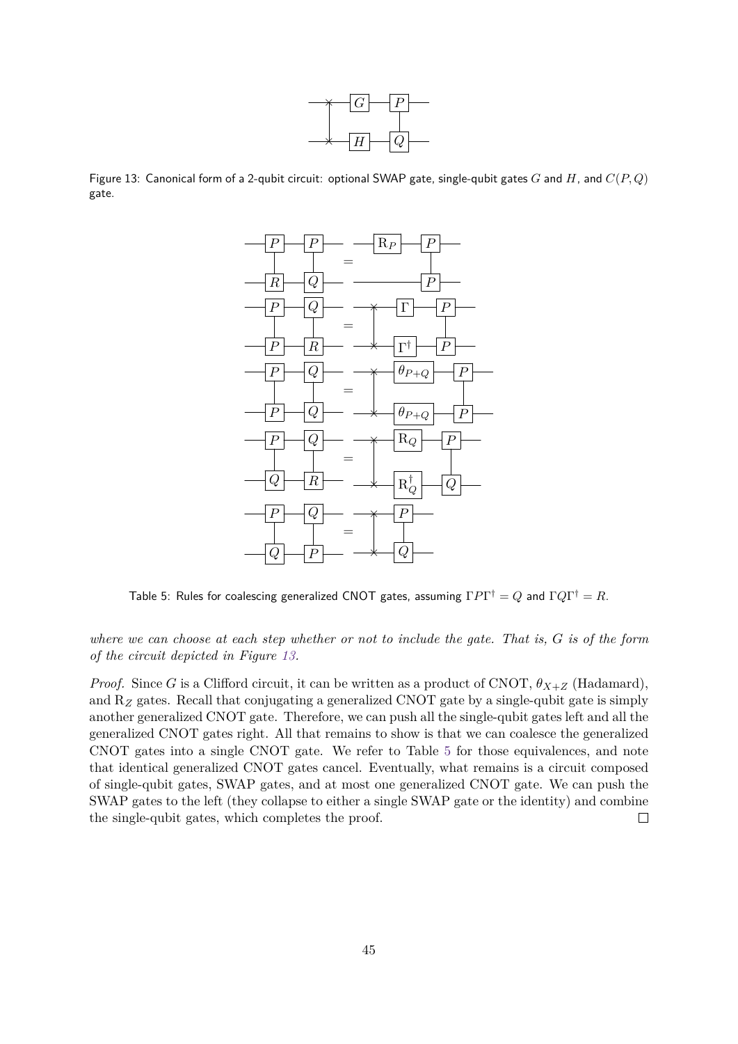Figure 13: Canonical form of a 2-qubit circuit: optional SWAP gate, single-qubit gates $G$ and $H$, and $C(P,Q)$ gate.

Table 5: Rules for coalescing generalized CNOT gates, assuming $\Gamma P \Gamma^\dagger = Q$ and $\Gamma Q \Gamma^\dagger = R$.

*where we can choose at each step whether or not to include the gate. That is, $G$ is of the form of the circuit depicted in Figure 13.*

*Proof.* Since $G$ is a Clifford circuit, it can be written as a product of CNOT, $\theta_{X+Z}$ (Hadamard), and $\mathrm{R}_Z$ gates. Recall that conjugating a generalized CNOT gate by a single-qubit gate is simply another generalized CNOT gate. Therefore, we can push all the single-qubit gates left and all the generalized CNOT gates right. All that remains to show is that we can coalesce the generalized CNOT gates into a single CNOT gate. We refer to Table 5 for those equivalences, and note that identical generalized CNOT gates cancel. Eventually, what remains is a circuit composed of single-qubit gates, SWAP gates, and at most one generalized CNOT gate. We can push the SWAP gates to the left (they collapse to either a single SWAP gate or the identity) and combine the single-qubit gates, which completes the proof. □